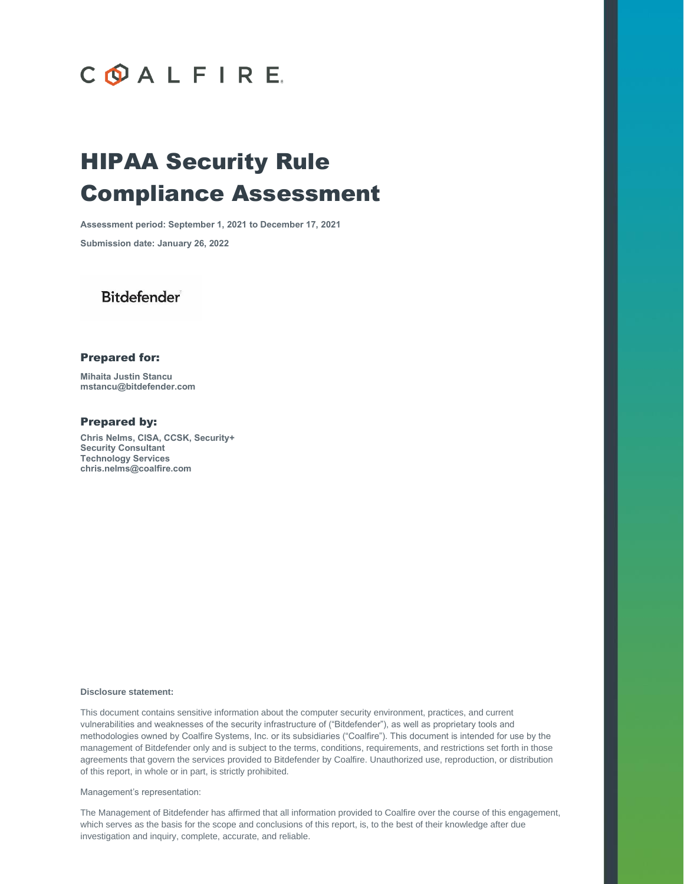COALFIRE

# HIPAA Security Rule Compliance Assessment

**Assessment period: September 1, 2021 to December 17, 2021**

**Submission date: January 26, 2022**

Bitdefender

## Prepared for:

**Mihaita Justin Stancu**
**mstancu@bitdefender.com**

## Prepared by:

**Chris Nelms, CISA, CCSK, Security+**
**Security Consultant**
**Technology Services**
**chris.nelms@coalfire.com**

**Disclosure statement:**

This document contains sensitive information about the computer security environment, practices, and current vulnerabilities and weaknesses of the security infrastructure of ("Bitdefender"), as well as proprietary tools and methodologies owned by Coalfire Systems, Inc. or its subsidiaries ("Coalfire"). This document is intended for use by the management of Bitdefender only and is subject to the terms, conditions, requirements, and restrictions set forth in those agreements that govern the services provided to Bitdefender by Coalfire. Unauthorized use, reproduction, or distribution of this report, in whole or in part, is strictly prohibited.

Management's representation:

The Management of Bitdefender has affirmed that all information provided to Coalfire over the course of this engagement, which serves as the basis for the scope and conclusions of this report, is, to the best of their knowledge after due investigation and inquiry, complete, accurate, and reliable.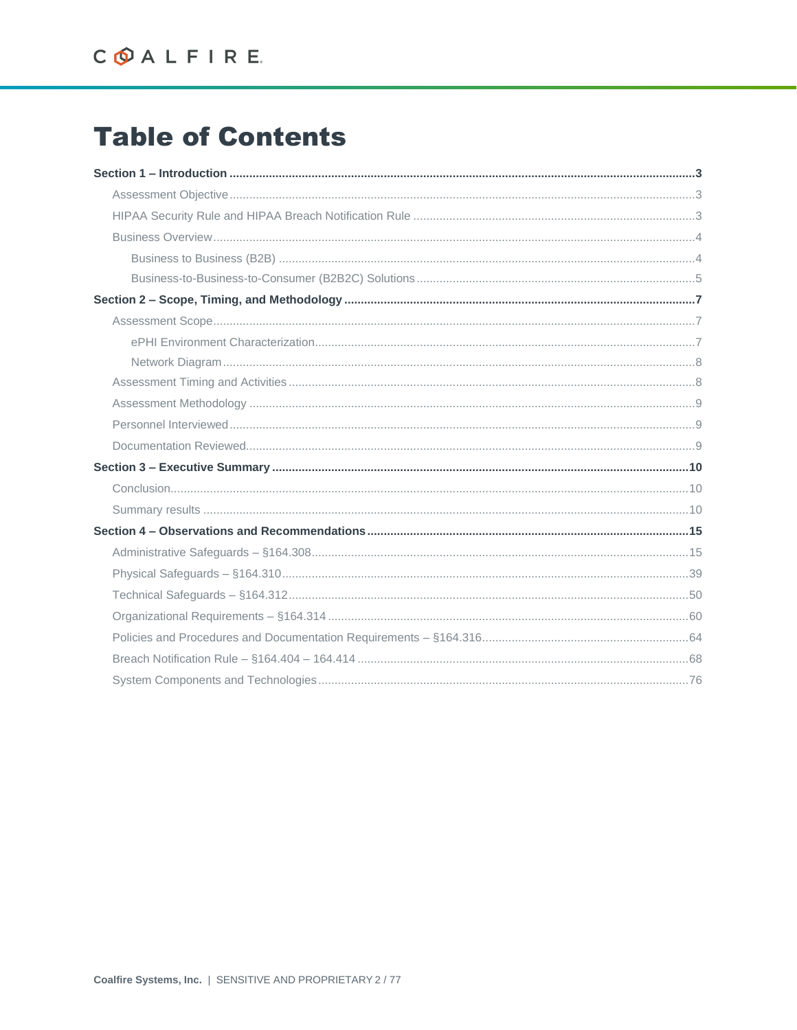# Table of Contents

**Section 1 – Introduction** ..... **3**

- Assessment Objective ..... 3
- HIPAA Security Rule and HIPAA Breach Notification Rule ..... 3
- Business Overview ..... 4
  - Business to Business (B2B) ..... 4
  - Business-to-Business-to-Consumer (B2B2C) Solutions ..... 5

**Section 2 – Scope, Timing, and Methodology** ..... **7**

- Assessment Scope ..... 7
  - ePHI Environment Characterization ..... 7
  - Network Diagram ..... 8
- Assessment Timing and Activities ..... 8
- Assessment Methodology ..... 9
- Personnel Interviewed ..... 9
- Documentation Reviewed ..... 9

**Section 3 – Executive Summary** ..... **10**

- Conclusion ..... 10
- Summary results ..... 10

**Section 4 – Observations and Recommendations** ..... **15**

- Administrative Safeguards – §164.308 ..... 15
- Physical Safeguards – §164.310 ..... 39
- Technical Safeguards – §164.312 ..... 50
- Organizational Requirements – §164.314 ..... 60
- Policies and Procedures and Documentation Requirements – §164.316 ..... 64
- Breach Notification Rule – §164.404 – 164.414 ..... 68
- System Components and Technologies ..... 76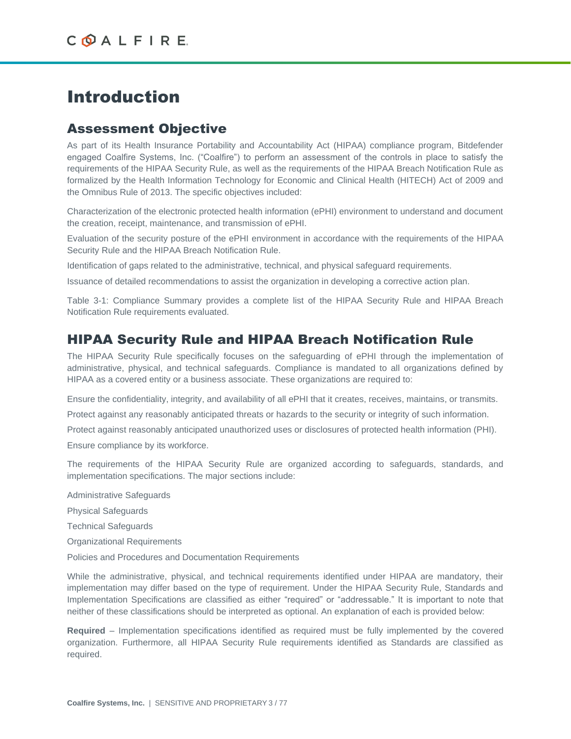# Introduction

## Assessment Objective

As part of its Health Insurance Portability and Accountability Act (HIPAA) compliance program, Bitdefender engaged Coalfire Systems, Inc. ("Coalfire") to perform an assessment of the controls in place to satisfy the requirements of the HIPAA Security Rule, as well as the requirements of the HIPAA Breach Notification Rule as formalized by the Health Information Technology for Economic and Clinical Health (HITECH) Act of 2009 and the Omnibus Rule of 2013. The specific objectives included:

Characterization of the electronic protected health information (ePHI) environment to understand and document the creation, receipt, maintenance, and transmission of ePHI.

Evaluation of the security posture of the ePHI environment in accordance with the requirements of the HIPAA Security Rule and the HIPAA Breach Notification Rule.

Identification of gaps related to the administrative, technical, and physical safeguard requirements.

Issuance of detailed recommendations to assist the organization in developing a corrective action plan.

Table 3-1: Compliance Summary provides a complete list of the HIPAA Security Rule and HIPAA Breach Notification Rule requirements evaluated.

## HIPAA Security Rule and HIPAA Breach Notification Rule

The HIPAA Security Rule specifically focuses on the safeguarding of ePHI through the implementation of administrative, physical, and technical safeguards. Compliance is mandated to all organizations defined by HIPAA as a covered entity or a business associate. These organizations are required to:

Ensure the confidentiality, integrity, and availability of all ePHI that it creates, receives, maintains, or transmits.

Protect against any reasonably anticipated threats or hazards to the security or integrity of such information.

Protect against reasonably anticipated unauthorized uses or disclosures of protected health information (PHI).

Ensure compliance by its workforce.

The requirements of the HIPAA Security Rule are organized according to safeguards, standards, and implementation specifications. The major sections include:

Administrative Safeguards

Physical Safeguards

Technical Safeguards

Organizational Requirements

Policies and Procedures and Documentation Requirements

While the administrative, physical, and technical requirements identified under HIPAA are mandatory, their implementation may differ based on the type of requirement. Under the HIPAA Security Rule, Standards and Implementation Specifications are classified as either "required" or "addressable." It is important to note that neither of these classifications should be interpreted as optional. An explanation of each is provided below:

**Required** – Implementation specifications identified as required must be fully implemented by the covered organization. Furthermore, all HIPAA Security Rule requirements identified as Standards are classified as required.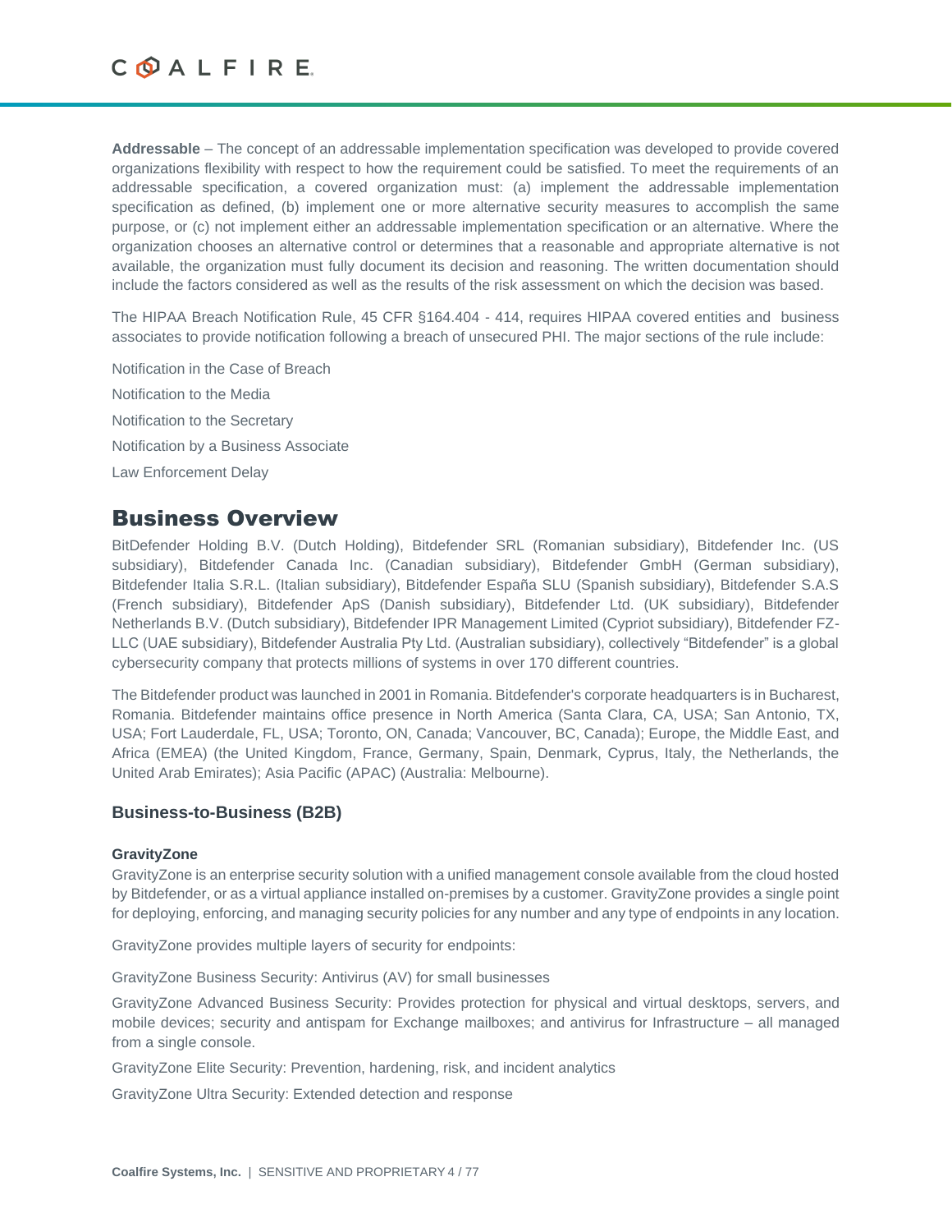**Addressable** – The concept of an addressable implementation specification was developed to provide covered organizations flexibility with respect to how the requirement could be satisfied. To meet the requirements of an addressable specification, a covered organization must: (a) implement the addressable implementation specification as defined, (b) implement one or more alternative security measures to accomplish the same purpose, or (c) not implement either an addressable implementation specification or an alternative. Where the organization chooses an alternative control or determines that a reasonable and appropriate alternative is not available, the organization must fully document its decision and reasoning. The written documentation should include the factors considered as well as the results of the risk assessment on which the decision was based.

The HIPAA Breach Notification Rule, 45 CFR §164.404 - 414, requires HIPAA covered entities and business associates to provide notification following a breach of unsecured PHI. The major sections of the rule include:

Notification in the Case of Breach

Notification to the Media

Notification to the Secretary

Notification by a Business Associate

Law Enforcement Delay

# Business Overview

BitDefender Holding B.V. (Dutch Holding), Bitdefender SRL (Romanian subsidiary), Bitdefender Inc. (US subsidiary), Bitdefender Canada Inc. (Canadian subsidiary), Bitdefender GmbH (German subsidiary), Bitdefender Italia S.R.L. (Italian subsidiary), Bitdefender España SLU (Spanish subsidiary), Bitdefender S.A.S (French subsidiary), Bitdefender ApS (Danish subsidiary), Bitdefender Ltd. (UK subsidiary), Bitdefender Netherlands B.V. (Dutch subsidiary), Bitdefender IPR Management Limited (Cypriot subsidiary), Bitdefender FZ-LLC (UAE subsidiary), Bitdefender Australia Pty Ltd. (Australian subsidiary), collectively "Bitdefender" is a global cybersecurity company that protects millions of systems in over 170 different countries.

The Bitdefender product was launched in 2001 in Romania. Bitdefender's corporate headquarters is in Bucharest, Romania. Bitdefender maintains office presence in North America (Santa Clara, CA, USA; San Antonio, TX, USA; Fort Lauderdale, FL, USA; Toronto, ON, Canada; Vancouver, BC, Canada); Europe, the Middle East, and Africa (EMEA) (the United Kingdom, France, Germany, Spain, Denmark, Cyprus, Italy, the Netherlands, the United Arab Emirates); Asia Pacific (APAC) (Australia: Melbourne).

## Business-to-Business (B2B)

### GravityZone

GravityZone is an enterprise security solution with a unified management console available from the cloud hosted by Bitdefender, or as a virtual appliance installed on-premises by a customer. GravityZone provides a single point for deploying, enforcing, and managing security policies for any number and any type of endpoints in any location.

GravityZone provides multiple layers of security for endpoints:

GravityZone Business Security: Antivirus (AV) for small businesses

GravityZone Advanced Business Security: Provides protection for physical and virtual desktops, servers, and mobile devices; security and antispam for Exchange mailboxes; and antivirus for Infrastructure – all managed from a single console.

GravityZone Elite Security: Prevention, hardening, risk, and incident analytics

GravityZone Ultra Security: Extended detection and response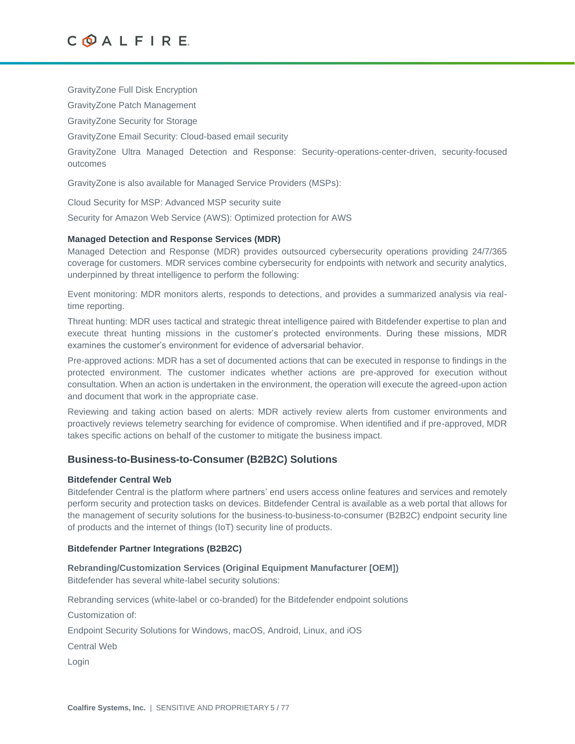GravityZone Full Disk Encryption

GravityZone Patch Management

GravityZone Security for Storage

GravityZone Email Security: Cloud-based email security

GravityZone Ultra Managed Detection and Response: Security-operations-center-driven, security-focused outcomes

GravityZone is also available for Managed Service Providers (MSPs):

Cloud Security for MSP: Advanced MSP security suite

Security for Amazon Web Service (AWS): Optimized protection for AWS

#### Managed Detection and Response Services (MDR)

Managed Detection and Response (MDR) provides outsourced cybersecurity operations providing 24/7/365 coverage for customers. MDR services combine cybersecurity for endpoints with network and security analytics, underpinned by threat intelligence to perform the following:

Event monitoring: MDR monitors alerts, responds to detections, and provides a summarized analysis via real-time reporting.

Threat hunting: MDR uses tactical and strategic threat intelligence paired with Bitdefender expertise to plan and execute threat hunting missions in the customer's protected environments. During these missions, MDR examines the customer's environment for evidence of adversarial behavior.

Pre-approved actions: MDR has a set of documented actions that can be executed in response to findings in the protected environment. The customer indicates whether actions are pre-approved for execution without consultation. When an action is undertaken in the environment, the operation will execute the agreed-upon action and document that work in the appropriate case.

Reviewing and taking action based on alerts: MDR actively review alerts from customer environments and proactively reviews telemetry searching for evidence of compromise. When identified and if pre-approved, MDR takes specific actions on behalf of the customer to mitigate the business impact.

### Business-to-Business-to-Consumer (B2B2C) Solutions

#### Bitdefender Central Web

Bitdefender Central is the platform where partners' end users access online features and services and remotely perform security and protection tasks on devices. Bitdefender Central is available as a web portal that allows for the management of security solutions for the business-to-business-to-consumer (B2B2C) endpoint security line of products and the internet of things (IoT) security line of products.

#### Bitdefender Partner Integrations (B2B2C)

**Rebranding/Customization Services (Original Equipment Manufacturer [OEM])**

Bitdefender has several white-label security solutions:

Rebranding services (white-label or co-branded) for the Bitdefender endpoint solutions

Customization of:

Endpoint Security Solutions for Windows, macOS, Android, Linux, and iOS

Central Web

Login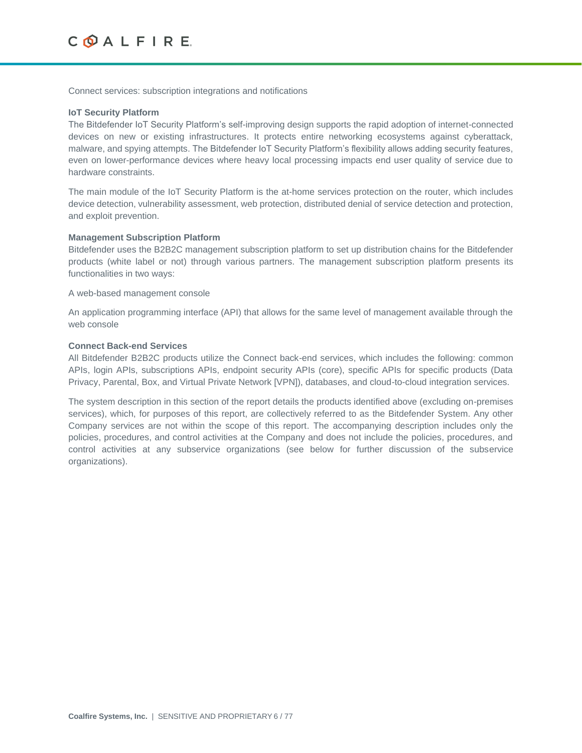Connect services: subscription integrations and notifications

**IoT Security Platform**

The Bitdefender IoT Security Platform's self-improving design supports the rapid adoption of internet-connected devices on new or existing infrastructures. It protects entire networking ecosystems against cyberattack, malware, and spying attempts. The Bitdefender IoT Security Platform's flexibility allows adding security features, even on lower-performance devices where heavy local processing impacts end user quality of service due to hardware constraints.

The main module of the IoT Security Platform is the at-home services protection on the router, which includes device detection, vulnerability assessment, web protection, distributed denial of service detection and protection, and exploit prevention.

**Management Subscription Platform**

Bitdefender uses the B2B2C management subscription platform to set up distribution chains for the Bitdefender products (white label or not) through various partners. The management subscription platform presents its functionalities in two ways:

A web-based management console

An application programming interface (API) that allows for the same level of management available through the web console

**Connect Back-end Services**

All Bitdefender B2B2C products utilize the Connect back-end services, which includes the following: common APIs, login APIs, subscriptions APIs, endpoint security APIs (core), specific APIs for specific products (Data Privacy, Parental, Box, and Virtual Private Network [VPN]), databases, and cloud-to-cloud integration services.

The system description in this section of the report details the products identified above (excluding on-premises services), which, for purposes of this report, are collectively referred to as the Bitdefender System. Any other Company services are not within the scope of this report. The accompanying description includes only the policies, procedures, and control activities at the Company and does not include the policies, procedures, and control activities at any subservice organizations (see below for further discussion of the subservice organizations).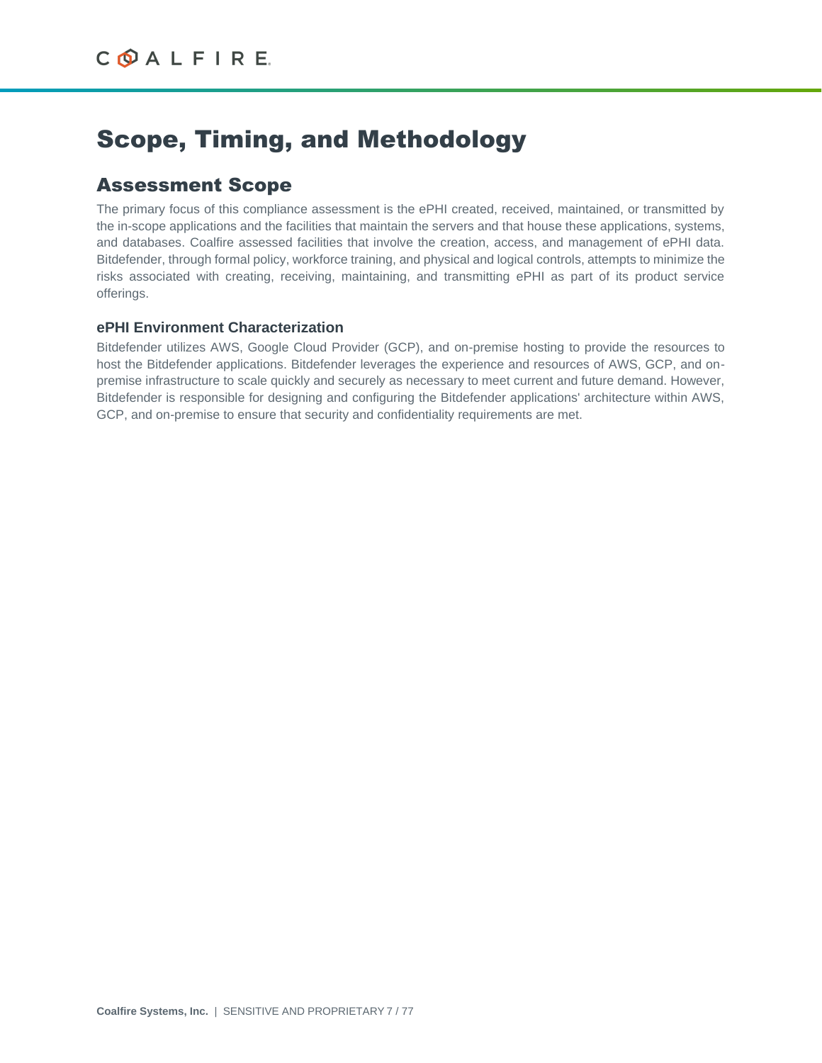# Scope, Timing, and Methodology

## Assessment Scope

The primary focus of this compliance assessment is the ePHI created, received, maintained, or transmitted by the in-scope applications and the facilities that maintain the servers and that house these applications, systems, and databases. Coalfire assessed facilities that involve the creation, access, and management of ePHI data. Bitdefender, through formal policy, workforce training, and physical and logical controls, attempts to minimize the risks associated with creating, receiving, maintaining, and transmitting ePHI as part of its product service offerings.

### ePHI Environment Characterization

Bitdefender utilizes AWS, Google Cloud Provider (GCP), and on-premise hosting to provide the resources to host the Bitdefender applications. Bitdefender leverages the experience and resources of AWS, GCP, and on-premise infrastructure to scale quickly and securely as necessary to meet current and future demand. However, Bitdefender is responsible for designing and configuring the Bitdefender applications' architecture within AWS, GCP, and on-premise to ensure that security and confidentiality requirements are met.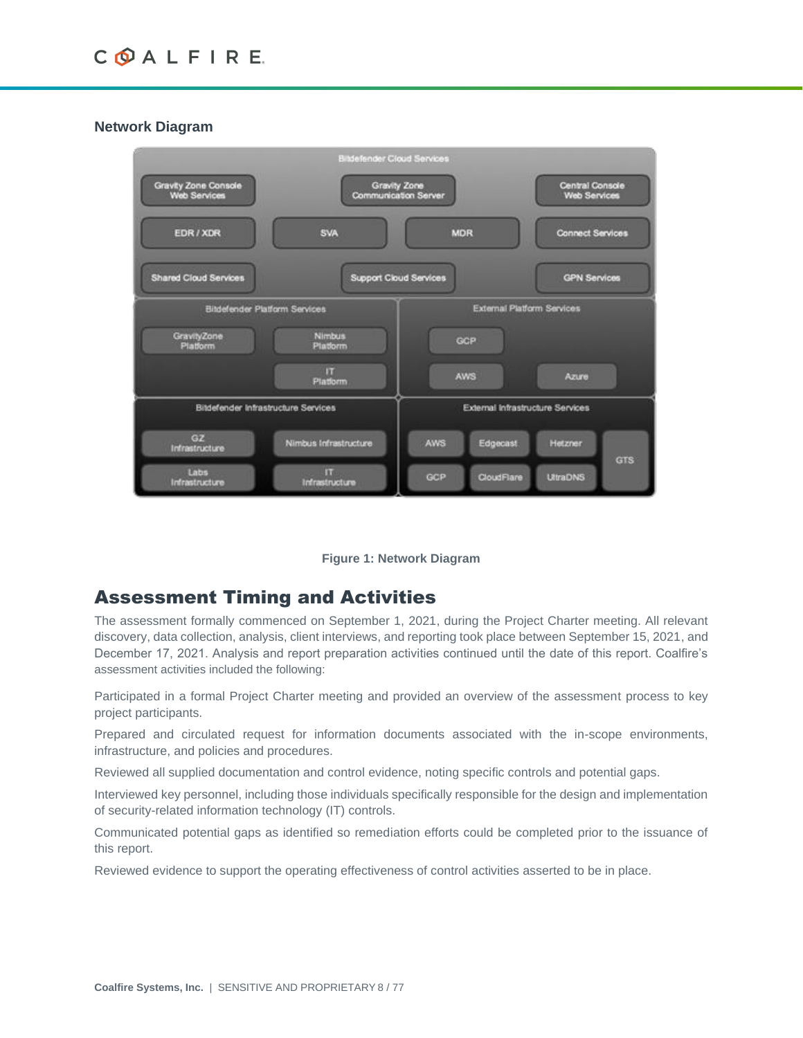### Network Diagram

Bitdefender Cloud Services

Gravity Zone Console Web Services

Gravity Zone Communication Server

Central Console Web Services

EDR / XDR

SVA

MDR

Connect Services

Shared Cloud Services

Support Cloud Services

GPN Services

Bitdefender Platform Services

GravityZone Platform

Nimbus Platform

IT Platform

External Platform Services

GCP

AWS

Azure

Bitdefender Infrastructure Services

GZ Infrastructure

Nimbus Infrastructure

Labs Infrastructure

IT Infrastructure

External Infrastructure Services

AWS

Edgecast

Hetzner

GTS

GCP

CloudFlare

UltraDNS

**Figure 1: Network Diagram**

## Assessment Timing and Activities

The assessment formally commenced on September 1, 2021, during the Project Charter meeting. All relevant discovery, data collection, analysis, client interviews, and reporting took place between September 15, 2021, and December 17, 2021. Analysis and report preparation activities continued until the date of this report. Coalfire's assessment activities included the following:

Participated in a formal Project Charter meeting and provided an overview of the assessment process to key project participants.

Prepared and circulated request for information documents associated with the in-scope environments, infrastructure, and policies and procedures.

Reviewed all supplied documentation and control evidence, noting specific controls and potential gaps.

Interviewed key personnel, including those individuals specifically responsible for the design and implementation of security-related information technology (IT) controls.

Communicated potential gaps as identified so remediation efforts could be completed prior to the issuance of this report.

Reviewed evidence to support the operating effectiveness of control activities asserted to be in place.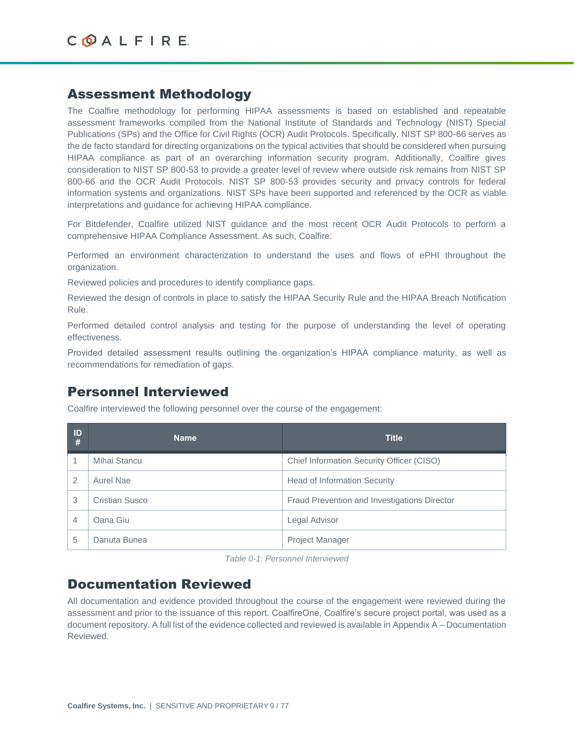## Assessment Methodology

The Coalfire methodology for performing HIPAA assessments is based on established and repeatable assessment frameworks compiled from the National Institute of Standards and Technology (NIST) Special Publications (SPs) and the Office for Civil Rights (OCR) Audit Protocols. Specifically, NIST SP 800-66 serves as the de facto standard for directing organizations on the typical activities that should be considered when pursuing HIPAA compliance as part of an overarching information security program. Additionally, Coalfire gives consideration to NIST SP 800-53 to provide a greater level of review where outside risk remains from NIST SP 800-66 and the OCR Audit Protocols. NIST SP 800-53 provides security and privacy controls for federal information systems and organizations. NIST SPs have been supported and referenced by the OCR as viable interpretations and guidance for achieving HIPAA compliance.

For Bitdefender, Coalfire utilized NIST guidance and the most recent OCR Audit Protocols to perform a comprehensive HIPAA Compliance Assessment. As such, Coalfire:

Performed an environment characterization to understand the uses and flows of ePHI throughout the organization.

Reviewed policies and procedures to identify compliance gaps.

Reviewed the design of controls in place to satisfy the HIPAA Security Rule and the HIPAA Breach Notification Rule.

Performed detailed control analysis and testing for the purpose of understanding the level of operating effectiveness.

Provided detailed assessment results outlining the organization's HIPAA compliance maturity, as well as recommendations for remediation of gaps.

## Personnel Interviewed

Coalfire interviewed the following personnel over the course of the engagement:

| ID # | Name | Title |
|---|---|---|
| 1 | Mihai Stancu | Chief Information Security Officer (CISO) |
| 2 | Aurel Nae | Head of Information Security |
| 3 | Cristian Susco | Fraud Prevention and Investigations Director |
| 4 | Oana Giu | Legal Advisor |
| 5 | Danuta Bunea | Project Manager |

*Table 0-1: Personnel Interviewed*

## Documentation Reviewed

All documentation and evidence provided throughout the course of the engagement were reviewed during the assessment and prior to the issuance of this report. CoalfireOne, Coalfire's secure project portal, was used as a document repository. A full list of the evidence collected and reviewed is available in Appendix A – Documentation Reviewed.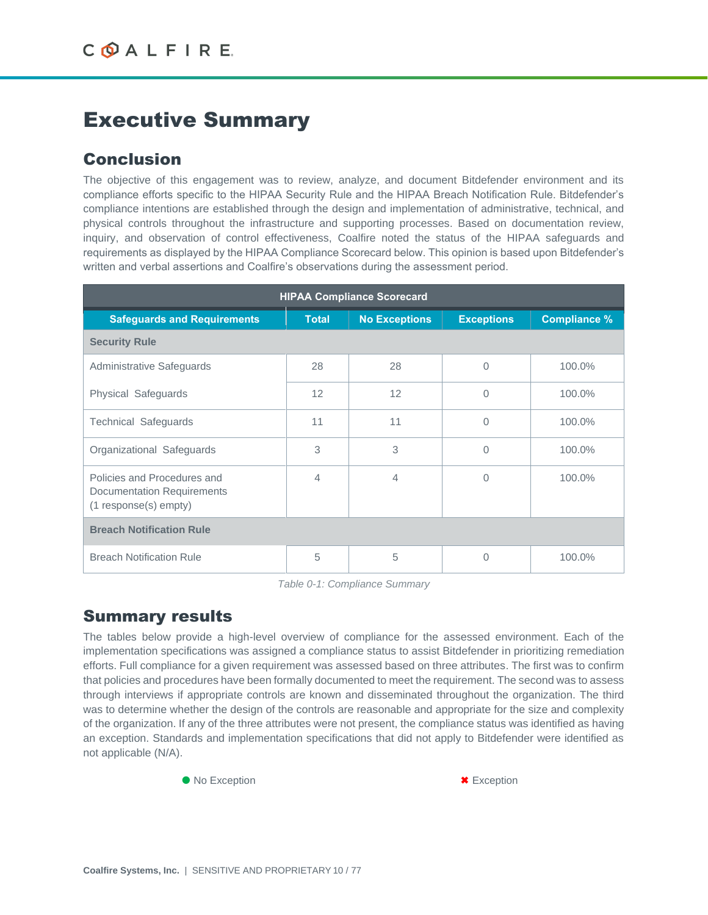# Executive Summary

## Conclusion

The objective of this engagement was to review, analyze, and document Bitdefender environment and its compliance efforts specific to the HIPAA Security Rule and the HIPAA Breach Notification Rule. Bitdefender's compliance intentions are established through the design and implementation of administrative, technical, and physical controls throughout the infrastructure and supporting processes. Based on documentation review, inquiry, and observation of control effectiveness, Coalfire noted the status of the HIPAA safeguards and requirements as displayed by the HIPAA Compliance Scorecard below. This opinion is based upon Bitdefender's written and verbal assertions and Coalfire's observations during the assessment period.

| HIPAA Compliance Scorecard | | | | |
|---|---|---|---|---|
| **Safeguards and Requirements** | **Total** | **No Exceptions** | **Exceptions** | **Compliance %** |
| **Security Rule** | | | | |
| Administrative Safeguards | 28 | 28 | 0 | 100.0% |
| Physical Safeguards | 12 | 12 | 0 | 100.0% |
| Technical Safeguards | 11 | 11 | 0 | 100.0% |
| Organizational Safeguards | 3 | 3 | 0 | 100.0% |
| Policies and Procedures and Documentation Requirements (1 response(s) empty) | 4 | 4 | 0 | 100.0% |
| **Breach Notification Rule** | | | | |
| Breach Notification Rule | 5 | 5 | 0 | 100.0% |

*Table 0-1: Compliance Summary*

## Summary results

The tables below provide a high-level overview of compliance for the assessed environment. Each of the implementation specifications was assigned a compliance status to assist Bitdefender in prioritizing remediation efforts. Full compliance for a given requirement was assessed based on three attributes. The first was to confirm that policies and procedures have been formally documented to meet the requirement. The second was to assess through interviews if appropriate controls are known and disseminated throughout the organization. The third was to determine whether the design of the controls are reasonable and appropriate for the size and complexity of the organization. If any of the three attributes were not present, the compliance status was identified as having an exception. Standards and implementation specifications that did not apply to Bitdefender were identified as not applicable (N/A).

● No Exception ✖ Exception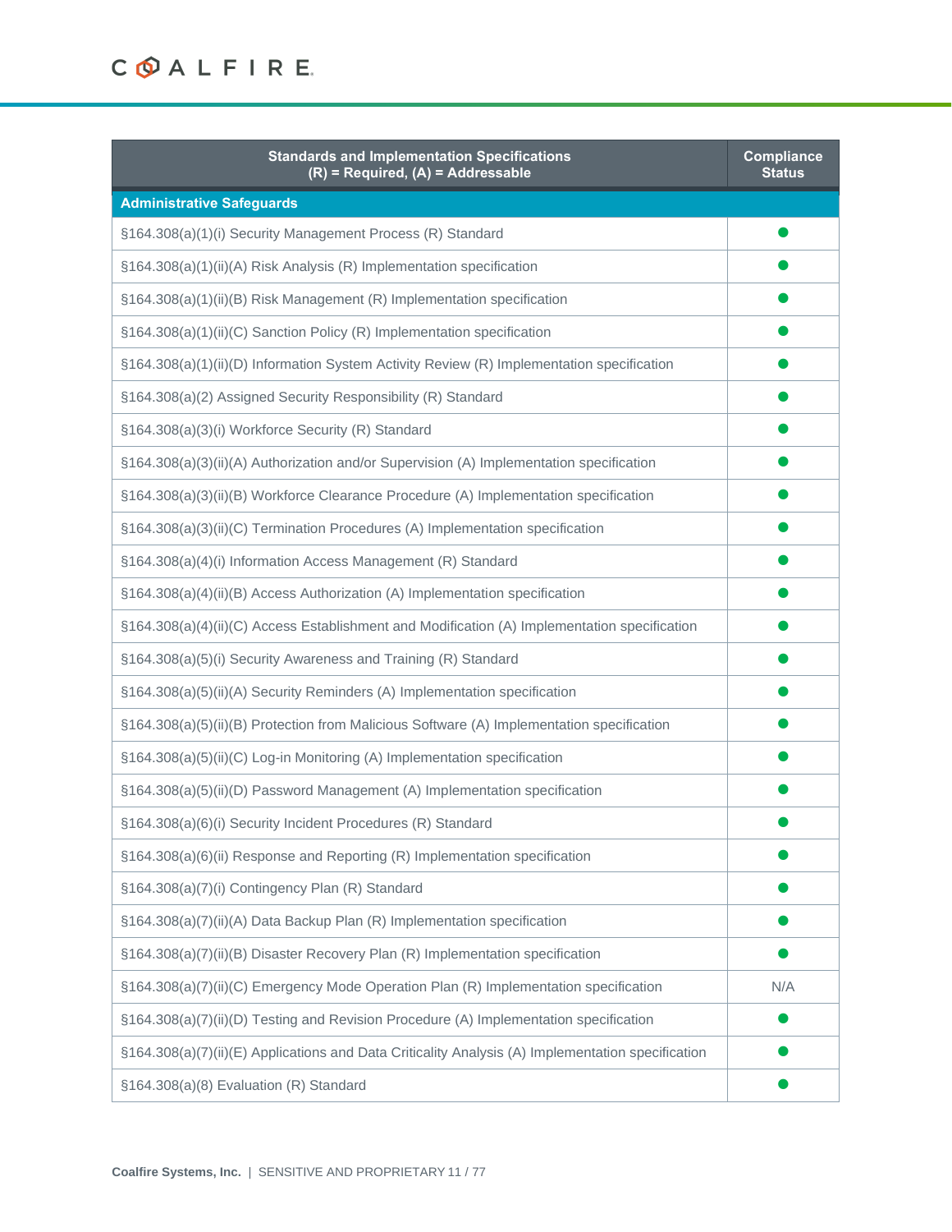| Standards and Implementation Specifications (R) = Required, (A) = Addressable | Compliance Status |
|---|---|
| **Administrative Safeguards** | |
| §164.308(a)(1)(i) Security Management Process (R) Standard | ● |
| §164.308(a)(1)(ii)(A) Risk Analysis (R) Implementation specification | ● |
| §164.308(a)(1)(ii)(B) Risk Management (R) Implementation specification | ● |
| §164.308(a)(1)(ii)(C) Sanction Policy (R) Implementation specification | ● |
| §164.308(a)(1)(ii)(D) Information System Activity Review (R) Implementation specification | ● |
| §164.308(a)(2) Assigned Security Responsibility (R) Standard | ● |
| §164.308(a)(3)(i) Workforce Security (R) Standard | ● |
| §164.308(a)(3)(ii)(A) Authorization and/or Supervision (A) Implementation specification | ● |
| §164.308(a)(3)(ii)(B) Workforce Clearance Procedure (A) Implementation specification | ● |
| §164.308(a)(3)(ii)(C) Termination Procedures (A) Implementation specification | ● |
| §164.308(a)(4)(i) Information Access Management (R) Standard | ● |
| §164.308(a)(4)(ii)(B) Access Authorization (A) Implementation specification | ● |
| §164.308(a)(4)(ii)(C) Access Establishment and Modification (A) Implementation specification | ● |
| §164.308(a)(5)(i) Security Awareness and Training (R) Standard | ● |
| §164.308(a)(5)(ii)(A) Security Reminders (A) Implementation specification | ● |
| §164.308(a)(5)(ii)(B) Protection from Malicious Software (A) Implementation specification | ● |
| §164.308(a)(5)(ii)(C) Log-in Monitoring (A) Implementation specification | ● |
| §164.308(a)(5)(ii)(D) Password Management (A) Implementation specification | ● |
| §164.308(a)(6)(i) Security Incident Procedures (R) Standard | ● |
| §164.308(a)(6)(ii) Response and Reporting (R) Implementation specification | ● |
| §164.308(a)(7)(i) Contingency Plan (R) Standard | ● |
| §164.308(a)(7)(ii)(A) Data Backup Plan (R) Implementation specification | ● |
| §164.308(a)(7)(ii)(B) Disaster Recovery Plan (R) Implementation specification | ● |
| §164.308(a)(7)(ii)(C) Emergency Mode Operation Plan (R) Implementation specification | N/A |
| §164.308(a)(7)(ii)(D) Testing and Revision Procedure (A) Implementation specification | ● |
| §164.308(a)(7)(ii)(E) Applications and Data Criticality Analysis (A) Implementation specification | ● |
| §164.308(a)(8) Evaluation (R) Standard | ● |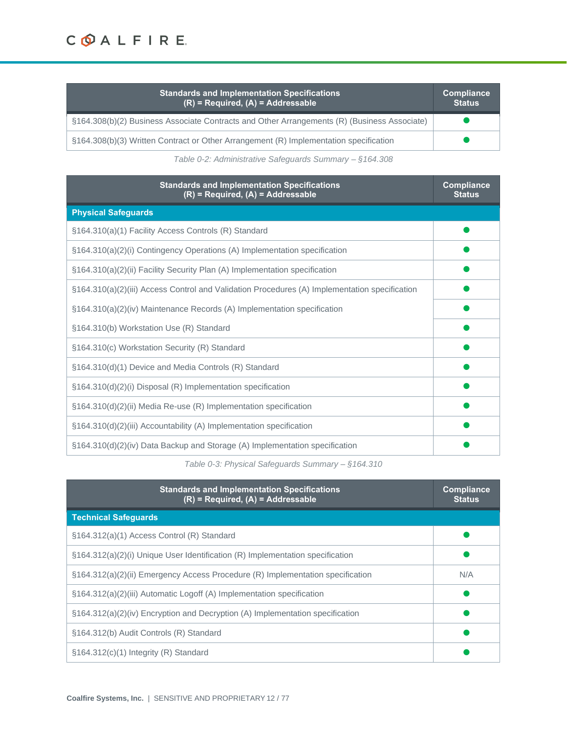| Standards and Implementation Specifications (R) = Required, (A) = Addressable | Compliance Status |
|---|---|
| §164.308(b)(2) Business Associate Contracts and Other Arrangements (R) (Business Associate) | ● |
| §164.308(b)(3) Written Contract or Other Arrangement (R) Implementation specification | ● |

*Table 0-2: Administrative Safeguards Summary – §164.308*

| Standards and Implementation Specifications (R) = Required, (A) = Addressable | Compliance Status |
|---|---|
| **Physical Safeguards** | |
| §164.310(a)(1) Facility Access Controls (R) Standard | ● |
| §164.310(a)(2)(i) Contingency Operations (A) Implementation specification | ● |
| §164.310(a)(2)(ii) Facility Security Plan (A) Implementation specification | ● |
| §164.310(a)(2)(iii) Access Control and Validation Procedures (A) Implementation specification | ● |
| §164.310(a)(2)(iv) Maintenance Records (A) Implementation specification | ● |
| §164.310(b) Workstation Use (R) Standard | ● |
| §164.310(c) Workstation Security (R) Standard | ● |
| §164.310(d)(1) Device and Media Controls (R) Standard | ● |
| §164.310(d)(2)(i) Disposal (R) Implementation specification | ● |
| §164.310(d)(2)(ii) Media Re-use (R) Implementation specification | ● |
| §164.310(d)(2)(iii) Accountability (A) Implementation specification | ● |
| §164.310(d)(2)(iv) Data Backup and Storage (A) Implementation specification | ● |

*Table 0-3: Physical Safeguards Summary – §164.310*

| Standards and Implementation Specifications (R) = Required, (A) = Addressable | Compliance Status |
|---|---|
| **Technical Safeguards** | |
| §164.312(a)(1) Access Control (R) Standard | ● |
| §164.312(a)(2)(i) Unique User Identification (R) Implementation specification | ● |
| §164.312(a)(2)(ii) Emergency Access Procedure (R) Implementation specification | N/A |
| §164.312(a)(2)(iii) Automatic Logoff (A) Implementation specification | ● |
| §164.312(a)(2)(iv) Encryption and Decryption (A) Implementation specification | ● |
| §164.312(b) Audit Controls (R) Standard | ● |
| §164.312(c)(1) Integrity (R) Standard | ● |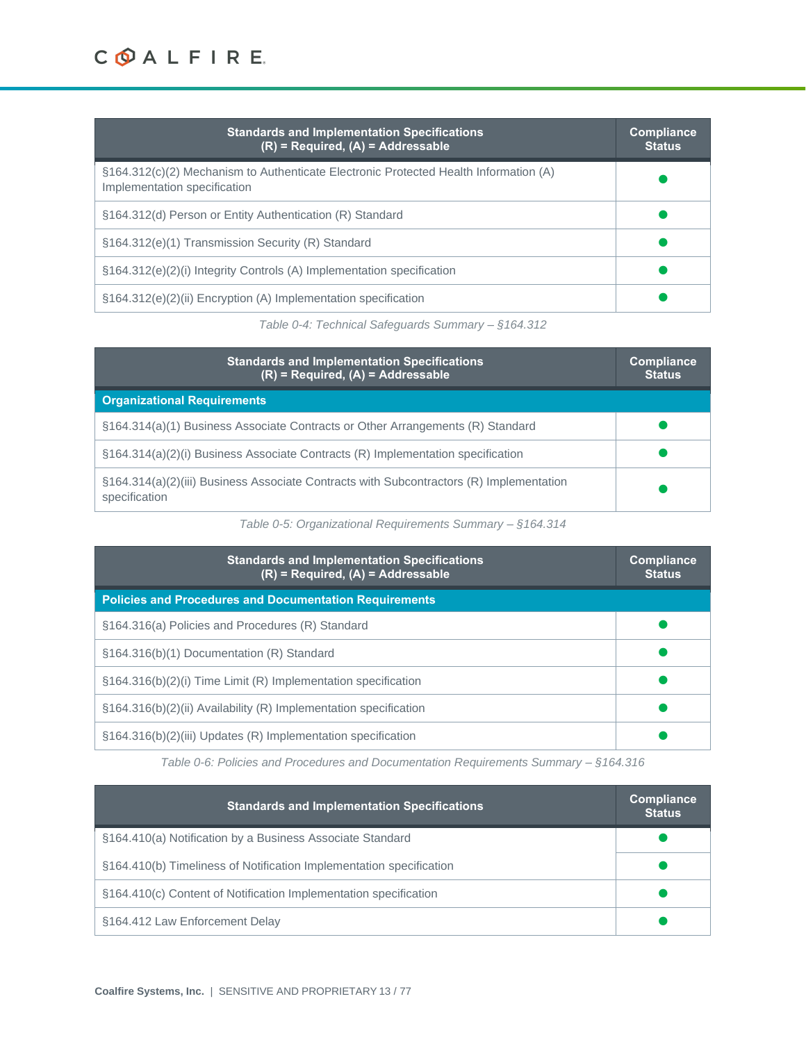| Standards and Implementation Specifications (R) = Required, (A) = Addressable | Compliance Status |
|---|---|
| §164.312(c)(2) Mechanism to Authenticate Electronic Protected Health Information (A) Implementation specification | ● |
| §164.312(d) Person or Entity Authentication (R) Standard | ● |
| §164.312(e)(1) Transmission Security (R) Standard | ● |
| §164.312(e)(2)(i) Integrity Controls (A) Implementation specification | ● |
| §164.312(e)(2)(ii) Encryption (A) Implementation specification | ● |

*Table 0-4: Technical Safeguards Summary – §164.312*

| Standards and Implementation Specifications (R) = Required, (A) = Addressable | Compliance Status |
|---|---|
| **Organizational Requirements** | |
| §164.314(a)(1) Business Associate Contracts or Other Arrangements (R) Standard | ● |
| §164.314(a)(2)(i) Business Associate Contracts (R) Implementation specification | ● |
| §164.314(a)(2)(iii) Business Associate Contracts with Subcontractors (R) Implementation specification | ● |

*Table 0-5: Organizational Requirements Summary – §164.314*

| Standards and Implementation Specifications (R) = Required, (A) = Addressable | Compliance Status |
|---|---|
| **Policies and Procedures and Documentation Requirements** | |
| §164.316(a) Policies and Procedures (R) Standard | ● |
| §164.316(b)(1) Documentation (R) Standard | ● |
| §164.316(b)(2)(i) Time Limit (R) Implementation specification | ● |
| §164.316(b)(2)(ii) Availability (R) Implementation specification | ● |
| §164.316(b)(2)(iii) Updates (R) Implementation specification | ● |

*Table 0-6: Policies and Procedures and Documentation Requirements Summary – §164.316*

| Standards and Implementation Specifications | Compliance Status |
|---|---|
| §164.410(a) Notification by a Business Associate Standard | ● |
| §164.410(b) Timeliness of Notification Implementation specification | ● |
| §164.410(c) Content of Notification Implementation specification | ● |
| §164.412 Law Enforcement Delay | ● |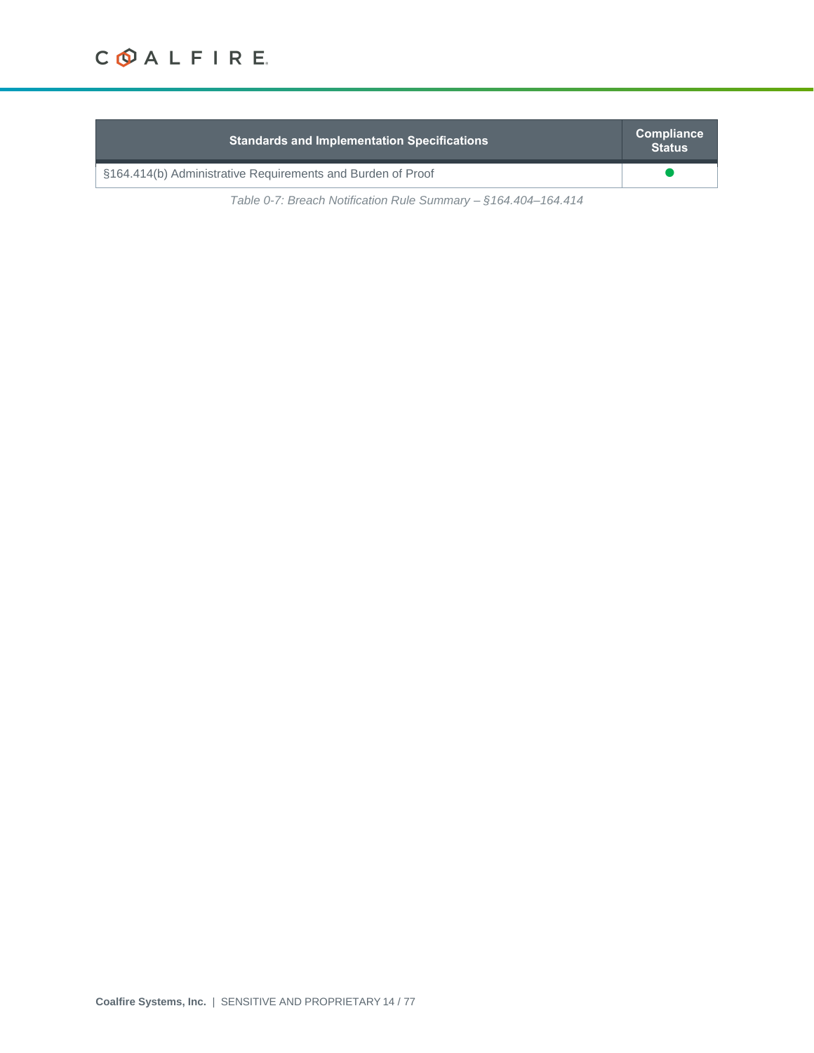| Standards and Implementation Specifications | Compliance Status |
| --- | --- |
| §164.414(b) Administrative Requirements and Burden of Proof | ● |

*Table 0-7: Breach Notification Rule Summary – §164.404–164.414*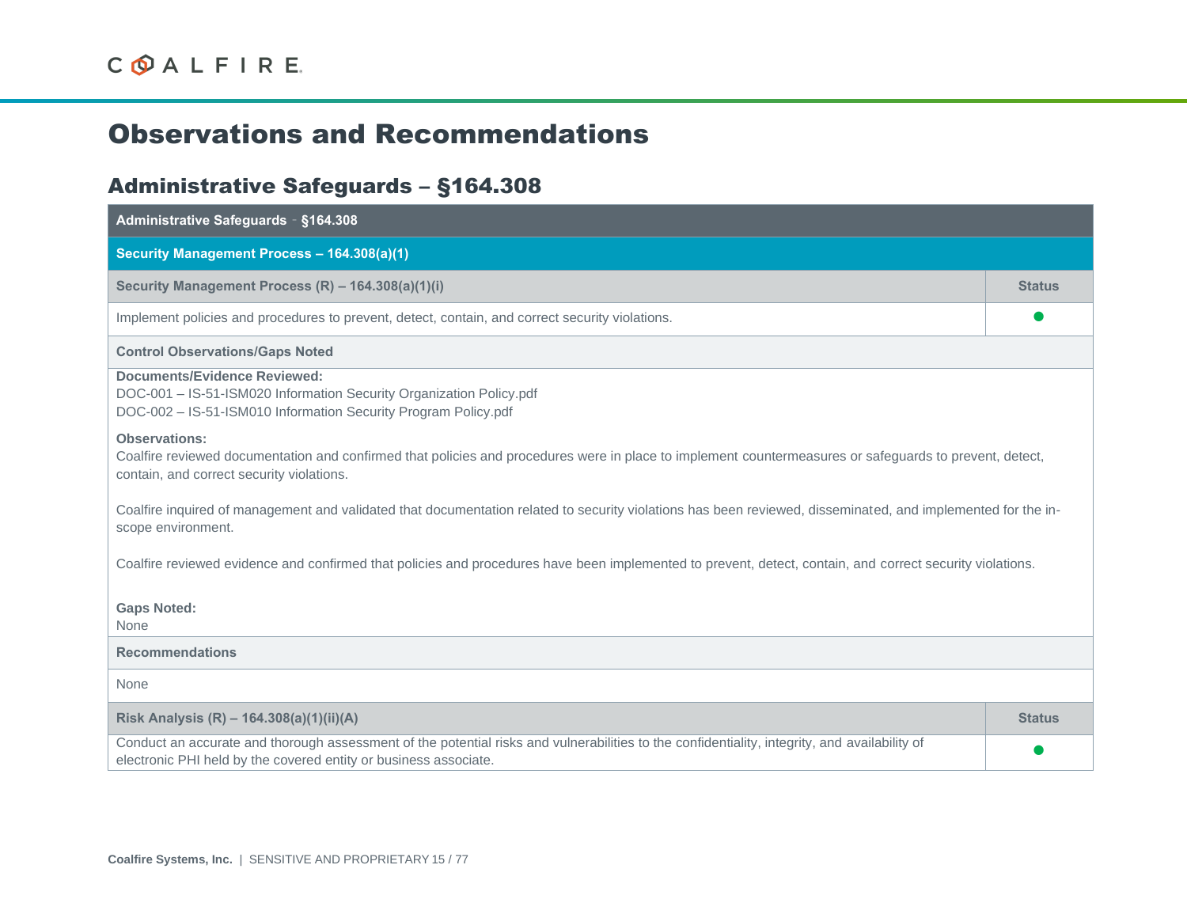# Observations and Recommendations

## Administrative Safeguards – §164.308

| Administrative Safeguards - §164.308 | |
|---|---|
| **Security Management Process – 164.308(a)(1)** | |
| **Security Management Process (R) – 164.308(a)(1)(i)** | **Status** |
| Implement policies and procedures to prevent, detect, contain, and correct security violations. | ● |
| **Control Observations/Gaps Noted** | |
| **Documents/Evidence Reviewed:**<br>DOC-001 – IS-51-ISM020 Information Security Organization Policy.pdf<br>DOC-002 – IS-51-ISM010 Information Security Program Policy.pdf<br><br>**Observations:**<br>Coalfire reviewed documentation and confirmed that policies and procedures were in place to implement countermeasures or safeguards to prevent, detect, contain, and correct security violations.<br><br>Coalfire inquired of management and validated that documentation related to security violations has been reviewed, disseminated, and implemented for the in-scope environment.<br><br>Coalfire reviewed evidence and confirmed that policies and procedures have been implemented to prevent, detect, contain, and correct security violations.<br><br>**Gaps Noted:**<br>None | |
| **Recommendations** | |
| None | |
| **Risk Analysis (R) – 164.308(a)(1)(ii)(A)** | **Status** |
| Conduct an accurate and thorough assessment of the potential risks and vulnerabilities to the confidentiality, integrity, and availability of electronic PHI held by the covered entity or business associate. | ● |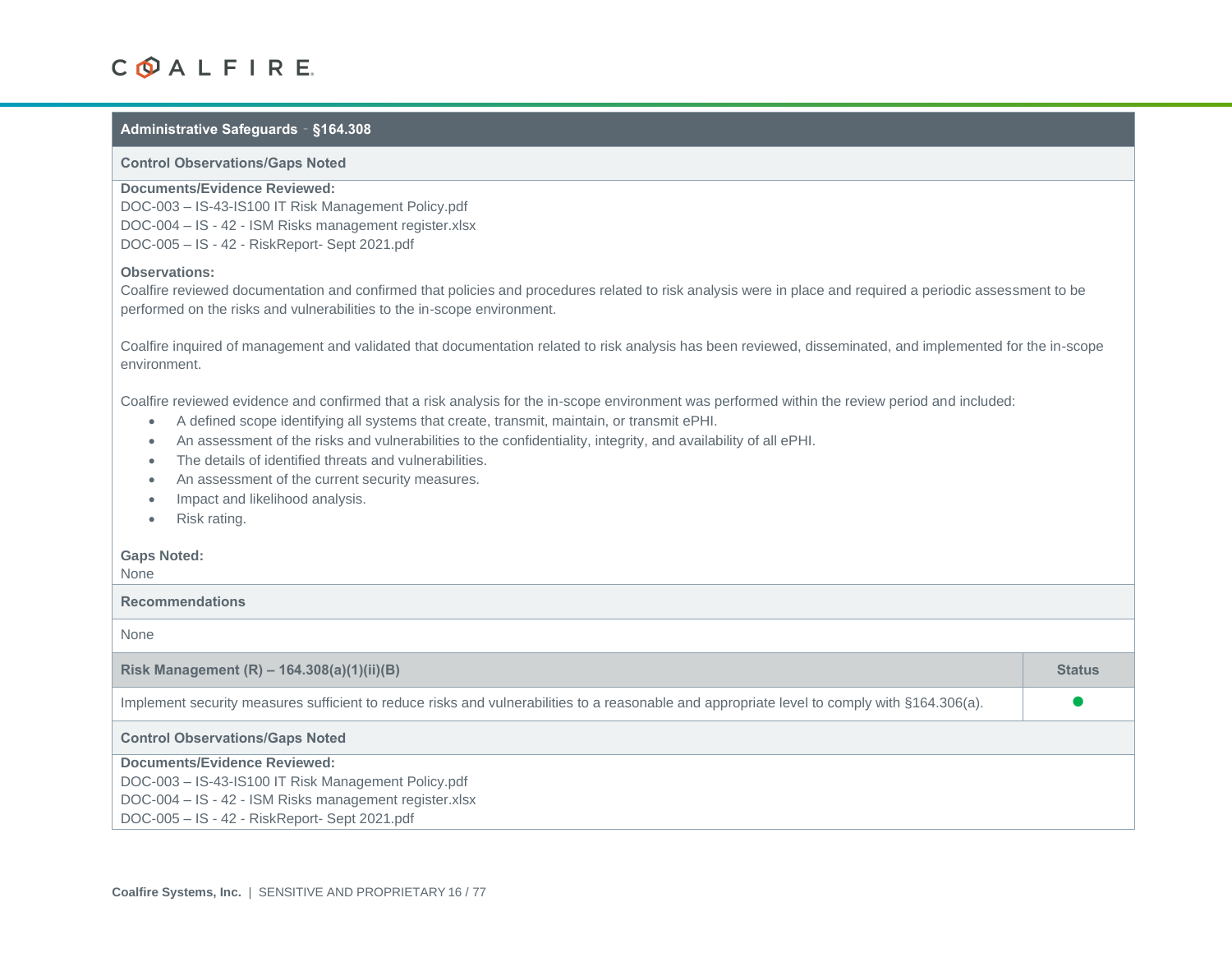| Administrative Safeguards - §164.308 | |
|---|---|
| **Control Observations/Gaps Noted** | |

**Documents/Evidence Reviewed:**
DOC-003 – IS-43-IS100 IT Risk Management Policy.pdf
DOC-004 – IS - 42 - ISM Risks management register.xlsx
DOC-005 – IS - 42 - RiskReport- Sept 2021.pdf

**Observations:**
Coalfire reviewed documentation and confirmed that policies and procedures related to risk analysis were in place and required a periodic assessment to be performed on the risks and vulnerabilities to the in-scope environment.

Coalfire inquired of management and validated that documentation related to risk analysis has been reviewed, disseminated, and implemented for the in-scope environment.

Coalfire reviewed evidence and confirmed that a risk analysis for the in-scope environment was performed within the review period and included:

- A defined scope identifying all systems that create, transmit, maintain, or transmit ePHI.
- An assessment of the risks and vulnerabilities to the confidentiality, integrity, and availability of all ePHI.
- The details of identified threats and vulnerabilities.
- An assessment of the current security measures.
- Impact and likelihood analysis.
- Risk rating.

**Gaps Noted:**
None

**Recommendations**

None

| Risk Management (R) – 164.308(a)(1)(ii)(B) | Status |
|---|---|
| Implement security measures sufficient to reduce risks and vulnerabilities to a reasonable and appropriate level to comply with §164.306(a). | ● |

**Control Observations/Gaps Noted**

**Documents/Evidence Reviewed:**
DOC-003 – IS-43-IS100 IT Risk Management Policy.pdf
DOC-004 – IS - 42 - ISM Risks management register.xlsx
DOC-005 – IS - 42 - RiskReport- Sept 2021.pdf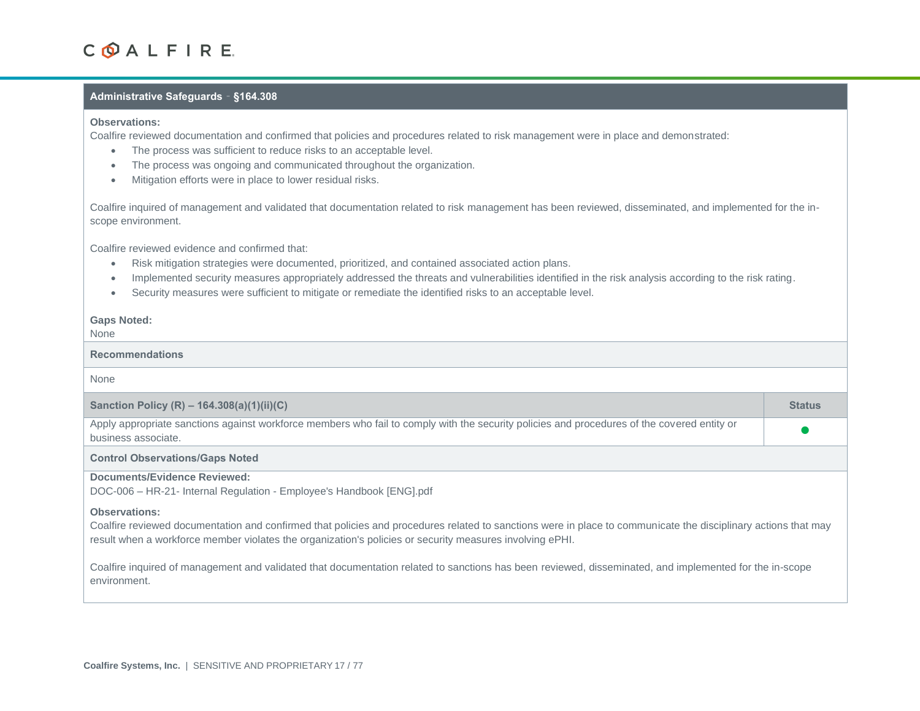## Administrative Safeguards - §164.308

**Observations:**

Coalfire reviewed documentation and confirmed that policies and procedures related to risk management were in place and demonstrated:

- The process was sufficient to reduce risks to an acceptable level.
- The process was ongoing and communicated throughout the organization.
- Mitigation efforts were in place to lower residual risks.

Coalfire inquired of management and validated that documentation related to risk management has been reviewed, disseminated, and implemented for the in-scope environment.

Coalfire reviewed evidence and confirmed that:

- Risk mitigation strategies were documented, prioritized, and contained associated action plans.
- Implemented security measures appropriately addressed the threats and vulnerabilities identified in the risk analysis according to the risk rating.
- Security measures were sufficient to mitigate or remediate the identified risks to an acceptable level.

**Gaps Noted:**

None

**Recommendations**

None

| Sanction Policy (R) – 164.308(a)(1)(ii)(C) | Status |
|---|---|
| Apply appropriate sanctions against workforce members who fail to comply with the security policies and procedures of the covered entity or business associate. | ● |

**Control Observations/Gaps Noted**

**Documents/Evidence Reviewed:**

DOC-006 – HR-21- Internal Regulation - Employee's Handbook [ENG].pdf

**Observations:**

Coalfire reviewed documentation and confirmed that policies and procedures related to sanctions were in place to communicate the disciplinary actions that may result when a workforce member violates the organization's policies or security measures involving ePHI.

Coalfire inquired of management and validated that documentation related to sanctions has been reviewed, disseminated, and implemented for the in-scope environment.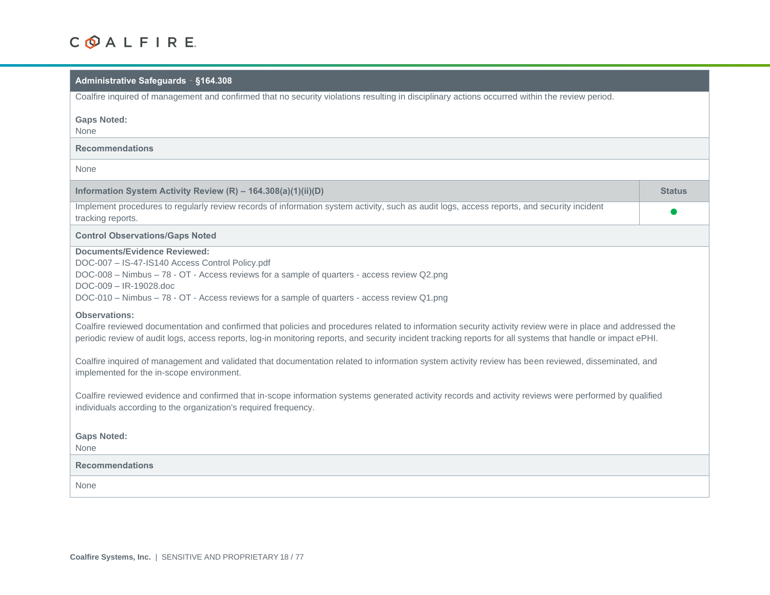| Administrative Safeguards - §164.308 | |
|---|---|
| Coalfire inquired of management and confirmed that no security violations resulting in disciplinary actions occurred within the review period.<br><br>**Gaps Noted:**<br>None | |
| **Recommendations** | |
| None | |
| **Information System Activity Review (R) – 164.308(a)(1)(ii)(D)** | **Status** |
| Implement procedures to regularly review records of information system activity, such as audit logs, access reports, and security incident tracking reports. | ● |
| **Control Observations/Gaps Noted** | |
| **Documents/Evidence Reviewed:**<br>DOC-007 – IS-47-IS140 Access Control Policy.pdf<br>DOC-008 – Nimbus – 78 - OT - Access reviews for a sample of quarters - access review Q2.png<br>DOC-009 – IR-19028.doc<br>DOC-010 – Nimbus – 78 - OT - Access reviews for a sample of quarters - access review Q1.png<br><br>**Observations:**<br>Coalfire reviewed documentation and confirmed that policies and procedures related to information security activity review were in place and addressed the periodic review of audit logs, access reports, log-in monitoring reports, and security incident tracking reports for all systems that handle or impact ePHI.<br><br>Coalfire inquired of management and validated that documentation related to information system activity review has been reviewed, disseminated, and implemented for the in-scope environment.<br><br>Coalfire reviewed evidence and confirmed that in-scope information systems generated activity records and activity reviews were performed by qualified individuals according to the organization's required frequency.<br><br>**Gaps Noted:**<br>None | |
| **Recommendations** | |
| None | |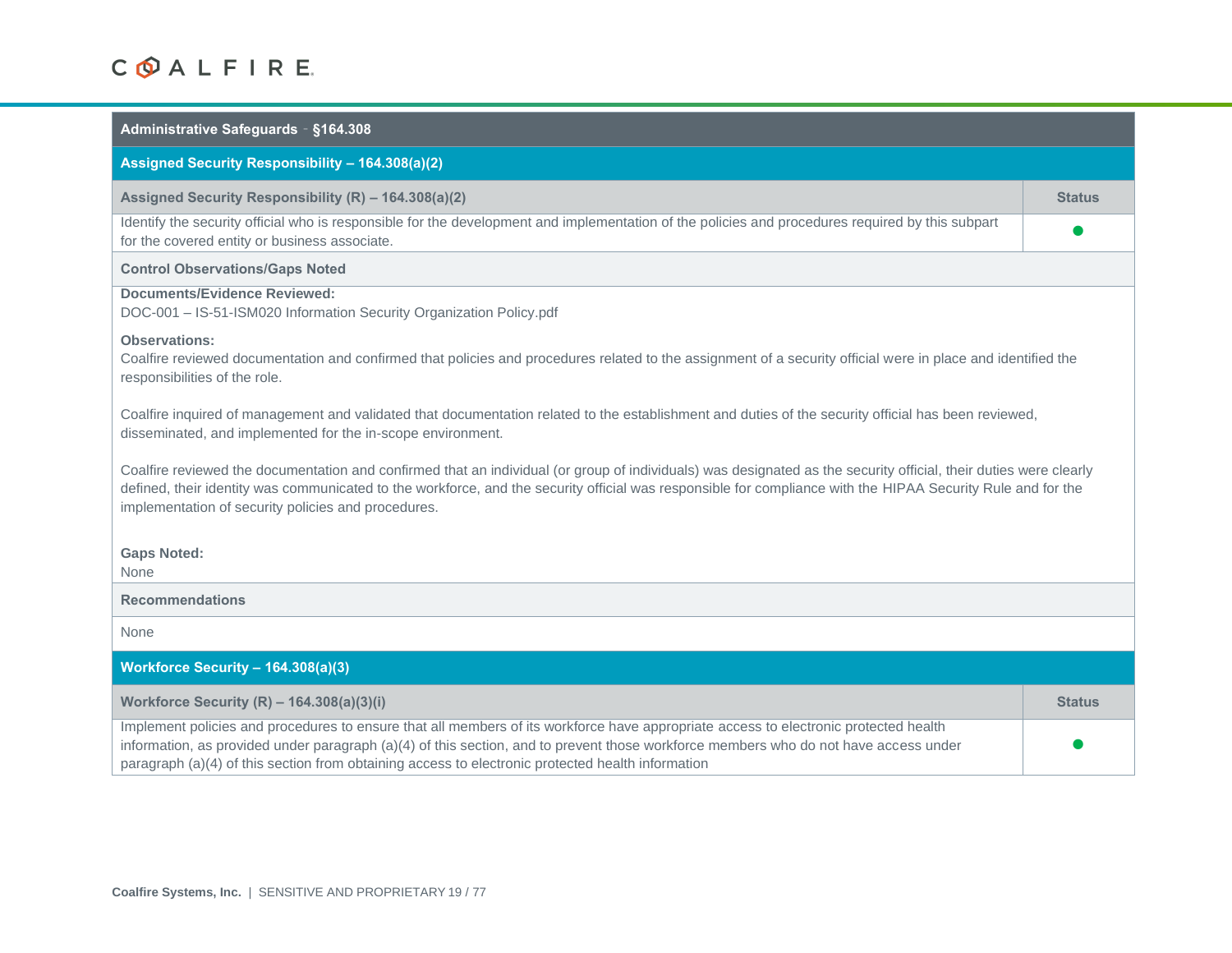| Administrative Safeguards - §164.308 | |
|---|---|
| **Assigned Security Responsibility – 164.308(a)(2)** | |
| **Assigned Security Responsibility (R) – 164.308(a)(2)** | **Status** |
| Identify the security official who is responsible for the development and implementation of the policies and procedures required by this subpart for the covered entity or business associate. | ● |
| **Control Observations/Gaps Noted** | |
| **Documents/Evidence Reviewed:**<br>DOC-001 – IS-51-ISM020 Information Security Organization Policy.pdf<br><br>**Observations:**<br>Coalfire reviewed documentation and confirmed that policies and procedures related to the assignment of a security official were in place and identified the responsibilities of the role.<br><br>Coalfire inquired of management and validated that documentation related to the establishment and duties of the security official has been reviewed, disseminated, and implemented for the in-scope environment.<br><br>Coalfire reviewed the documentation and confirmed that an individual (or group of individuals) was designated as the security official, their duties were clearly defined, their identity was communicated to the workforce, and the security official was responsible for compliance with the HIPAA Security Rule and for the implementation of security policies and procedures.<br><br>**Gaps Noted:**<br>None | |
| **Recommendations** | |
| None | |
| **Workforce Security – 164.308(a)(3)** | |
| **Workforce Security (R) – 164.308(a)(3)(i)** | **Status** |
| Implement policies and procedures to ensure that all members of its workforce have appropriate access to electronic protected health information, as provided under paragraph (a)(4) of this section, and to prevent those workforce members who do not have access under paragraph (a)(4) of this section from obtaining access to electronic protected health information | ● |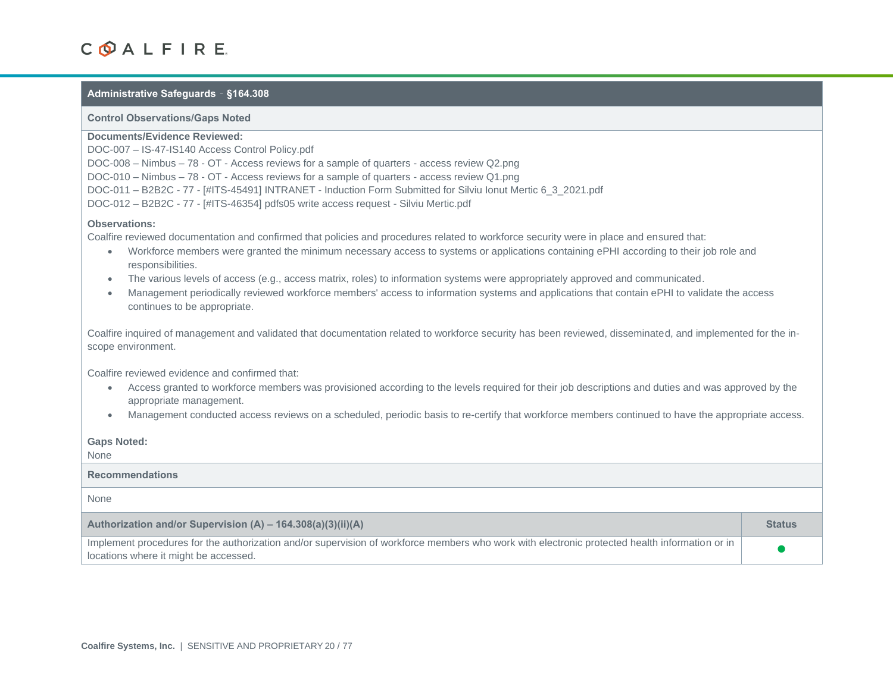| Administrative Safeguards - §164.308 | |
|---|---|
| **Control Observations/Gaps Noted** | |

**Documents/Evidence Reviewed:**

DOC-007 – IS-47-IS140 Access Control Policy.pdf
DOC-008 – Nimbus – 78 - OT - Access reviews for a sample of quarters - access review Q2.png
DOC-010 – Nimbus – 78 - OT - Access reviews for a sample of quarters - access review Q1.png
DOC-011 – B2B2C - 77 - [#ITS-45491] INTRANET - Induction Form Submitted for Silviu Ionut Mertic 6_3_2021.pdf
DOC-012 – B2B2C - 77 - [#ITS-46354] pdfs05 write access request - Silviu Mertic.pdf

**Observations:**

Coalfire reviewed documentation and confirmed that policies and procedures related to workforce security were in place and ensured that:

- Workforce members were granted the minimum necessary access to systems or applications containing ePHI according to their job role and responsibilities.
- The various levels of access (e.g., access matrix, roles) to information systems were appropriately approved and communicated.
- Management periodically reviewed workforce members' access to information systems and applications that contain ePHI to validate the access continues to be appropriate.

Coalfire inquired of management and validated that documentation related to workforce security has been reviewed, disseminated, and implemented for the in-scope environment.

Coalfire reviewed evidence and confirmed that:

- Access granted to workforce members was provisioned according to the levels required for their job descriptions and duties and was approved by the appropriate management.
- Management conducted access reviews on a scheduled, periodic basis to re-certify that workforce members continued to have the appropriate access.

**Gaps Noted:**

None

**Recommendations**

None

| Authorization and/or Supervision (A) – 164.308(a)(3)(ii)(A) | Status |
|---|---|
| Implement procedures for the authorization and/or supervision of workforce members who work with electronic protected health information or in locations where it might be accessed. | ● |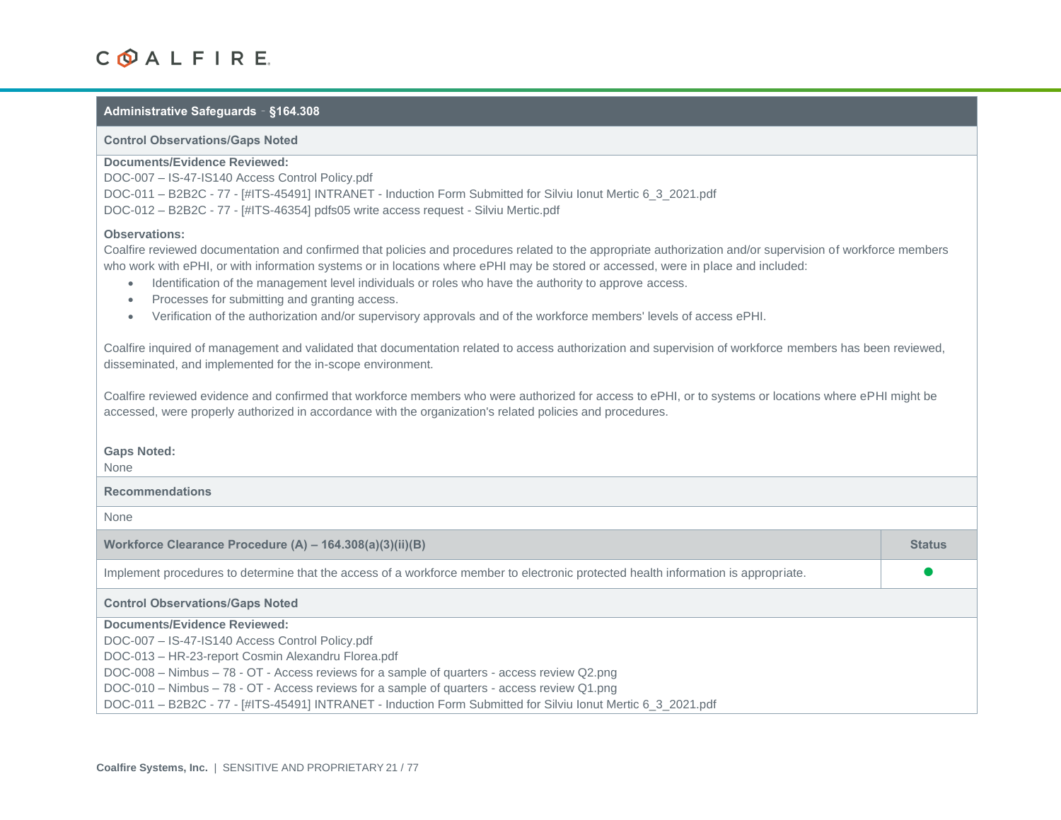## Administrative Safeguards - §164.308

### Control Observations/Gaps Noted

**Documents/Evidence Reviewed:**

DOC-007 – IS-47-IS140 Access Control Policy.pdf
DOC-011 – B2B2C - 77 - [#ITS-45491] INTRANET - Induction Form Submitted for Silviu Ionut Mertic 6_3_2021.pdf
DOC-012 – B2B2C - 77 - [#ITS-46354] pdfs05 write access request - Silviu Mertic.pdf

**Observations:**

Coalfire reviewed documentation and confirmed that policies and procedures related to the appropriate authorization and/or supervision of workforce members who work with ePHI, or with information systems or in locations where ePHI may be stored or accessed, were in place and included:

- Identification of the management level individuals or roles who have the authority to approve access.
- Processes for submitting and granting access.
- Verification of the authorization and/or supervisory approvals and of the workforce members' levels of access ePHI.

Coalfire inquired of management and validated that documentation related to access authorization and supervision of workforce members has been reviewed, disseminated, and implemented for the in-scope environment.

Coalfire reviewed evidence and confirmed that workforce members who were authorized for access to ePHI, or to systems or locations where ePHI might be accessed, were properly authorized in accordance with the organization's related policies and procedures.

**Gaps Noted:**

None

### Recommendations

None

| Workforce Clearance Procedure (A) – 164.308(a)(3)(ii)(B) | Status |
|---|---|
| Implement procedures to determine that the access of a workforce member to electronic protected health information is appropriate. | ● |

### Control Observations/Gaps Noted

**Documents/Evidence Reviewed:**

DOC-007 – IS-47-IS140 Access Control Policy.pdf
DOC-013 – HR-23-report Cosmin Alexandru Florea.pdf
DOC-008 – Nimbus – 78 - OT - Access reviews for a sample of quarters - access review Q2.png
DOC-010 – Nimbus – 78 - OT - Access reviews for a sample of quarters - access review Q1.png
DOC-011 – B2B2C - 77 - [#ITS-45491] INTRANET - Induction Form Submitted for Silviu Ionut Mertic 6_3_2021.pdf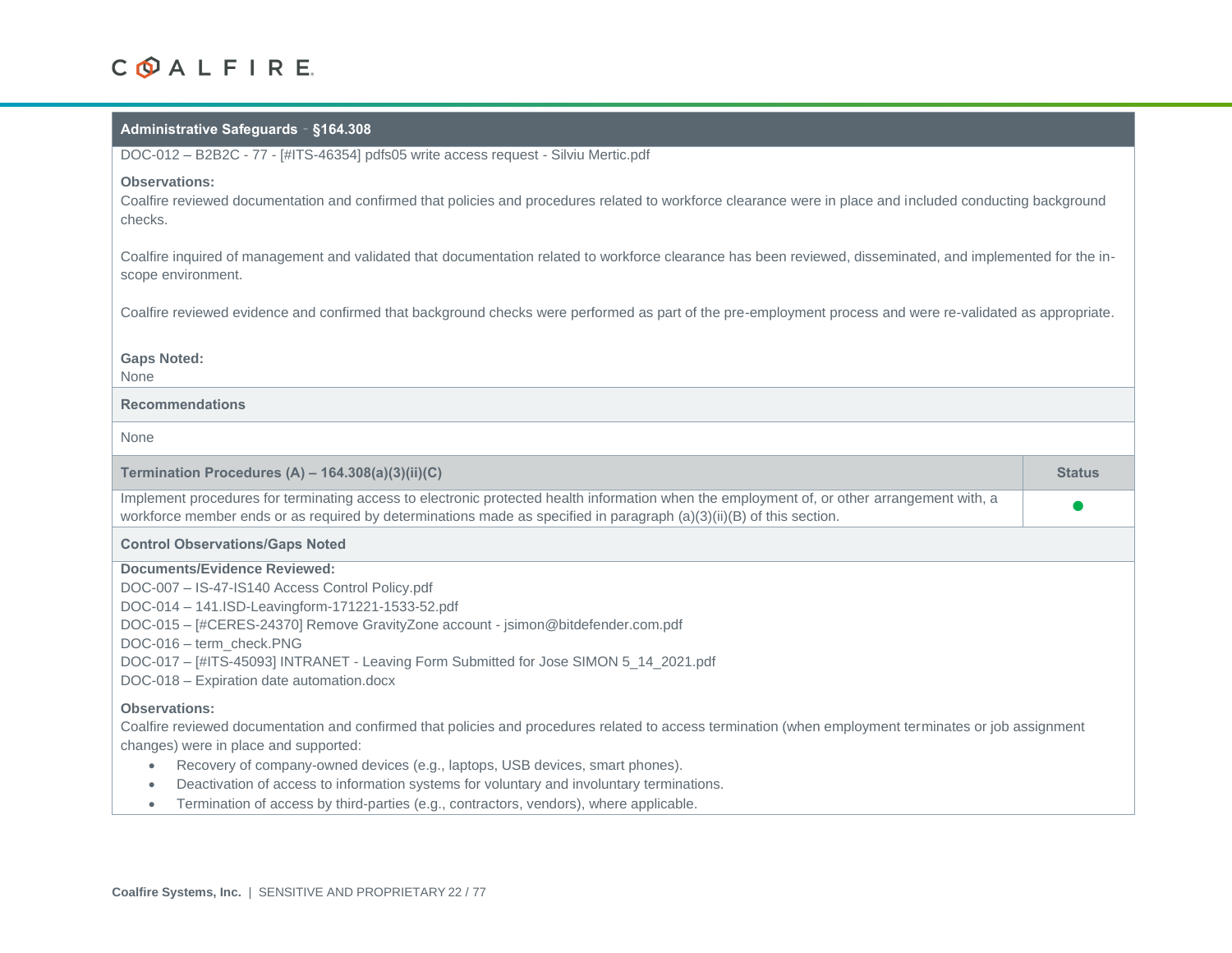**Administrative Safeguards - §164.308**

DOC-012 – B2B2C - 77 - [#ITS-46354] pdfs05 write access request - Silviu Mertic.pdf

**Observations:**

Coalfire reviewed documentation and confirmed that policies and procedures related to workforce clearance were in place and included conducting background checks.

Coalfire inquired of management and validated that documentation related to workforce clearance has been reviewed, disseminated, and implemented for the in-scope environment.

Coalfire reviewed evidence and confirmed that background checks were performed as part of the pre-employment process and were re-validated as appropriate.

**Gaps Noted:**

None

**Recommendations**

None

| Termination Procedures (A) – 164.308(a)(3)(ii)(C) | Status |
|---|---|
| Implement procedures for terminating access to electronic protected health information when the employment of, or other arrangement with, a workforce member ends or as required by determinations made as specified in paragraph (a)(3)(ii)(B) of this section. | ● |

**Control Observations/Gaps Noted**

**Documents/Evidence Reviewed:**

DOC-007 – IS-47-IS140 Access Control Policy.pdf
DOC-014 – 141.ISD-Leavingform-171221-1533-52.pdf
DOC-015 – [#CERES-24370] Remove GravityZone account - jsimon@bitdefender.com.pdf
DOC-016 – term_check.PNG
DOC-017 – [#ITS-45093] INTRANET - Leaving Form Submitted for Jose SIMON 5_14_2021.pdf
DOC-018 – Expiration date automation.docx

**Observations:**

Coalfire reviewed documentation and confirmed that policies and procedures related to access termination (when employment terminates or job assignment changes) were in place and supported:

- Recovery of company-owned devices (e.g., laptops, USB devices, smart phones).
- Deactivation of access to information systems for voluntary and involuntary terminations.
- Termination of access by third-parties (e.g., contractors, vendors), where applicable.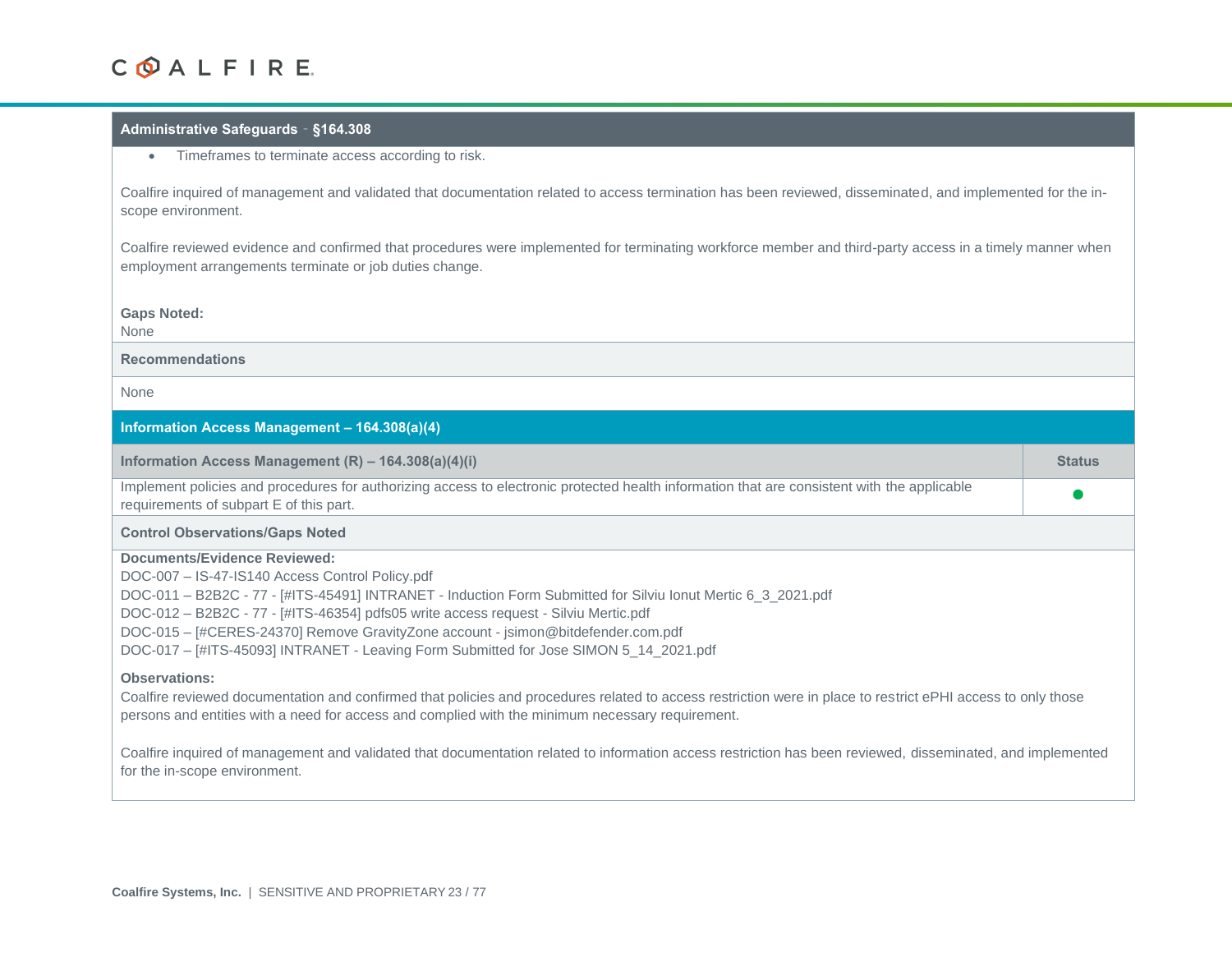| Administrative Safeguards - §164.308 | |
|---|---|
| • Timeframes to terminate access according to risk.<br><br>Coalfire inquired of management and validated that documentation related to access termination has been reviewed, disseminated, and implemented for the in-scope environment.<br><br>Coalfire reviewed evidence and confirmed that procedures were implemented for terminating workforce member and third-party access in a timely manner when employment arrangements terminate or job duties change.<br><br>**Gaps Noted:**<br>None | |
| **Recommendations** | |
| None | |
| **Information Access Management – 164.308(a)(4)** | |
| **Information Access Management (R) – 164.308(a)(4)(i)** | **Status** |
| Implement policies and procedures for authorizing access to electronic protected health information that are consistent with the applicable requirements of subpart E of this part. | ● |
| **Control Observations/Gaps Noted** | |
| **Documents/Evidence Reviewed:**<br>DOC-007 – IS-47-IS140 Access Control Policy.pdf<br>DOC-011 – B2B2C - 77 - [#ITS-45491] INTRANET - Induction Form Submitted for Silviu Ionut Mertic 6_3_2021.pdf<br>DOC-012 – B2B2C - 77 - [#ITS-46354] pdfs05 write access request - Silviu Mertic.pdf<br>DOC-015 – [#CERES-24370] Remove GravityZone account - jsimon@bitdefender.com.pdf<br>DOC-017 – [#ITS-45093] INTRANET - Leaving Form Submitted for Jose SIMON 5_14_2021.pdf<br><br>**Observations:**<br>Coalfire reviewed documentation and confirmed that policies and procedures related to access restriction were in place to restrict ePHI access to only those persons and entities with a need for access and complied with the minimum necessary requirement.<br><br>Coalfire inquired of management and validated that documentation related to information access restriction has been reviewed, disseminated, and implemented for the in-scope environment. | |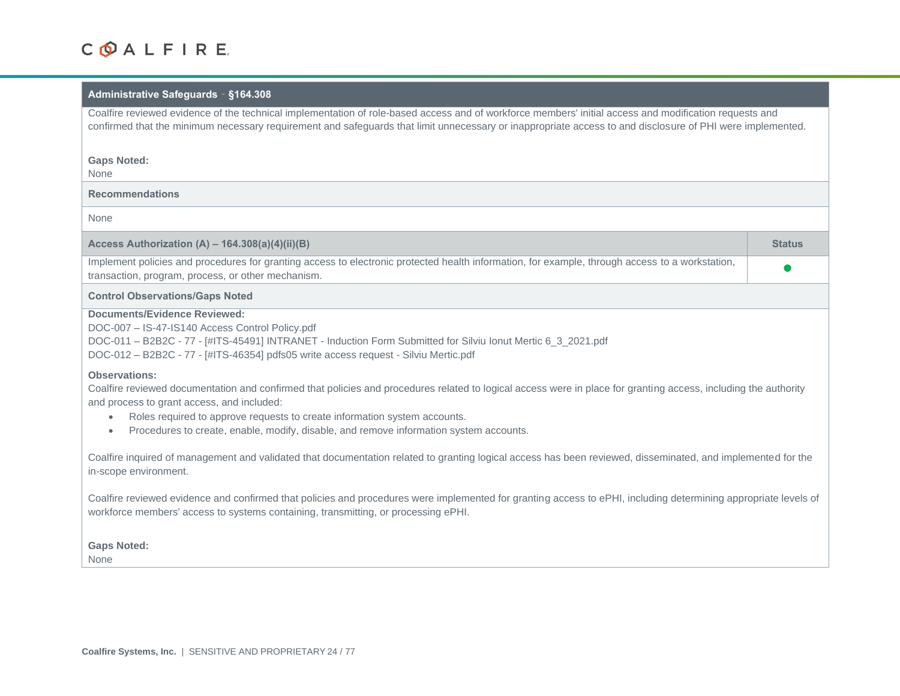**Administrative Safeguards - §164.308**

Coalfire reviewed evidence of the technical implementation of role-based access and of workforce members' initial access and modification requests and confirmed that the minimum necessary requirement and safeguards that limit unnecessary or inappropriate access to and disclosure of PHI were implemented.

**Gaps Noted:**
None

**Recommendations**

None

| Access Authorization (A) – 164.308(a)(4)(ii)(B) | Status |
|---|---|
| Implement policies and procedures for granting access to electronic protected health information, for example, through access to a workstation, transaction, program, process, or other mechanism. | ● |

**Control Observations/Gaps Noted**

**Documents/Evidence Reviewed:**
DOC-007 – IS-47-IS140 Access Control Policy.pdf
DOC-011 – B2B2C - 77 - [#ITS-45491] INTRANET - Induction Form Submitted for Silviu Ionut Mertic 6_3_2021.pdf
DOC-012 – B2B2C - 77 - [#ITS-46354] pdfs05 write access request - Silviu Mertic.pdf

**Observations:**
Coalfire reviewed documentation and confirmed that policies and procedures related to logical access were in place for granting access, including the authority and process to grant access, and included:

- Roles required to approve requests to create information system accounts.
- Procedures to create, enable, modify, disable, and remove information system accounts.

Coalfire inquired of management and validated that documentation related to granting logical access has been reviewed, disseminated, and implemented for the in-scope environment.

Coalfire reviewed evidence and confirmed that policies and procedures were implemented for granting access to ePHI, including determining appropriate levels of workforce members' access to systems containing, transmitting, or processing ePHI.

**Gaps Noted:**
None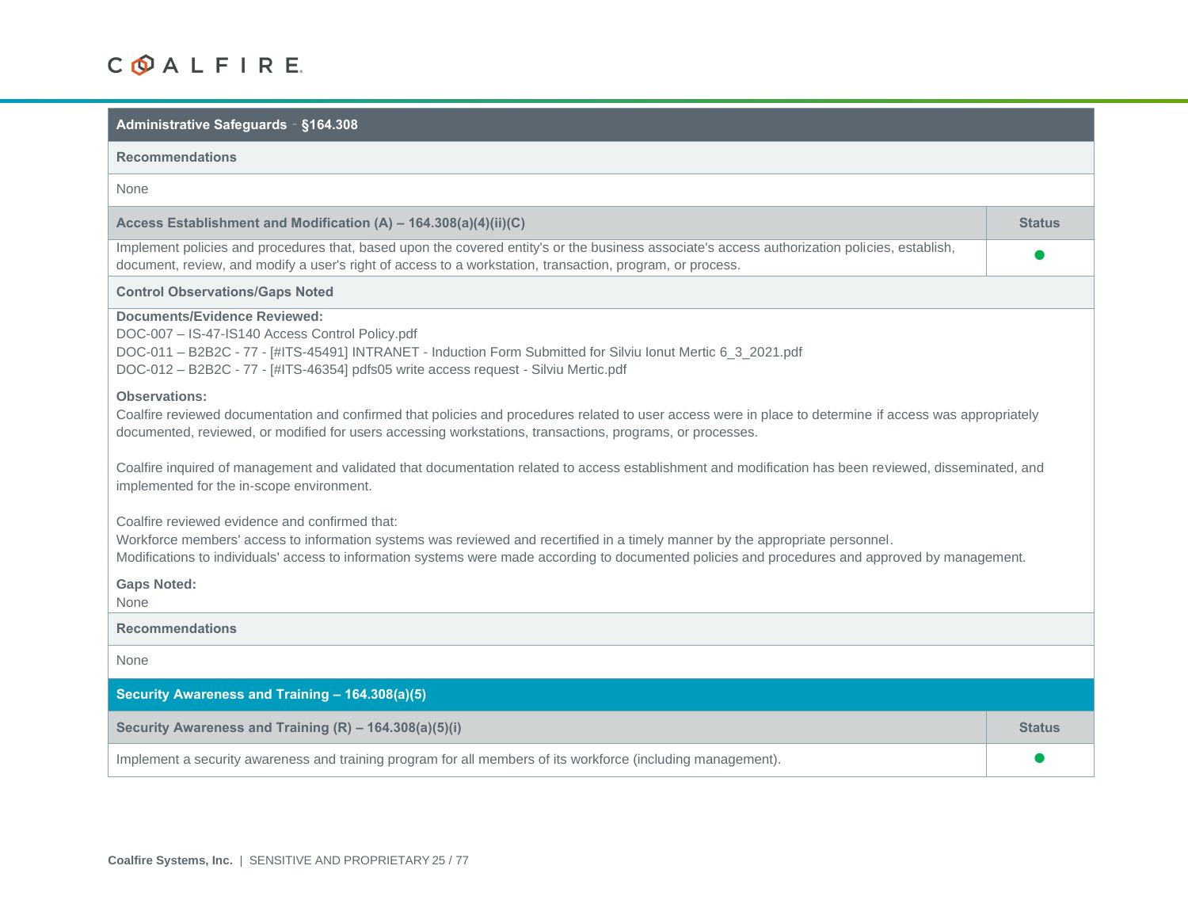| Administrative Safeguards - §164.308 | |
|---|---|
| **Recommendations** | |
| None | |

| Access Establishment and Modification (A) – 164.308(a)(4)(ii)(C) | Status |
|---|---|
| Implement policies and procedures that, based upon the covered entity's or the business associate's access authorization policies, establish, document, review, and modify a user's right of access to a workstation, transaction, program, or process. | ● |

**Control Observations/Gaps Noted**

**Documents/Evidence Reviewed:**

DOC-007 – IS-47-IS140 Access Control Policy.pdf

DOC-011 – B2B2C - 77 - [#ITS-45491] INTRANET - Induction Form Submitted for Silviu Ionut Mertic 6_3_2021.pdf

DOC-012 – B2B2C - 77 - [#ITS-46354] pdfs05 write access request - Silviu Mertic.pdf

**Observations:**

Coalfire reviewed documentation and confirmed that policies and procedures related to user access were in place to determine if access was appropriately documented, reviewed, or modified for users accessing workstations, transactions, programs, or processes.

Coalfire inquired of management and validated that documentation related to access establishment and modification has been reviewed, disseminated, and implemented for the in-scope environment.

Coalfire reviewed evidence and confirmed that:

Workforce members' access to information systems was reviewed and recertified in a timely manner by the appropriate personnel.

Modifications to individuals' access to information systems were made according to documented policies and procedures and approved by management.

**Gaps Noted:**

None

**Recommendations**

None

## Security Awareness and Training – 164.308(a)(5)

| Security Awareness and Training (R) – 164.308(a)(5)(i) | Status |
|---|---|
| Implement a security awareness and training program for all members of its workforce (including management). | ● |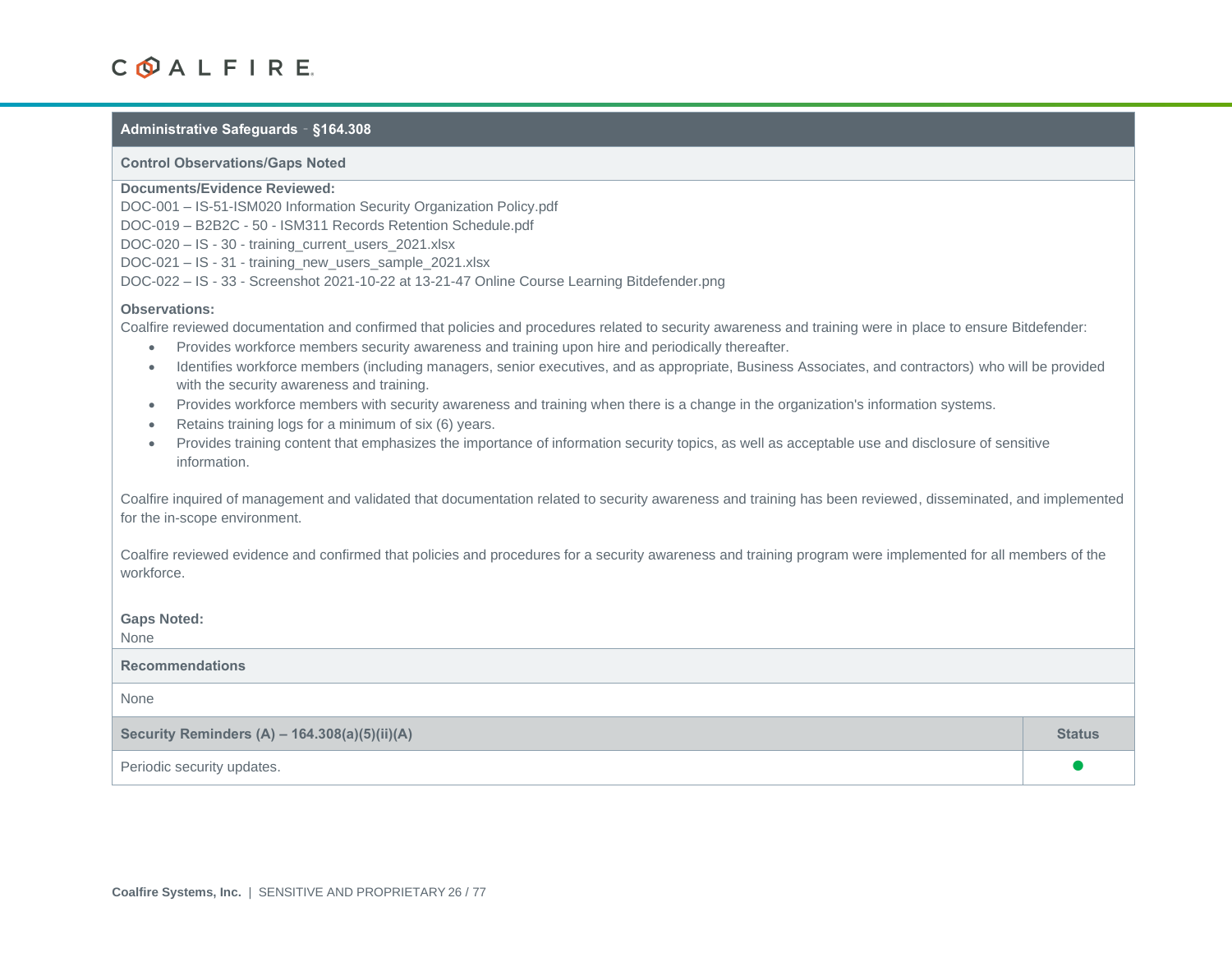| Administrative Safeguards - §164.308 |
| --- |
| **Control Observations/Gaps Noted** |

**Documents/Evidence Reviewed:**

DOC-001 – IS-51-ISM020 Information Security Organization Policy.pdf
DOC-019 – B2B2C - 50 - ISM311 Records Retention Schedule.pdf
DOC-020 – IS - 30 - training_current_users_2021.xlsx
DOC-021 – IS - 31 - training_new_users_sample_2021.xlsx
DOC-022 – IS - 33 - Screenshot 2021-10-22 at 13-21-47 Online Course Learning Bitdefender.png

**Observations:**

Coalfire reviewed documentation and confirmed that policies and procedures related to security awareness and training were in place to ensure Bitdefender:

- Provides workforce members security awareness and training upon hire and periodically thereafter.
- Identifies workforce members (including managers, senior executives, and as appropriate, Business Associates, and contractors) who will be provided with the security awareness and training.
- Provides workforce members with security awareness and training when there is a change in the organization's information systems.
- Retains training logs for a minimum of six (6) years.
- Provides training content that emphasizes the importance of information security topics, as well as acceptable use and disclosure of sensitive information.

Coalfire inquired of management and validated that documentation related to security awareness and training has been reviewed, disseminated, and implemented for the in-scope environment.

Coalfire reviewed evidence and confirmed that policies and procedures for a security awareness and training program were implemented for all members of the workforce.

**Gaps Noted:**

None

**Recommendations**

None

| Security Reminders (A) – 164.308(a)(5)(ii)(A) | Status |
| --- | --- |
| Periodic security updates. | ● |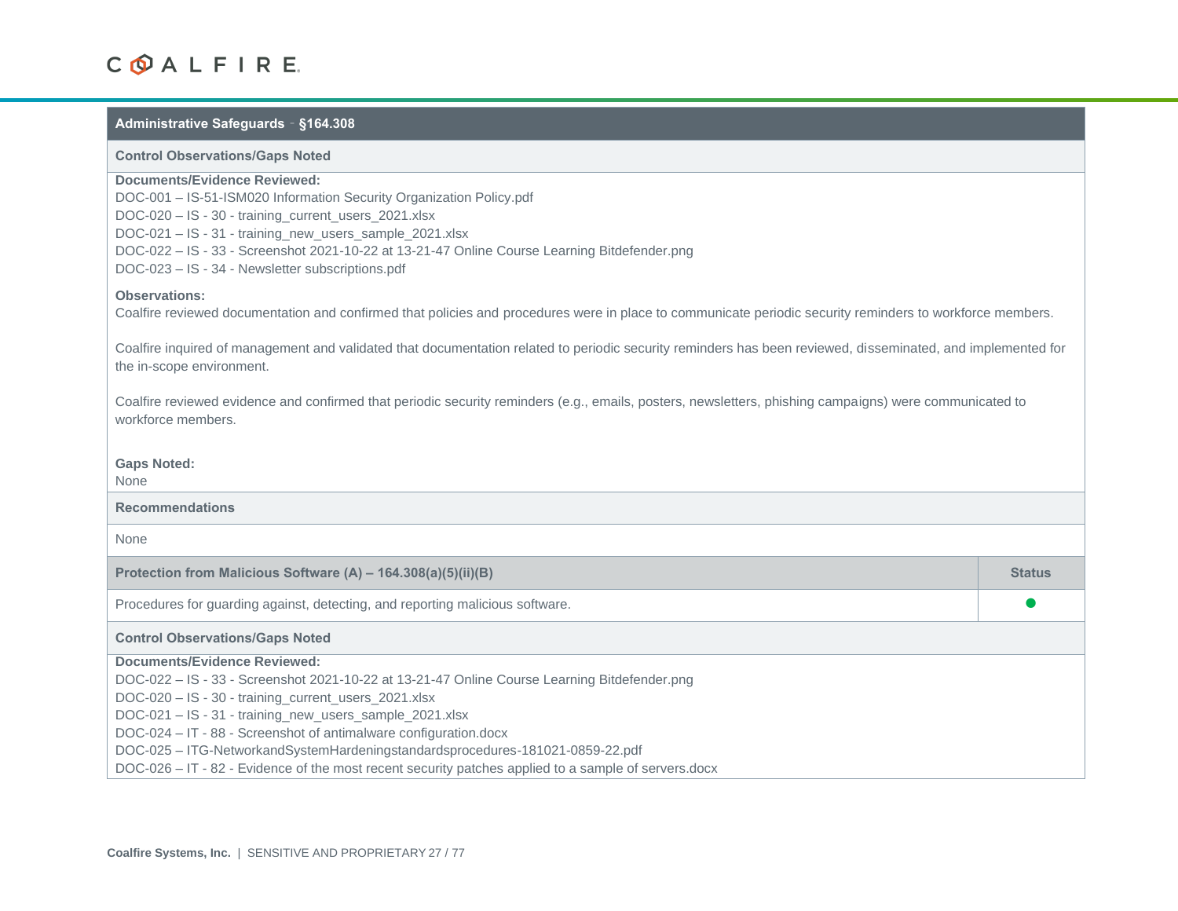## Administrative Safeguards - §164.308

**Control Observations/Gaps Noted**

**Documents/Evidence Reviewed:**

DOC-001 – IS-51-ISM020 Information Security Organization Policy.pdf
DOC-020 – IS - 30 - training_current_users_2021.xlsx
DOC-021 – IS - 31 - training_new_users_sample_2021.xlsx
DOC-022 – IS - 33 - Screenshot 2021-10-22 at 13-21-47 Online Course Learning Bitdefender.png
DOC-023 – IS - 34 - Newsletter subscriptions.pdf

**Observations:**

Coalfire reviewed documentation and confirmed that policies and procedures were in place to communicate periodic security reminders to workforce members.

Coalfire inquired of management and validated that documentation related to periodic security reminders has been reviewed, disseminated, and implemented for the in-scope environment.

Coalfire reviewed evidence and confirmed that periodic security reminders (e.g., emails, posters, newsletters, phishing campaigns) were communicated to workforce members.

**Gaps Noted:**

None

**Recommendations**

None

| Protection from Malicious Software (A) – 164.308(a)(5)(ii)(B) | Status |
|---|---|
| Procedures for guarding against, detecting, and reporting malicious software. | ● |

**Control Observations/Gaps Noted**

**Documents/Evidence Reviewed:**

DOC-022 – IS - 33 - Screenshot 2021-10-22 at 13-21-47 Online Course Learning Bitdefender.png
DOC-020 – IS - 30 - training_current_users_2021.xlsx
DOC-021 – IS - 31 - training_new_users_sample_2021.xlsx
DOC-024 – IT - 88 - Screenshot of antimalware configuration.docx
DOC-025 – ITG-NetworkandSystemHardeningstandardsprocedures-181021-0859-22.pdf
DOC-026 – IT - 82 - Evidence of the most recent security patches applied to a sample of servers.docx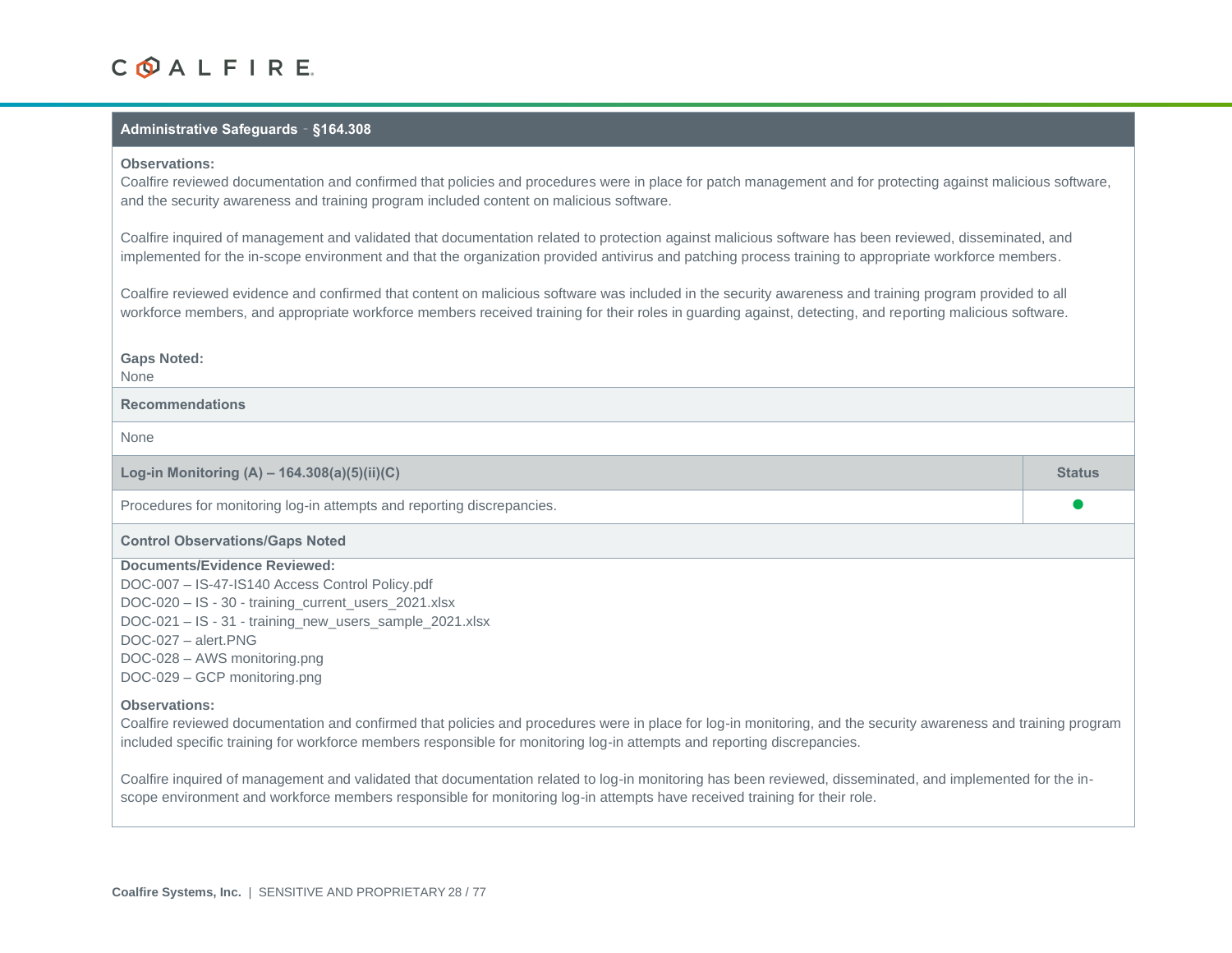## Administrative Safeguards - §164.308

**Observations:**
Coalfire reviewed documentation and confirmed that policies and procedures were in place for patch management and for protecting against malicious software, and the security awareness and training program included content on malicious software.

Coalfire inquired of management and validated that documentation related to protection against malicious software has been reviewed, disseminated, and implemented for the in-scope environment and that the organization provided antivirus and patching process training to appropriate workforce members.

Coalfire reviewed evidence and confirmed that content on malicious software was included in the security awareness and training program provided to all workforce members, and appropriate workforce members received training for their roles in guarding against, detecting, and reporting malicious software.

**Gaps Noted:**
None

**Recommendations**

None

| Log-in Monitoring (A) – 164.308(a)(5)(ii)(C) | Status |
| --- | --- |
| Procedures for monitoring log-in attempts and reporting discrepancies. | ● |

**Control Observations/Gaps Noted**

**Documents/Evidence Reviewed:**
DOC-007 – IS-47-IS140 Access Control Policy.pdf
DOC-020 – IS - 30 - training_current_users_2021.xlsx
DOC-021 – IS - 31 - training_new_users_sample_2021.xlsx
DOC-027 – alert.PNG
DOC-028 – AWS monitoring.png
DOC-029 – GCP monitoring.png

**Observations:**
Coalfire reviewed documentation and confirmed that policies and procedures were in place for log-in monitoring, and the security awareness and training program included specific training for workforce members responsible for monitoring log-in attempts and reporting discrepancies.

Coalfire inquired of management and validated that documentation related to log-in monitoring has been reviewed, disseminated, and implemented for the in-scope environment and workforce members responsible for monitoring log-in attempts have received training for their role.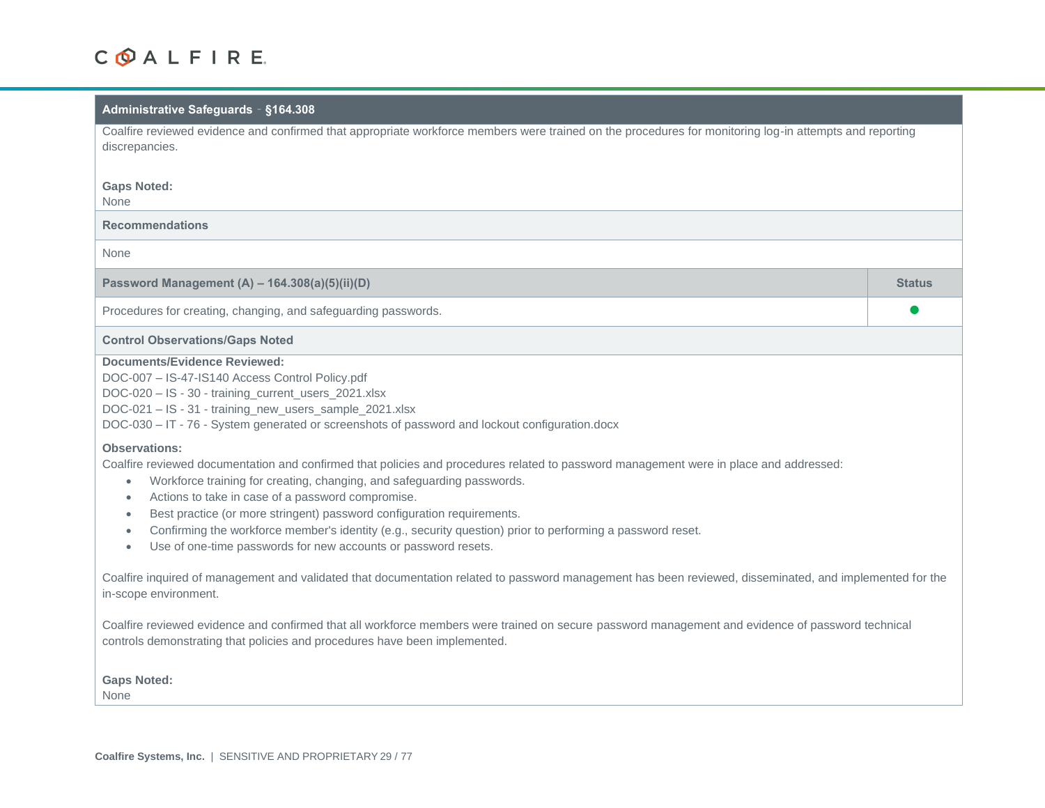| Administrative Safeguards - §164.308 | |
|---|---|
| Coalfire reviewed evidence and confirmed that appropriate workforce members were trained on the procedures for monitoring log-in attempts and reporting discrepancies.<br><br>**Gaps Noted:**<br>None | |
| **Recommendations** | |
| None | |
| **Password Management (A) – 164.308(a)(5)(ii)(D)** | **Status** |
| Procedures for creating, changing, and safeguarding passwords. | ● |
| **Control Observations/Gaps Noted** | |

**Documents/Evidence Reviewed:**

DOC-007 – IS-47-IS140 Access Control Policy.pdf
DOC-020 – IS - 30 - training_current_users_2021.xlsx
DOC-021 – IS - 31 - training_new_users_sample_2021.xlsx
DOC-030 – IT - 76 - System generated or screenshots of password and lockout configuration.docx

**Observations:**

Coalfire reviewed documentation and confirmed that policies and procedures related to password management were in place and addressed:

- Workforce training for creating, changing, and safeguarding passwords.
- Actions to take in case of a password compromise.
- Best practice (or more stringent) password configuration requirements.
- Confirming the workforce member's identity (e.g., security question) prior to performing a password reset.
- Use of one-time passwords for new accounts or password resets.

Coalfire inquired of management and validated that documentation related to password management has been reviewed, disseminated, and implemented for the in-scope environment.

Coalfire reviewed evidence and confirmed that all workforce members were trained on secure password management and evidence of password technical controls demonstrating that policies and procedures have been implemented.

**Gaps Noted:**

None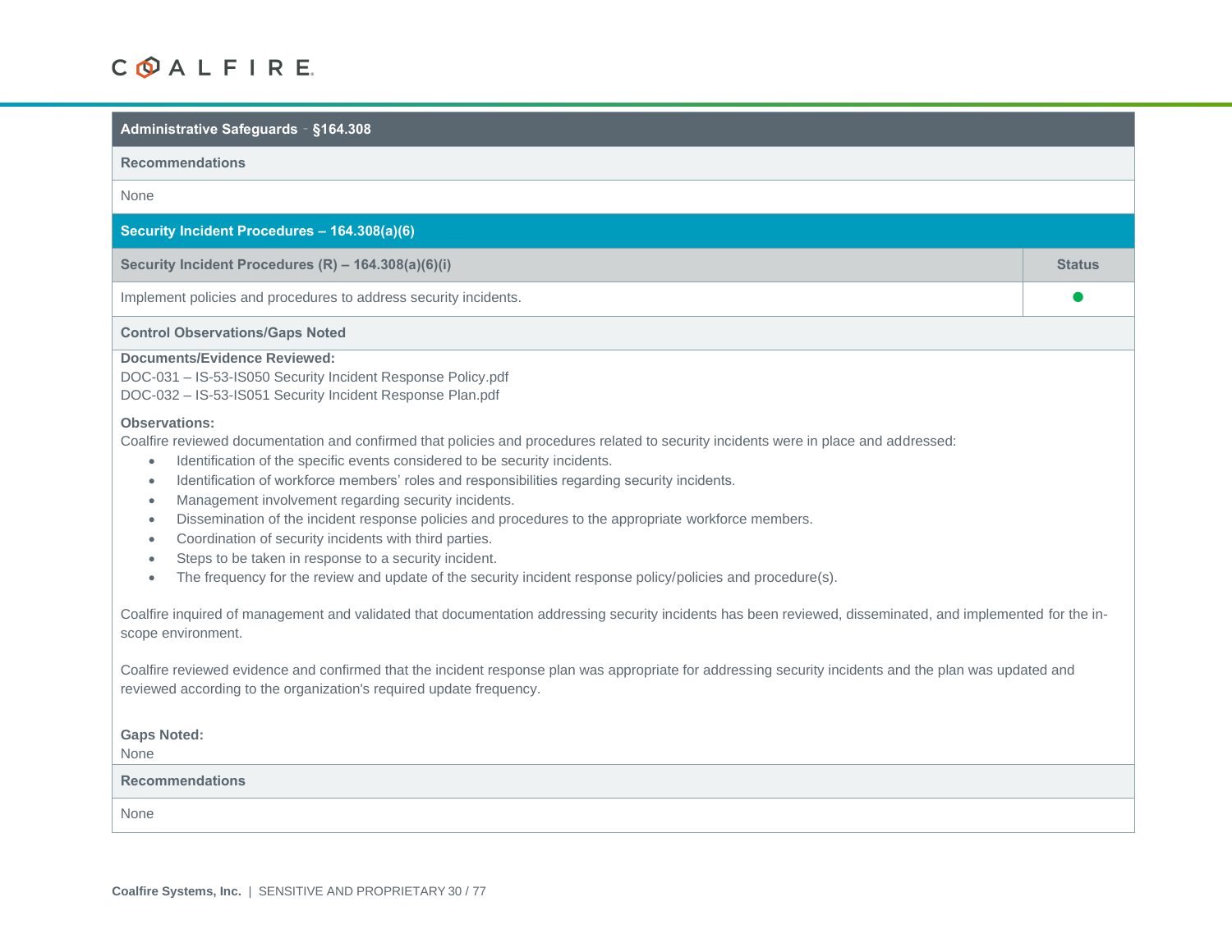## Administrative Safeguards - §164.308

**Recommendations**

None

### Security Incident Procedures – 164.308(a)(6)

| Security Incident Procedures (R) – 164.308(a)(6)(i) | Status |
|---|---|
| Implement policies and procedures to address security incidents. | ● |

**Control Observations/Gaps Noted**

**Documents/Evidence Reviewed:**
DOC-031 – IS-53-IS050 Security Incident Response Policy.pdf
DOC-032 – IS-53-IS051 Security Incident Response Plan.pdf

**Observations:**
Coalfire reviewed documentation and confirmed that policies and procedures related to security incidents were in place and addressed:

- Identification of the specific events considered to be security incidents.
- Identification of workforce members' roles and responsibilities regarding security incidents.
- Management involvement regarding security incidents.
- Dissemination of the incident response policies and procedures to the appropriate workforce members.
- Coordination of security incidents with third parties.
- Steps to be taken in response to a security incident.
- The frequency for the review and update of the security incident response policy/policies and procedure(s).

Coalfire inquired of management and validated that documentation addressing security incidents has been reviewed, disseminated, and implemented for the in-scope environment.

Coalfire reviewed evidence and confirmed that the incident response plan was appropriate for addressing security incidents and the plan was updated and reviewed according to the organization's required update frequency.

**Gaps Noted:**
None

**Recommendations**

None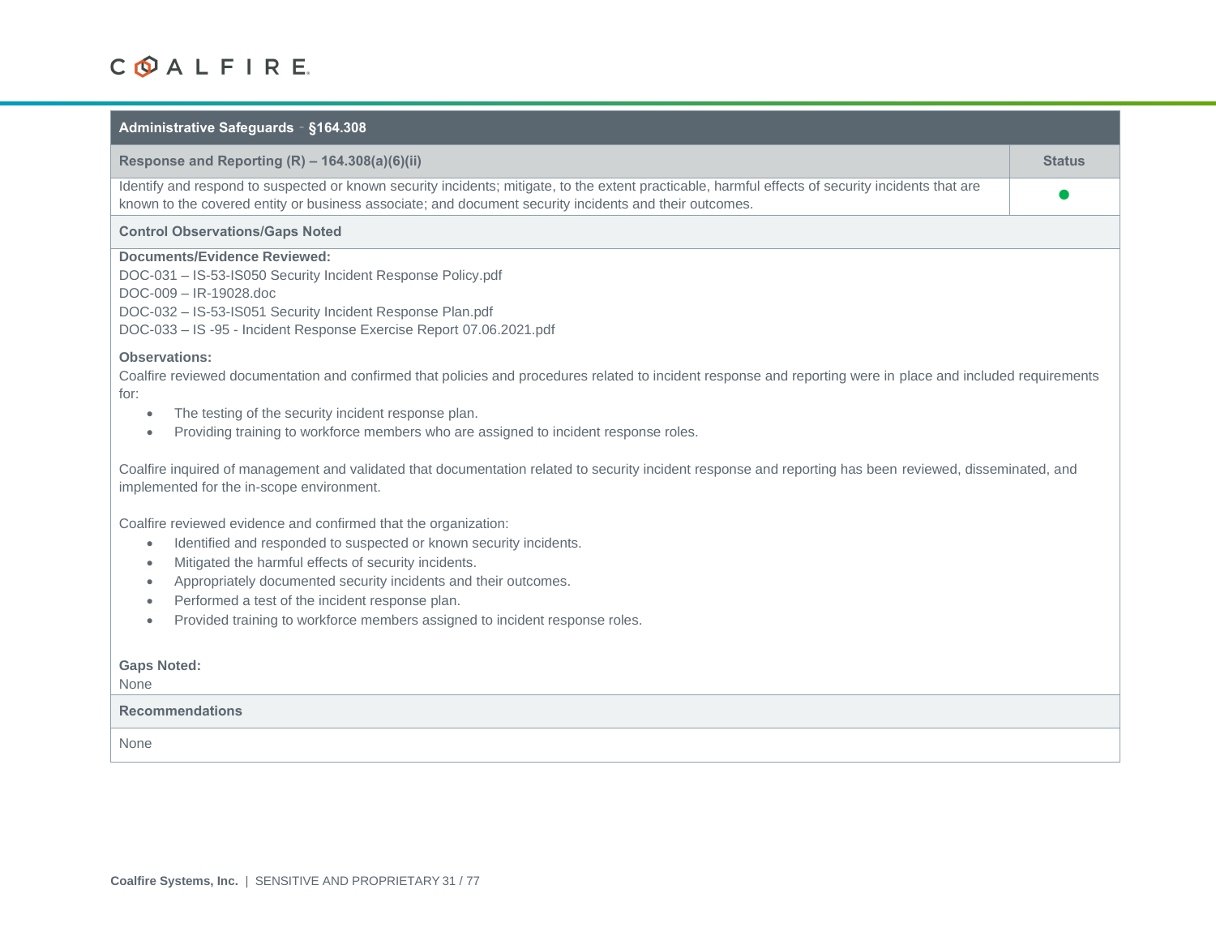| Administrative Safeguards - §164.308 | |
|---|---|
| **Response and Reporting (R) – 164.308(a)(6)(ii)** | **Status** |
| Identify and respond to suspected or known security incidents; mitigate, to the extent practicable, harmful effects of security incidents that are known to the covered entity or business associate; and document security incidents and their outcomes. | ● |

**Control Observations/Gaps Noted**

**Documents/Evidence Reviewed:**

DOC-031 – IS-53-IS050 Security Incident Response Policy.pdf
DOC-009 – IR-19028.doc
DOC-032 – IS-53-IS051 Security Incident Response Plan.pdf
DOC-033 – IS -95 - Incident Response Exercise Report 07.06.2021.pdf

**Observations:**

Coalfire reviewed documentation and confirmed that policies and procedures related to incident response and reporting were in place and included requirements for:

- The testing of the security incident response plan.
- Providing training to workforce members who are assigned to incident response roles.

Coalfire inquired of management and validated that documentation related to security incident response and reporting has been reviewed, disseminated, and implemented for the in-scope environment.

Coalfire reviewed evidence and confirmed that the organization:

- Identified and responded to suspected or known security incidents.
- Mitigated the harmful effects of security incidents.
- Appropriately documented security incidents and their outcomes.
- Performed a test of the incident response plan.
- Provided training to workforce members assigned to incident response roles.

**Gaps Noted:**

None

**Recommendations**

None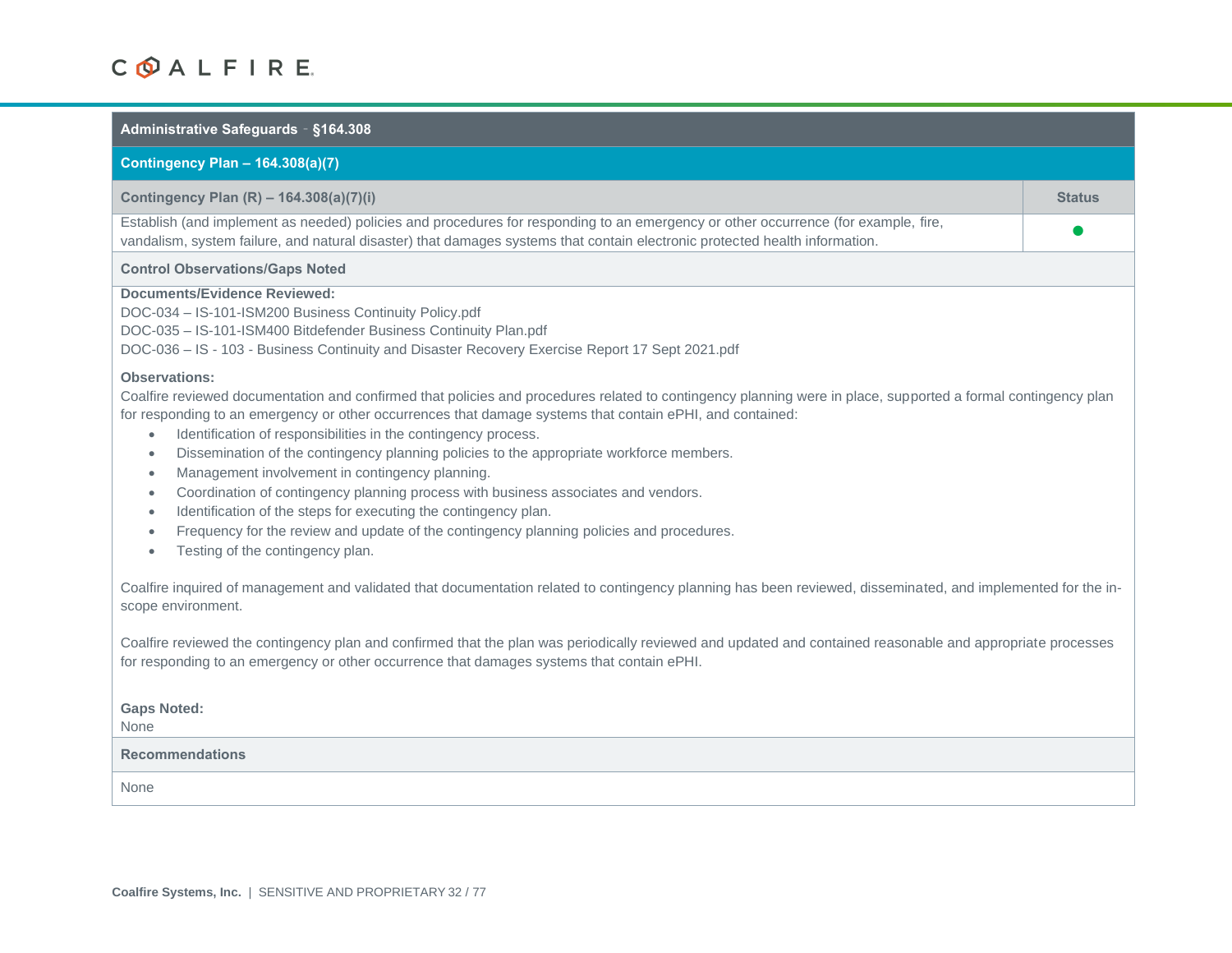| Administrative Safeguards - §164.308 | |
|---|---|
| **Contingency Plan – 164.308(a)(7)** | |
| **Contingency Plan (R) – 164.308(a)(7)(i)** | **Status** |
| Establish (and implement as needed) policies and procedures for responding to an emergency or other occurrence (for example, fire, vandalism, system failure, and natural disaster) that damages systems that contain electronic protected health information. | ● |

**Control Observations/Gaps Noted**

**Documents/Evidence Reviewed:**

DOC-034 – IS-101-ISM200 Business Continuity Policy.pdf
DOC-035 – IS-101-ISM400 Bitdefender Business Continuity Plan.pdf
DOC-036 – IS - 103 - Business Continuity and Disaster Recovery Exercise Report 17 Sept 2021.pdf

**Observations:**

Coalfire reviewed documentation and confirmed that policies and procedures related to contingency planning were in place, supported a formal contingency plan for responding to an emergency or other occurrences that damage systems that contain ePHI, and contained:

- Identification of responsibilities in the contingency process.
- Dissemination of the contingency planning policies to the appropriate workforce members.
- Management involvement in contingency planning.
- Coordination of contingency planning process with business associates and vendors.
- Identification of the steps for executing the contingency plan.
- Frequency for the review and update of the contingency planning policies and procedures.
- Testing of the contingency plan.

Coalfire inquired of management and validated that documentation related to contingency planning has been reviewed, disseminated, and implemented for the in-scope environment.

Coalfire reviewed the contingency plan and confirmed that the plan was periodically reviewed and updated and contained reasonable and appropriate processes for responding to an emergency or other occurrence that damages systems that contain ePHI.

**Gaps Noted:**

None

**Recommendations**

None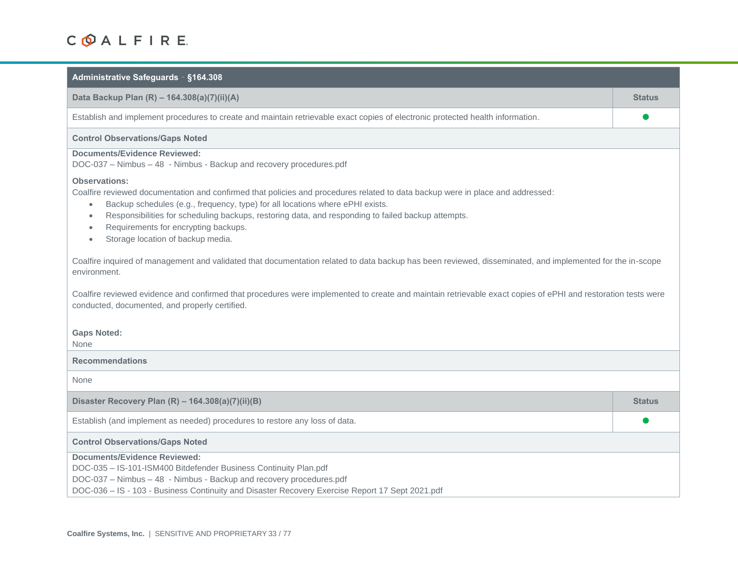## Administrative Safeguards - §164.308

| Data Backup Plan (R) – 164.308(a)(7)(ii)(A) | Status |
| --- | --- |
| Establish and implement procedures to create and maintain retrievable exact copies of electronic protected health information. | ● |

**Control Observations/Gaps Noted**

**Documents/Evidence Reviewed:**
DOC-037 – Nimbus – 48 - Nimbus - Backup and recovery procedures.pdf

**Observations:**
Coalfire reviewed documentation and confirmed that policies and procedures related to data backup were in place and addressed:

- Backup schedules (e.g., frequency, type) for all locations where ePHI exists.
- Responsibilities for scheduling backups, restoring data, and responding to failed backup attempts.
- Requirements for encrypting backups.
- Storage location of backup media.

Coalfire inquired of management and validated that documentation related to data backup has been reviewed, disseminated, and implemented for the in-scope environment.

Coalfire reviewed evidence and confirmed that procedures were implemented to create and maintain retrievable exact copies of ePHI and restoration tests were conducted, documented, and properly certified.

**Gaps Noted:**
None

**Recommendations**

None

| Disaster Recovery Plan (R) – 164.308(a)(7)(ii)(B) | Status |
| --- | --- |
| Establish (and implement as needed) procedures to restore any loss of data. | ● |

**Control Observations/Gaps Noted**

**Documents/Evidence Reviewed:**
DOC-035 – IS-101-ISM400 Bitdefender Business Continuity Plan.pdf
DOC-037 – Nimbus – 48 - Nimbus - Backup and recovery procedures.pdf
DOC-036 – IS - 103 - Business Continuity and Disaster Recovery Exercise Report 17 Sept 2021.pdf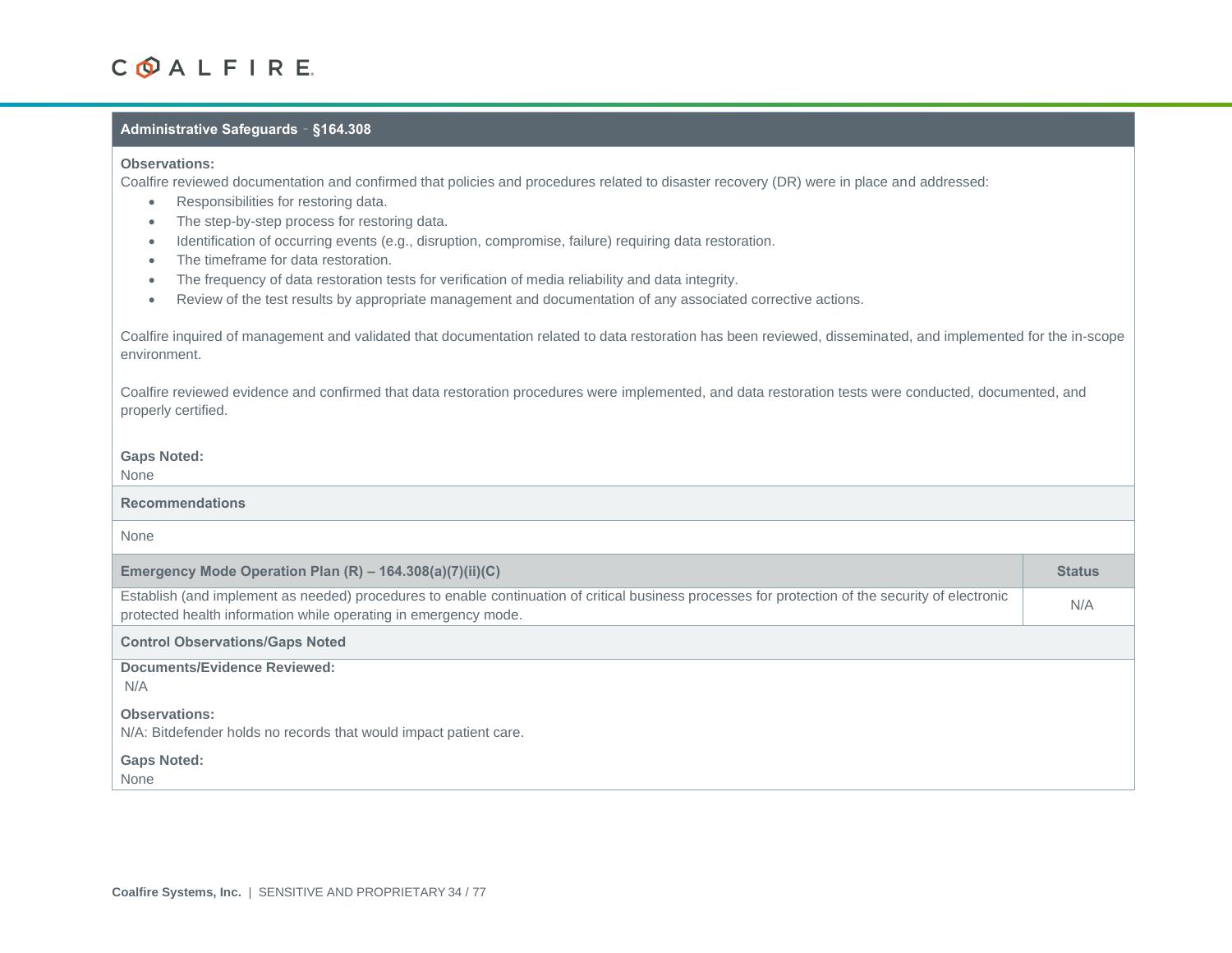## Administrative Safeguards - §164.308

**Observations:**
Coalfire reviewed documentation and confirmed that policies and procedures related to disaster recovery (DR) were in place and addressed:

- Responsibilities for restoring data.
- The step-by-step process for restoring data.
- Identification of occurring events (e.g., disruption, compromise, failure) requiring data restoration.
- The timeframe for data restoration.
- The frequency of data restoration tests for verification of media reliability and data integrity.
- Review of the test results by appropriate management and documentation of any associated corrective actions.

Coalfire inquired of management and validated that documentation related to data restoration has been reviewed, disseminated, and implemented for the in-scope environment.

Coalfire reviewed evidence and confirmed that data restoration procedures were implemented, and data restoration tests were conducted, documented, and properly certified.

**Gaps Noted:**
None

**Recommendations**

None

| Emergency Mode Operation Plan (R) – 164.308(a)(7)(ii)(C) | Status |
|---|---|
| Establish (and implement as needed) procedures to enable continuation of critical business processes for protection of the security of electronic protected health information while operating in emergency mode. | N/A |

**Control Observations/Gaps Noted**

**Documents/Evidence Reviewed:**
N/A

**Observations:**
N/A: Bitdefender holds no records that would impact patient care.

**Gaps Noted:**
None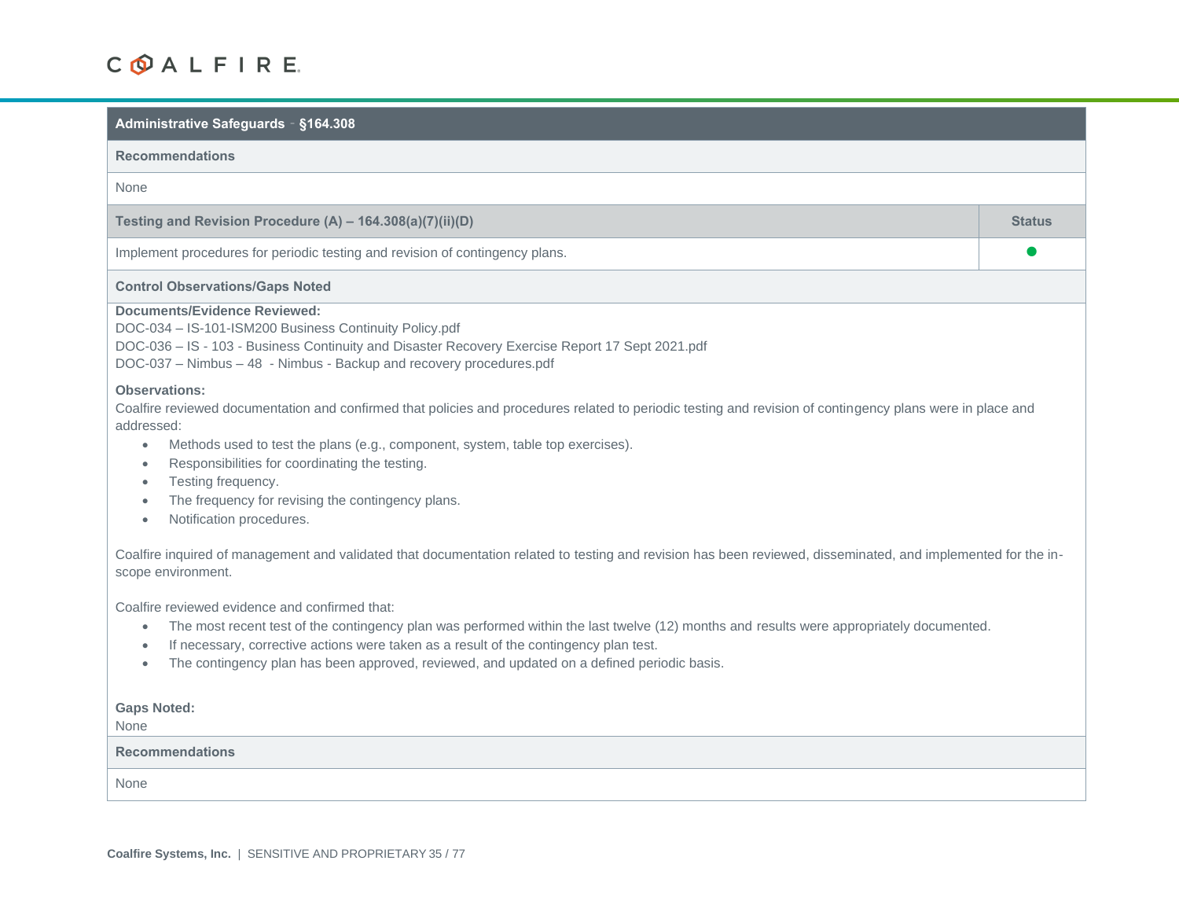| Administrative Safeguards - §164.308 | |
|---|---|
| **Recommendations** | |
| None | |
| **Testing and Revision Procedure (A) – 164.308(a)(7)(ii)(D)** | **Status** |
| Implement procedures for periodic testing and revision of contingency plans. | ● |

**Control Observations/Gaps Noted**

**Documents/Evidence Reviewed:**
DOC-034 – IS-101-ISM200 Business Continuity Policy.pdf
DOC-036 – IS - 103 - Business Continuity and Disaster Recovery Exercise Report 17 Sept 2021.pdf
DOC-037 – Nimbus – 48 - Nimbus - Backup and recovery procedures.pdf

**Observations:**
Coalfire reviewed documentation and confirmed that policies and procedures related to periodic testing and revision of contingency plans were in place and addressed:

- Methods used to test the plans (e.g., component, system, table top exercises).
- Responsibilities for coordinating the testing.
- Testing frequency.
- The frequency for revising the contingency plans.
- Notification procedures.

Coalfire inquired of management and validated that documentation related to testing and revision has been reviewed, disseminated, and implemented for the in-scope environment.

Coalfire reviewed evidence and confirmed that:

- The most recent test of the contingency plan was performed within the last twelve (12) months and results were appropriately documented.
- If necessary, corrective actions were taken as a result of the contingency plan test.
- The contingency plan has been approved, reviewed, and updated on a defined periodic basis.

**Gaps Noted:**
None

**Recommendations**

None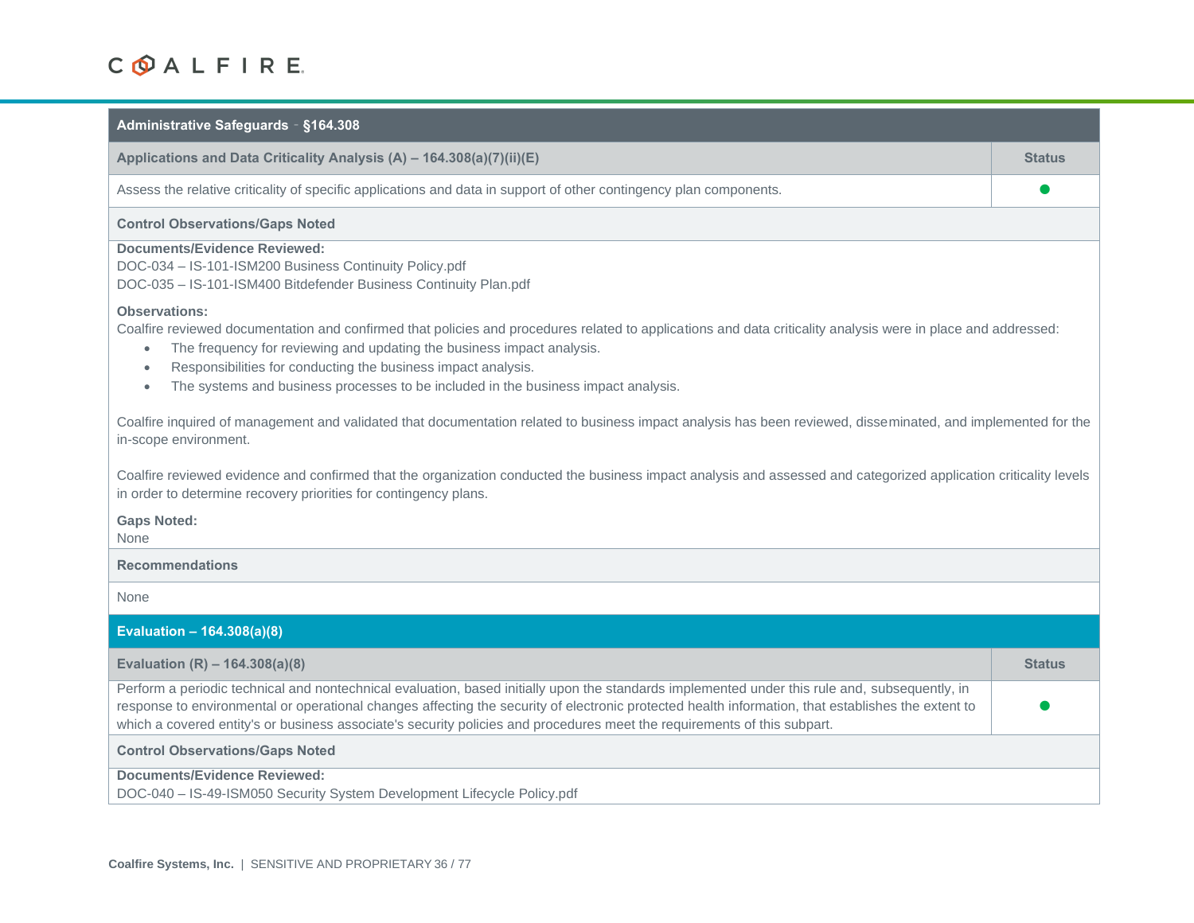## Administrative Safeguards - §164.308

| Applications and Data Criticality Analysis (A) – 164.308(a)(7)(ii)(E) | Status |
| --- | --- |
| Assess the relative criticality of specific applications and data in support of other contingency plan components. | ● |

**Control Observations/Gaps Noted**

**Documents/Evidence Reviewed:**
DOC-034 – IS-101-ISM200 Business Continuity Policy.pdf
DOC-035 – IS-101-ISM400 Bitdefender Business Continuity Plan.pdf

**Observations:**
Coalfire reviewed documentation and confirmed that policies and procedures related to applications and data criticality analysis were in place and addressed:

- The frequency for reviewing and updating the business impact analysis.
- Responsibilities for conducting the business impact analysis.
- The systems and business processes to be included in the business impact analysis.

Coalfire inquired of management and validated that documentation related to business impact analysis has been reviewed, disseminated, and implemented for the in-scope environment.

Coalfire reviewed evidence and confirmed that the organization conducted the business impact analysis and assessed and categorized application criticality levels in order to determine recovery priorities for contingency plans.

**Gaps Noted:**
None

**Recommendations**

None

## Evaluation – 164.308(a)(8)

| Evaluation (R) – 164.308(a)(8) | Status |
| --- | --- |
| Perform a periodic technical and nontechnical evaluation, based initially upon the standards implemented under this rule and, subsequently, in response to environmental or operational changes affecting the security of electronic protected health information, that establishes the extent to which a covered entity's or business associate's security policies and procedures meet the requirements of this subpart. | ● |

**Control Observations/Gaps Noted**

**Documents/Evidence Reviewed:**
DOC-040 – IS-49-ISM050 Security System Development Lifecycle Policy.pdf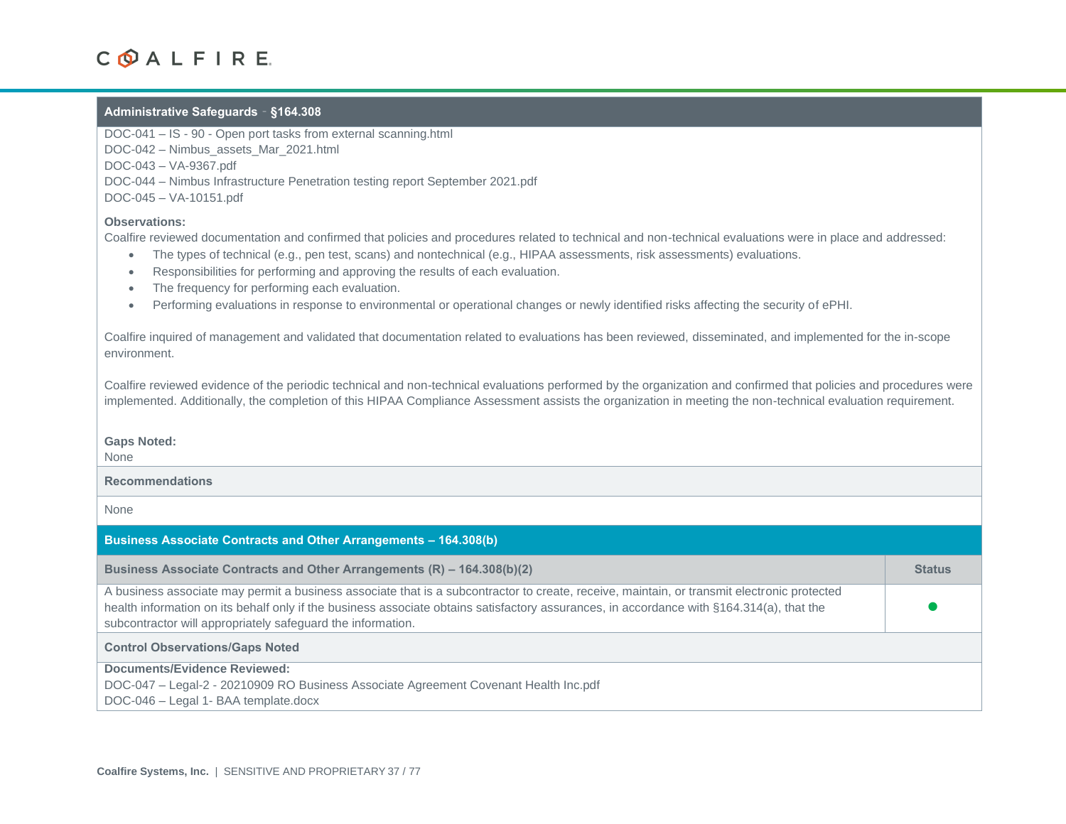**Administrative Safeguards - §164.308**

DOC-041 – IS - 90 - Open port tasks from external scanning.html
DOC-042 – Nimbus_assets_Mar_2021.html
DOC-043 – VA-9367.pdf
DOC-044 – Nimbus Infrastructure Penetration testing report September 2021.pdf
DOC-045 – VA-10151.pdf

**Observations:**
Coalfire reviewed documentation and confirmed that policies and procedures related to technical and non-technical evaluations were in place and addressed:

- The types of technical (e.g., pen test, scans) and nontechnical (e.g., HIPAA assessments, risk assessments) evaluations.
- Responsibilities for performing and approving the results of each evaluation.
- The frequency for performing each evaluation.
- Performing evaluations in response to environmental or operational changes or newly identified risks affecting the security of ePHI.

Coalfire inquired of management and validated that documentation related to evaluations has been reviewed, disseminated, and implemented for the in-scope environment.

Coalfire reviewed evidence of the periodic technical and non-technical evaluations performed by the organization and confirmed that policies and procedures were implemented. Additionally, the completion of this HIPAA Compliance Assessment assists the organization in meeting the non-technical evaluation requirement.

**Gaps Noted:**
None

**Recommendations**

None

## Business Associate Contracts and Other Arrangements – 164.308(b)

| Business Associate Contracts and Other Arrangements (R) – 164.308(b)(2) | Status |
|---|---|
| A business associate may permit a business associate that is a subcontractor to create, receive, maintain, or transmit electronic protected health information on its behalf only if the business associate obtains satisfactory assurances, in accordance with §164.314(a), that the subcontractor will appropriately safeguard the information. | ● |

**Control Observations/Gaps Noted**

**Documents/Evidence Reviewed:**
DOC-047 – Legal-2 - 20210909 RO Business Associate Agreement Covenant Health Inc.pdf
DOC-046 – Legal 1- BAA template.docx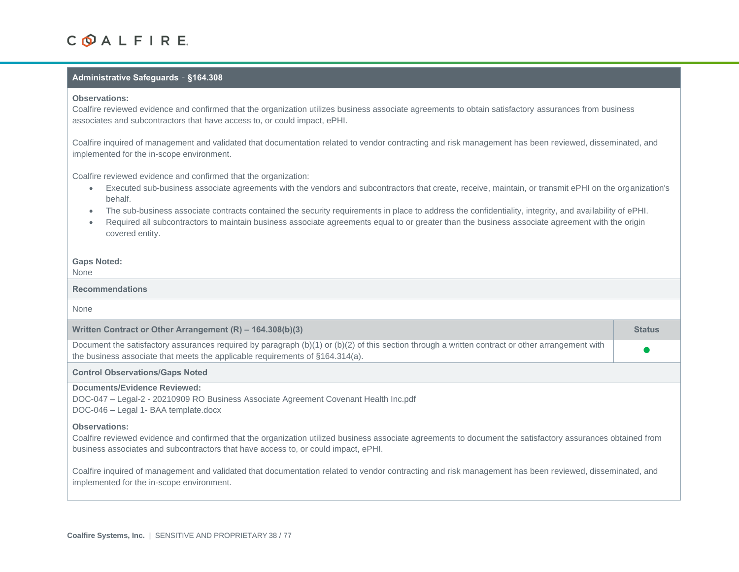## Administrative Safeguards - §164.308

**Observations:**
Coalfire reviewed evidence and confirmed that the organization utilizes business associate agreements to obtain satisfactory assurances from business associates and subcontractors that have access to, or could impact, ePHI.

Coalfire inquired of management and validated that documentation related to vendor contracting and risk management has been reviewed, disseminated, and implemented for the in-scope environment.

Coalfire reviewed evidence and confirmed that the organization:

- Executed sub-business associate agreements with the vendors and subcontractors that create, receive, maintain, or transmit ePHI on the organization's behalf.
- The sub-business associate contracts contained the security requirements in place to address the confidentiality, integrity, and availability of ePHI.
- Required all subcontractors to maintain business associate agreements equal to or greater than the business associate agreement with the origin covered entity.

**Gaps Noted:**
None

### Recommendations

None

| Written Contract or Other Arrangement (R) – 164.308(b)(3) | Status |
|---|---|
| Document the satisfactory assurances required by paragraph (b)(1) or (b)(2) of this section through a written contract or other arrangement with the business associate that meets the applicable requirements of §164.314(a). | ● |

### Control Observations/Gaps Noted

**Documents/Evidence Reviewed:**
DOC-047 – Legal-2 - 20210909 RO Business Associate Agreement Covenant Health Inc.pdf
DOC-046 – Legal 1- BAA template.docx

**Observations:**
Coalfire reviewed evidence and confirmed that the organization utilized business associate agreements to document the satisfactory assurances obtained from business associates and subcontractors that have access to, or could impact, ePHI.

Coalfire inquired of management and validated that documentation related to vendor contracting and risk management has been reviewed, disseminated, and implemented for the in-scope environment.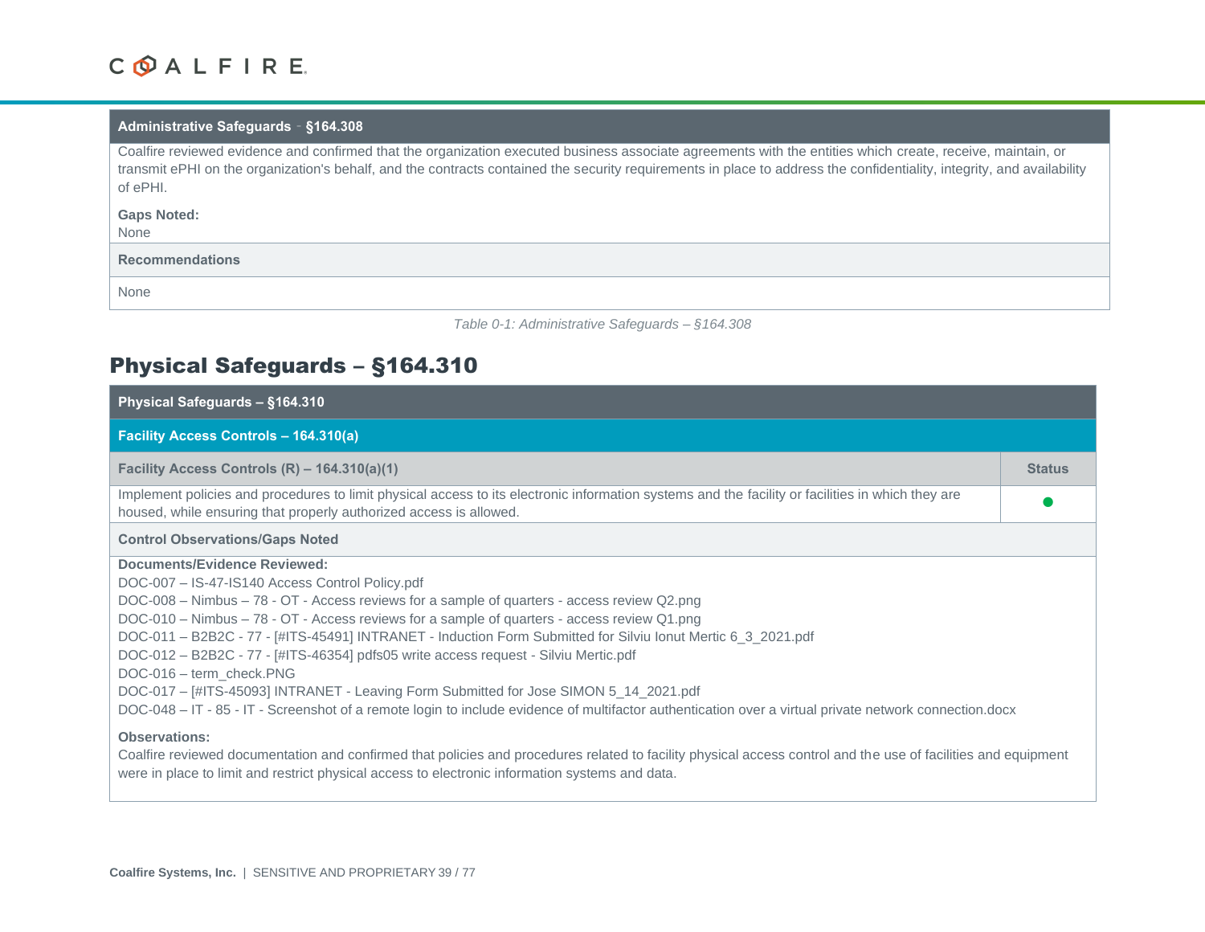| Administrative Safeguards - §164.308 |
| --- |
| Coalfire reviewed evidence and confirmed that the organization executed business associate agreements with the entities which create, receive, maintain, or transmit ePHI on the organization's behalf, and the contracts contained the security requirements in place to address the confidentiality, integrity, and availability of ePHI.<br><br>**Gaps Noted:**<br>None |
| **Recommendations** |
| None |

*Table 0-1: Administrative Safeguards – §164.308*

## Physical Safeguards – §164.310

| Physical Safeguards – §164.310 | |
| --- | --- |
| **Facility Access Controls – 164.310(a)** | |
| **Facility Access Controls (R) – 164.310(a)(1)** | **Status** |
| Implement policies and procedures to limit physical access to its electronic information systems and the facility or facilities in which they are housed, while ensuring that properly authorized access is allowed. | ● |
| **Control Observations/Gaps Noted** | |
| **Documents/Evidence Reviewed:**<br>DOC-007 – IS-47-IS140 Access Control Policy.pdf<br>DOC-008 – Nimbus – 78 - OT - Access reviews for a sample of quarters - access review Q2.png<br>DOC-010 – Nimbus – 78 - OT - Access reviews for a sample of quarters - access review Q1.png<br>DOC-011 – B2B2C - 77 - [#ITS-45491] INTRANET - Induction Form Submitted for Silviu Ionut Mertic 6_3_2021.pdf<br>DOC-012 – B2B2C - 77 - [#ITS-46354] pdfs05 write access request - Silviu Mertic.pdf<br>DOC-016 – term_check.PNG<br>DOC-017 – [#ITS-45093] INTRANET - Leaving Form Submitted for Jose SIMON 5_14_2021.pdf<br>DOC-048 – IT - 85 - IT - Screenshot of a remote login to include evidence of multifactor authentication over a virtual private network connection.docx<br><br>**Observations:**<br>Coalfire reviewed documentation and confirmed that policies and procedures related to facility physical access control and the use of facilities and equipment were in place to limit and restrict physical access to electronic information systems and data. | |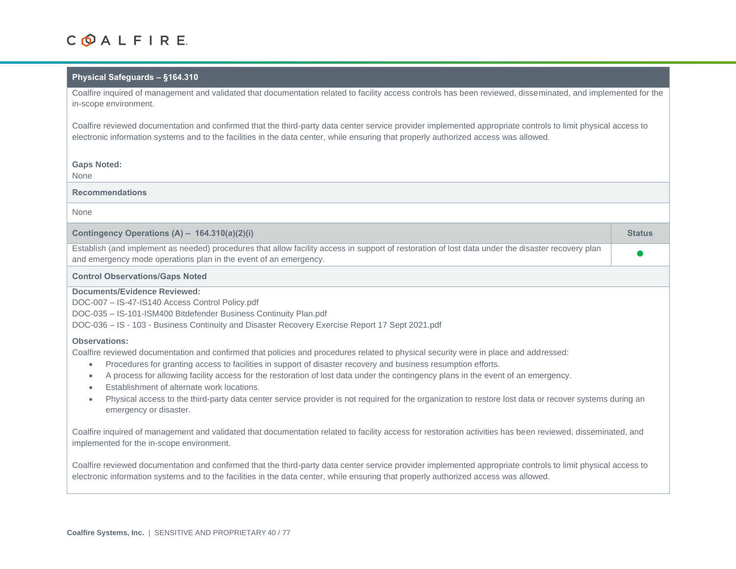## Physical Safeguards – §164.310

Coalfire inquired of management and validated that documentation related to facility access controls has been reviewed, disseminated, and implemented for the in-scope environment.

Coalfire reviewed documentation and confirmed that the third-party data center service provider implemented appropriate controls to limit physical access to electronic information systems and to the facilities in the data center, while ensuring that properly authorized access was allowed.

**Gaps Noted:**
None

**Recommendations**

None

| Contingency Operations (A) – 164.310(a)(2)(i) | Status |
| --- | --- |
| Establish (and implement as needed) procedures that allow facility access in support of restoration of lost data under the disaster recovery plan and emergency mode operations plan in the event of an emergency. | ● |

**Control Observations/Gaps Noted**

**Documents/Evidence Reviewed:**
DOC-007 – IS-47-IS140 Access Control Policy.pdf
DOC-035 – IS-101-ISM400 Bitdefender Business Continuity Plan.pdf
DOC-036 – IS - 103 - Business Continuity and Disaster Recovery Exercise Report 17 Sept 2021.pdf

**Observations:**
Coalfire reviewed documentation and confirmed that policies and procedures related to physical security were in place and addressed:

- Procedures for granting access to facilities in support of disaster recovery and business resumption efforts.
- A process for allowing facility access for the restoration of lost data under the contingency plans in the event of an emergency.
- Establishment of alternate work locations.
- Physical access to the third-party data center service provider is not required for the organization to restore lost data or recover systems during an emergency or disaster.

Coalfire inquired of management and validated that documentation related to facility access for restoration activities has been reviewed, disseminated, and implemented for the in-scope environment.

Coalfire reviewed documentation and confirmed that the third-party data center service provider implemented appropriate controls to limit physical access to electronic information systems and to the facilities in the data center, while ensuring that properly authorized access was allowed.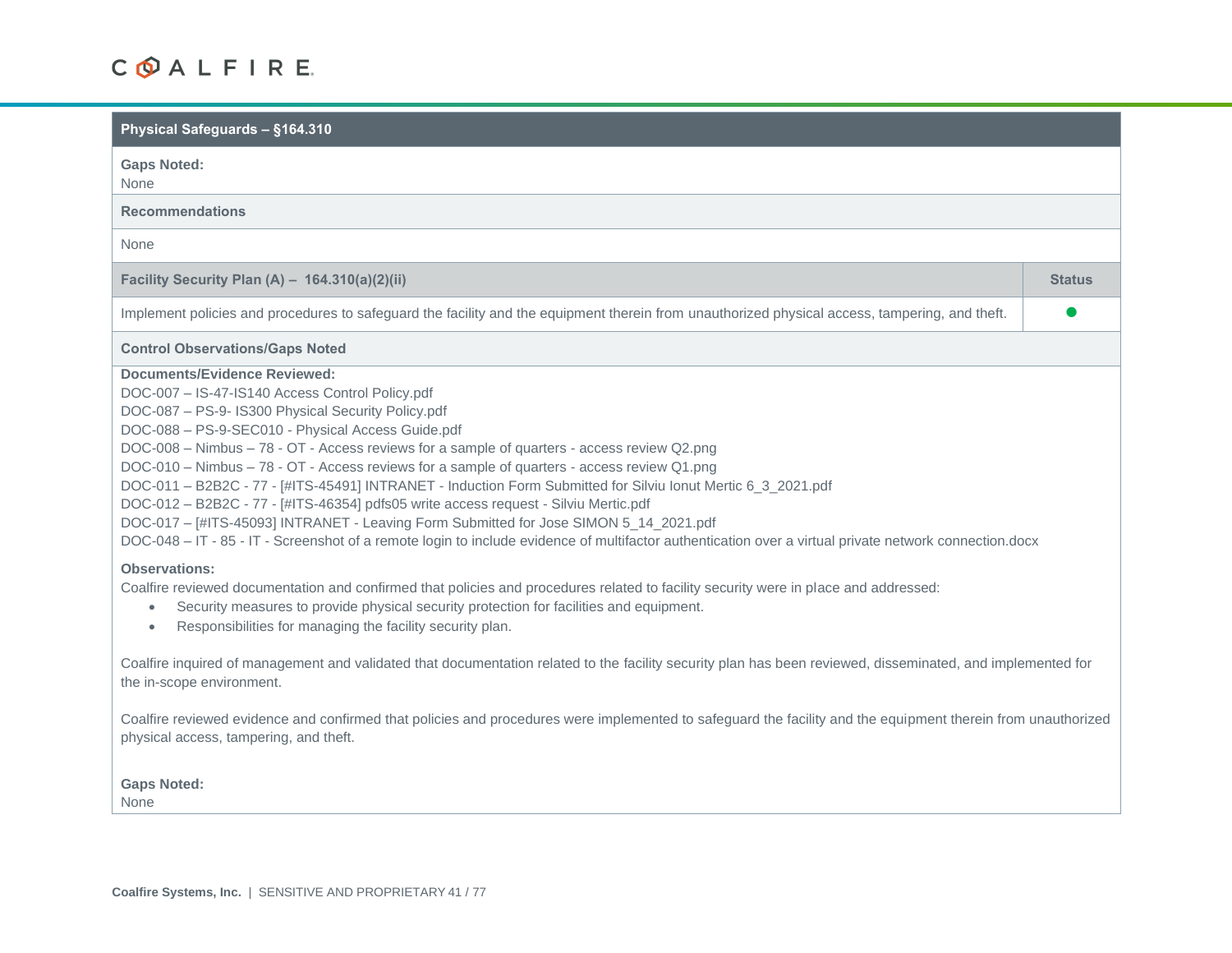## Physical Safeguards – §164.310

**Gaps Noted:**
None

**Recommendations**

None

| Facility Security Plan (A) – 164.310(a)(2)(ii) | Status |
| --- | --- |
| Implement policies and procedures to safeguard the facility and the equipment therein from unauthorized physical access, tampering, and theft. | ● |

**Control Observations/Gaps Noted**

**Documents/Evidence Reviewed:**
DOC-007 – IS-47-IS140 Access Control Policy.pdf
DOC-087 – PS-9- IS300 Physical Security Policy.pdf
DOC-088 – PS-9-SEC010 - Physical Access Guide.pdf
DOC-008 – Nimbus – 78 - OT - Access reviews for a sample of quarters - access review Q2.png
DOC-010 – Nimbus – 78 - OT - Access reviews for a sample of quarters - access review Q1.png
DOC-011 – B2B2C - 77 - [#ITS-45491] INTRANET - Induction Form Submitted for Silviu Ionut Mertic 6_3_2021.pdf
DOC-012 – B2B2C - 77 - [#ITS-46354] pdfs05 write access request - Silviu Mertic.pdf
DOC-017 – [#ITS-45093] INTRANET - Leaving Form Submitted for Jose SIMON 5_14_2021.pdf
DOC-048 – IT - 85 - IT - Screenshot of a remote login to include evidence of multifactor authentication over a virtual private network connection.docx

**Observations:**
Coalfire reviewed documentation and confirmed that policies and procedures related to facility security were in place and addressed:

- Security measures to provide physical security protection for facilities and equipment.
- Responsibilities for managing the facility security plan.

Coalfire inquired of management and validated that documentation related to the facility security plan has been reviewed, disseminated, and implemented for the in-scope environment.

Coalfire reviewed evidence and confirmed that policies and procedures were implemented to safeguard the facility and the equipment therein from unauthorized physical access, tampering, and theft.

**Gaps Noted:**
None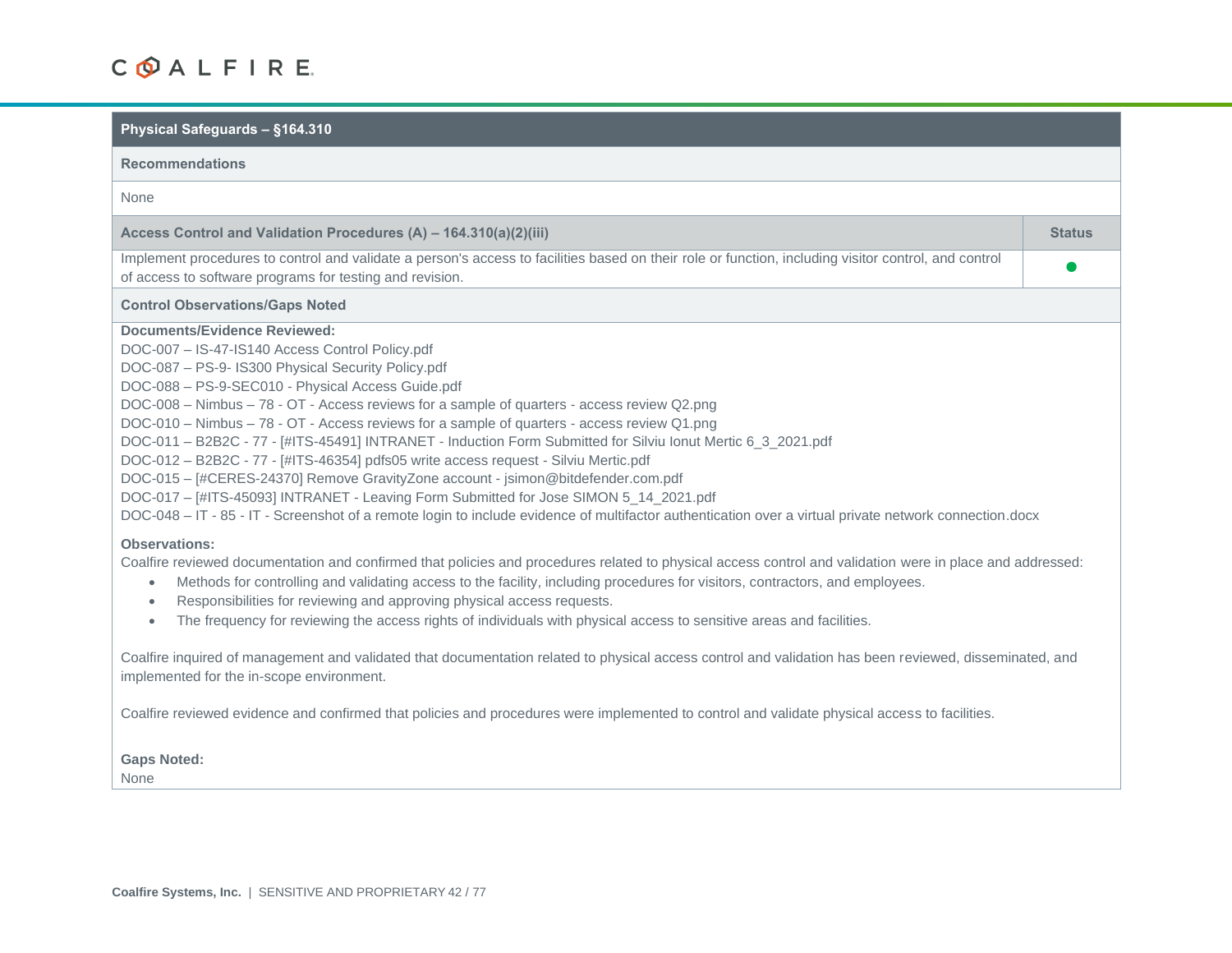| Physical Safeguards – §164.310 | |
|---|---|
| **Recommendations** | |
| None | |
| **Access Control and Validation Procedures (A) – 164.310(a)(2)(iii)** | **Status** |
| Implement procedures to control and validate a person's access to facilities based on their role or function, including visitor control, and control of access to software programs for testing and revision. | ● |
| **Control Observations/Gaps Noted** | |

**Documents/Evidence Reviewed:**

DOC-007 – IS-47-IS140 Access Control Policy.pdf
DOC-087 – PS-9- IS300 Physical Security Policy.pdf
DOC-088 – PS-9-SEC010 - Physical Access Guide.pdf
DOC-008 – Nimbus – 78 - OT - Access reviews for a sample of quarters - access review Q2.png
DOC-010 – Nimbus – 78 - OT - Access reviews for a sample of quarters - access review Q1.png
DOC-011 – B2B2C - 77 - [#ITS-45491] INTRANET - Induction Form Submitted for Silviu Ionut Mertic 6_3_2021.pdf
DOC-012 – B2B2C - 77 - [#ITS-46354] pdfs05 write access request - Silviu Mertic.pdf
DOC-015 – [#CERES-24370] Remove GravityZone account - jsimon@bitdefender.com.pdf
DOC-017 – [#ITS-45093] INTRANET - Leaving Form Submitted for Jose SIMON 5_14_2021.pdf
DOC-048 – IT - 85 - IT - Screenshot of a remote login to include evidence of multifactor authentication over a virtual private network connection.docx

**Observations:**

Coalfire reviewed documentation and confirmed that policies and procedures related to physical access control and validation were in place and addressed:

- Methods for controlling and validating access to the facility, including procedures for visitors, contractors, and employees.
- Responsibilities for reviewing and approving physical access requests.
- The frequency for reviewing the access rights of individuals with physical access to sensitive areas and facilities.

Coalfire inquired of management and validated that documentation related to physical access control and validation has been reviewed, disseminated, and implemented for the in-scope environment.

Coalfire reviewed evidence and confirmed that policies and procedures were implemented to control and validate physical access to facilities.

**Gaps Noted:**

None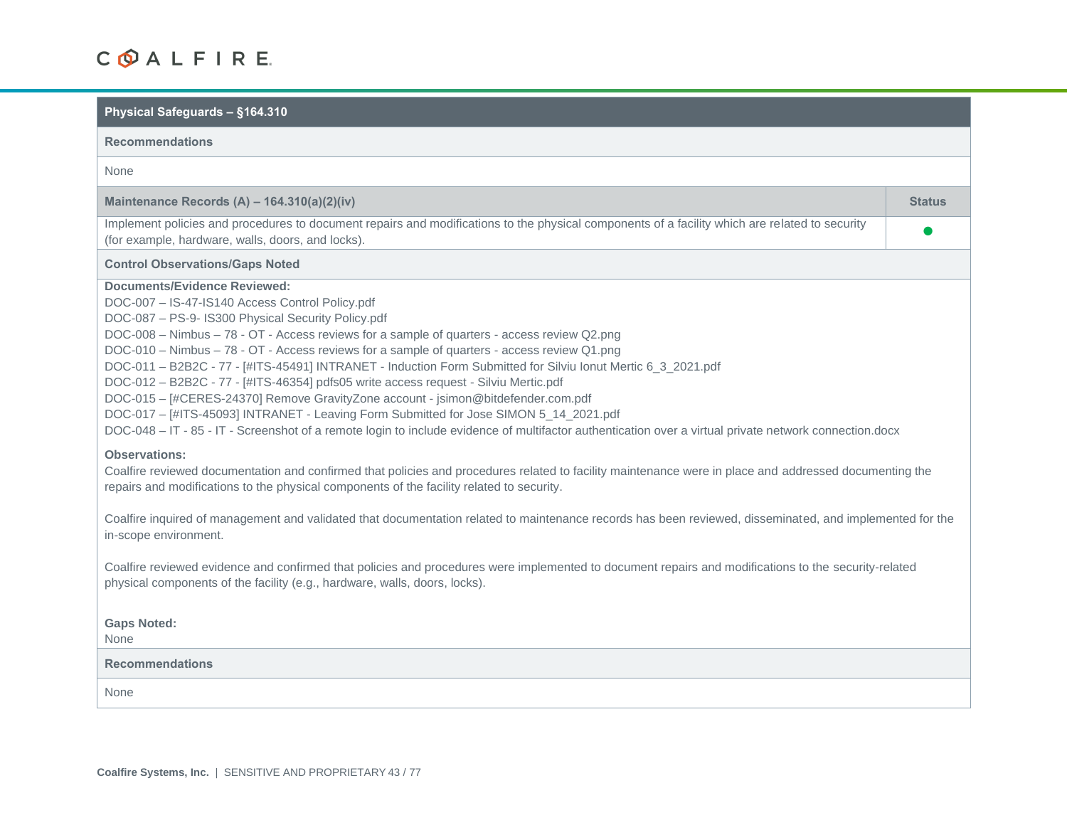## Physical Safeguards – §164.310

**Recommendations**

None

| Maintenance Records (A) – 164.310(a)(2)(iv) | Status |
|---|---|
| Implement policies and procedures to document repairs and modifications to the physical components of a facility which are related to security (for example, hardware, walls, doors, and locks). | ● |

**Control Observations/Gaps Noted**

**Documents/Evidence Reviewed:**

DOC-007 – IS-47-IS140 Access Control Policy.pdf
DOC-087 – PS-9- IS300 Physical Security Policy.pdf
DOC-008 – Nimbus – 78 - OT - Access reviews for a sample of quarters - access review Q2.png
DOC-010 – Nimbus – 78 - OT - Access reviews for a sample of quarters - access review Q1.png
DOC-011 – B2B2C - 77 - [#ITS-45491] INTRANET - Induction Form Submitted for Silviu Ionut Mertic 6_3_2021.pdf
DOC-012 – B2B2C - 77 - [#ITS-46354] pdfs05 write access request - Silviu Mertic.pdf
DOC-015 – [#CERES-24370] Remove GravityZone account - jsimon@bitdefender.com.pdf
DOC-017 – [#ITS-45093] INTRANET - Leaving Form Submitted for Jose SIMON 5_14_2021.pdf
DOC-048 – IT - 85 - IT - Screenshot of a remote login to include evidence of multifactor authentication over a virtual private network connection.docx

**Observations:**

Coalfire reviewed documentation and confirmed that policies and procedures related to facility maintenance were in place and addressed documenting the repairs and modifications to the physical components of the facility related to security.

Coalfire inquired of management and validated that documentation related to maintenance records has been reviewed, disseminated, and implemented for the in-scope environment.

Coalfire reviewed evidence and confirmed that policies and procedures were implemented to document repairs and modifications to the security-related physical components of the facility (e.g., hardware, walls, doors, locks).

**Gaps Noted:**

None

**Recommendations**

None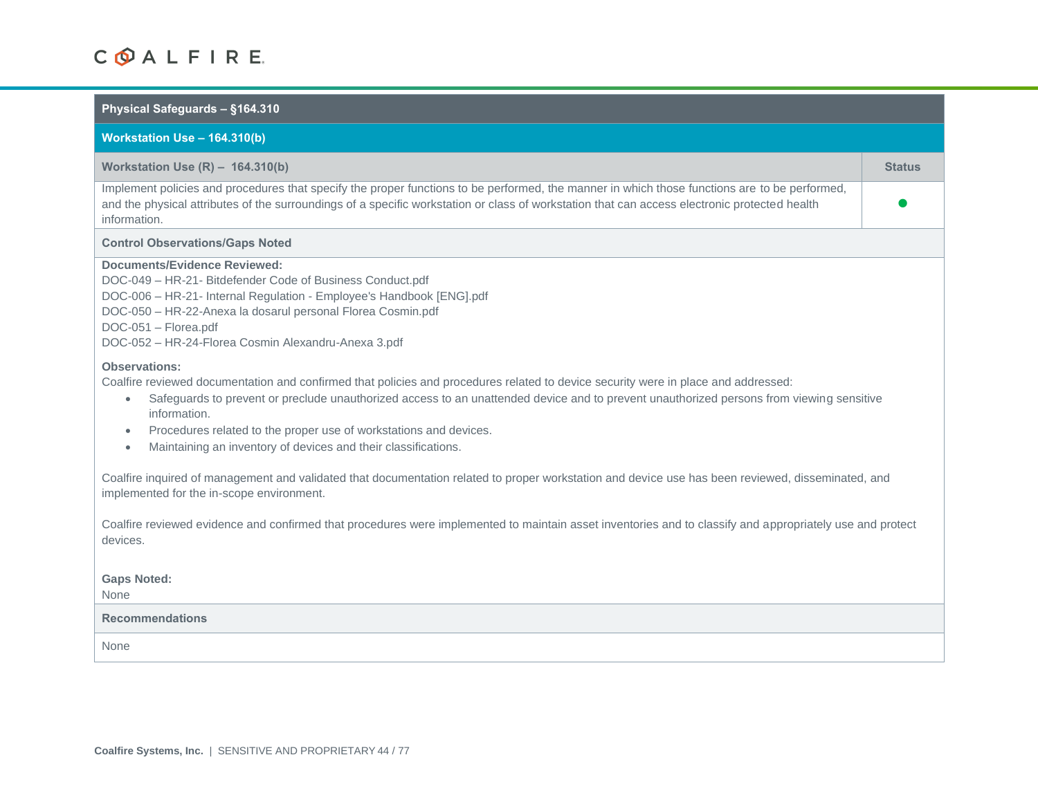## Physical Safeguards – §164.310

### Workstation Use – 164.310(b)

| Workstation Use (R) – 164.310(b) | Status |
|---|---|
| Implement policies and procedures that specify the proper functions to be performed, the manner in which those functions are to be performed, and the physical attributes of the surroundings of a specific workstation or class of workstation that can access electronic protected health information. | ● |

#### Control Observations/Gaps Noted

**Documents/Evidence Reviewed:**

DOC-049 – HR-21- Bitdefender Code of Business Conduct.pdf
DOC-006 – HR-21- Internal Regulation - Employee's Handbook [ENG].pdf
DOC-050 – HR-22-Anexa la dosarul personal Florea Cosmin.pdf
DOC-051 – Florea.pdf
DOC-052 – HR-24-Florea Cosmin Alexandru-Anexa 3.pdf

**Observations:**

Coalfire reviewed documentation and confirmed that policies and procedures related to device security were in place and addressed:

- Safeguards to prevent or preclude unauthorized access to an unattended device and to prevent unauthorized persons from viewing sensitive information.
- Procedures related to the proper use of workstations and devices.
- Maintaining an inventory of devices and their classifications.

Coalfire inquired of management and validated that documentation related to proper workstation and device use has been reviewed, disseminated, and implemented for the in-scope environment.

Coalfire reviewed evidence and confirmed that procedures were implemented to maintain asset inventories and to classify and appropriately use and protect devices.

**Gaps Noted:**

None

#### Recommendations

None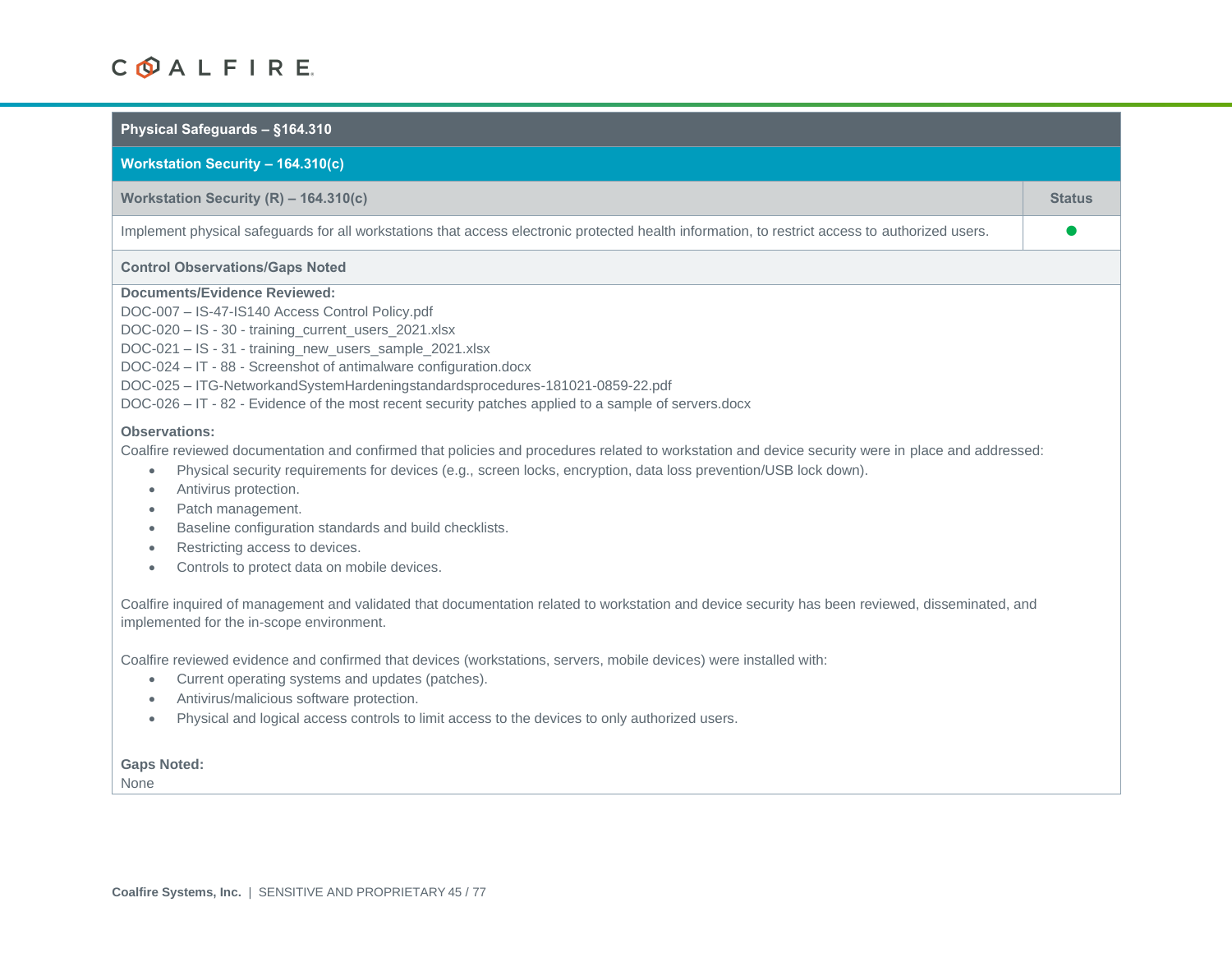## Physical Safeguards – §164.310

### Workstation Security – 164.310(c)

| Workstation Security (R) – 164.310(c) | Status |
|---|---|
| Implement physical safeguards for all workstations that access electronic protected health information, to restrict access to authorized users. | ● |

**Control Observations/Gaps Noted**

**Documents/Evidence Reviewed:**

DOC-007 – IS-47-IS140 Access Control Policy.pdf
DOC-020 – IS - 30 - training_current_users_2021.xlsx
DOC-021 – IS - 31 - training_new_users_sample_2021.xlsx
DOC-024 – IT - 88 - Screenshot of antimalware configuration.docx
DOC-025 – ITG-NetworkandSystemHardeningstandardsprocedures-181021-0859-22.pdf
DOC-026 – IT - 82 - Evidence of the most recent security patches applied to a sample of servers.docx

**Observations:**

Coalfire reviewed documentation and confirmed that policies and procedures related to workstation and device security were in place and addressed:

- Physical security requirements for devices (e.g., screen locks, encryption, data loss prevention/USB lock down).
- Antivirus protection.
- Patch management.
- Baseline configuration standards and build checklists.
- Restricting access to devices.
- Controls to protect data on mobile devices.

Coalfire inquired of management and validated that documentation related to workstation and device security has been reviewed, disseminated, and implemented for the in-scope environment.

Coalfire reviewed evidence and confirmed that devices (workstations, servers, mobile devices) were installed with:

- Current operating systems and updates (patches).
- Antivirus/malicious software protection.
- Physical and logical access controls to limit access to the devices to only authorized users.

**Gaps Noted:**

None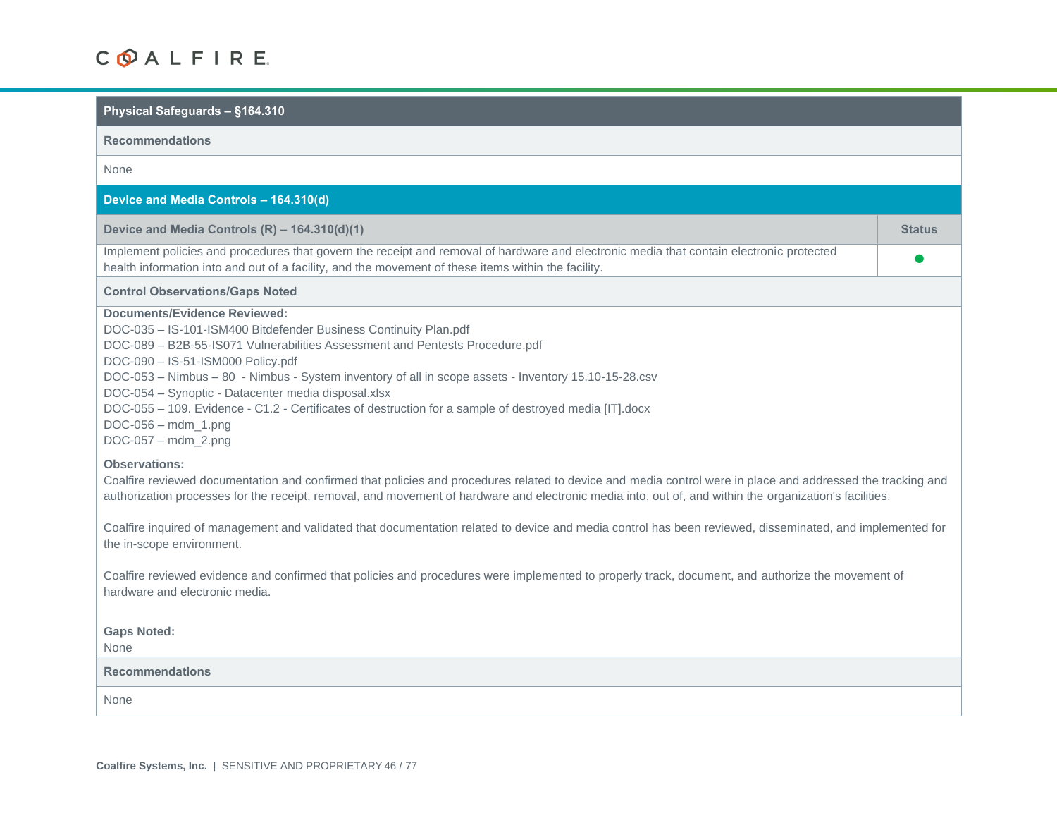| Physical Safeguards – §164.310 | |
|---|---|
| **Recommendations** | |
| None | |

| Device and Media Controls – 164.310(d) | |
|---|---|
| **Device and Media Controls (R) – 164.310(d)(1)** | **Status** |
| Implement policies and procedures that govern the receipt and removal of hardware and electronic media that contain electronic protected health information into and out of a facility, and the movement of these items within the facility. | ● |

**Control Observations/Gaps Noted**

**Documents/Evidence Reviewed:**
DOC-035 – IS-101-ISM400 Bitdefender Business Continuity Plan.pdf
DOC-089 – B2B-55-IS071 Vulnerabilities Assessment and Pentests Procedure.pdf
DOC-090 – IS-51-ISM000 Policy.pdf
DOC-053 – Nimbus – 80 - Nimbus - System inventory of all in scope assets - Inventory 15.10-15-28.csv
DOC-054 – Synoptic - Datacenter media disposal.xlsx
DOC-055 – 109. Evidence - C1.2 - Certificates of destruction for a sample of destroyed media [IT].docx
DOC-056 – mdm_1.png
DOC-057 – mdm_2.png

**Observations:**
Coalfire reviewed documentation and confirmed that policies and procedures related to device and media control were in place and addressed the tracking and authorization processes for the receipt, removal, and movement of hardware and electronic media into, out of, and within the organization's facilities.

Coalfire inquired of management and validated that documentation related to device and media control has been reviewed, disseminated, and implemented for the in-scope environment.

Coalfire reviewed evidence and confirmed that policies and procedures were implemented to properly track, document, and authorize the movement of hardware and electronic media.

**Gaps Noted:**
None

**Recommendations**

None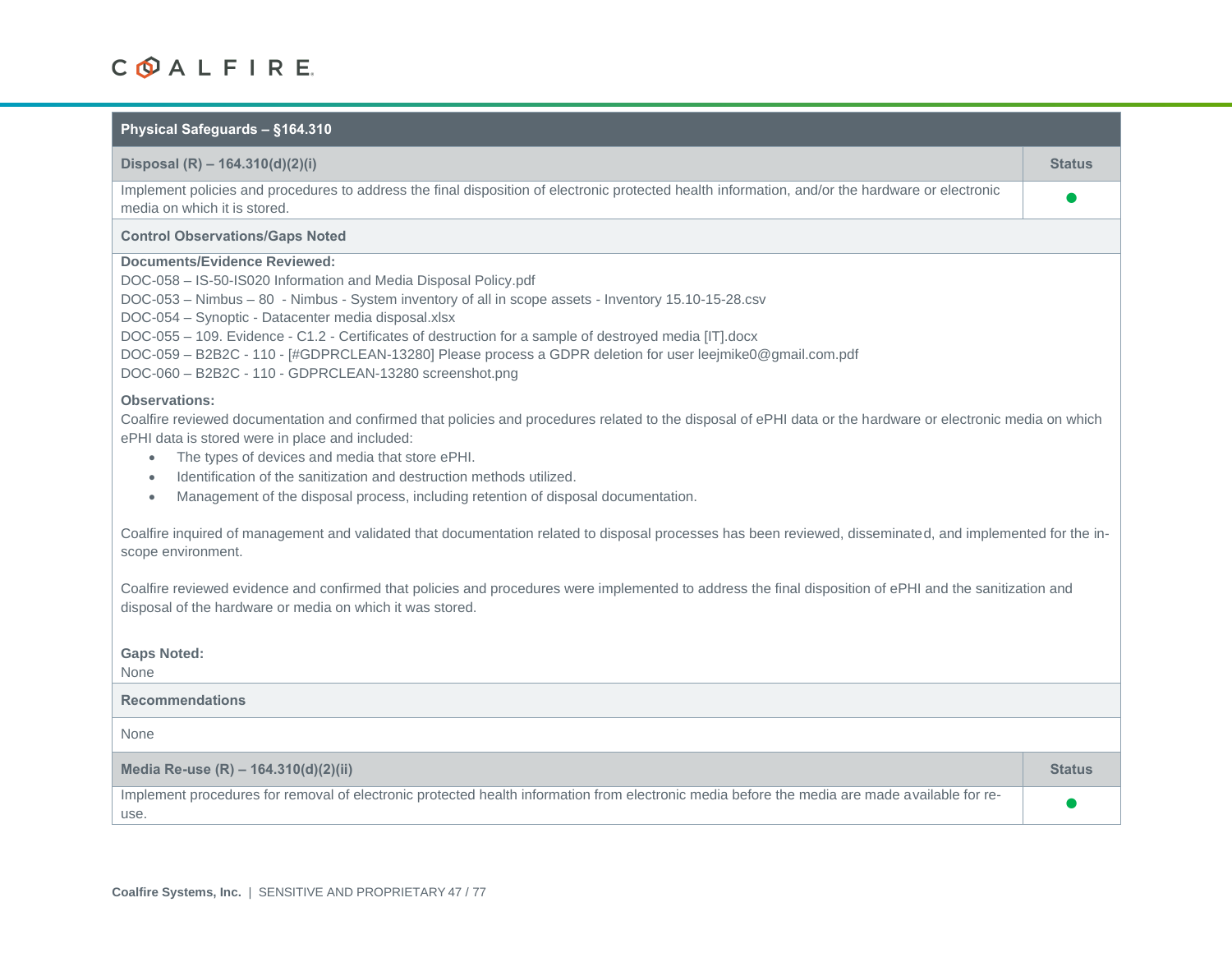| Physical Safeguards – §164.310 | |
|---|---|
| **Disposal (R) – 164.310(d)(2)(i)** | **Status** |
| Implement policies and procedures to address the final disposition of electronic protected health information, and/or the hardware or electronic media on which it is stored. | ● |

**Control Observations/Gaps Noted**

**Documents/Evidence Reviewed:**

DOC-058 – IS-50-IS020 Information and Media Disposal Policy.pdf
DOC-053 – Nimbus – 80 - Nimbus - System inventory of all in scope assets - Inventory 15.10-15-28.csv
DOC-054 – Synoptic - Datacenter media disposal.xlsx
DOC-055 – 109. Evidence - C1.2 - Certificates of destruction for a sample of destroyed media [IT].docx
DOC-059 – B2B2C - 110 - [#GDPRCLEAN-13280] Please process a GDPR deletion for user leejmike0@gmail.com.pdf
DOC-060 – B2B2C - 110 - GDPRCLEAN-13280 screenshot.png

**Observations:**

Coalfire reviewed documentation and confirmed that policies and procedures related to the disposal of ePHI data or the hardware or electronic media on which ePHI data is stored were in place and included:

- The types of devices and media that store ePHI.
- Identification of the sanitization and destruction methods utilized.
- Management of the disposal process, including retention of disposal documentation.

Coalfire inquired of management and validated that documentation related to disposal processes has been reviewed, disseminated, and implemented for the in-scope environment.

Coalfire reviewed evidence and confirmed that policies and procedures were implemented to address the final disposition of ePHI and the sanitization and disposal of the hardware or media on which it was stored.

**Gaps Noted:**

None

**Recommendations**

None

| Media Re-use (R) – 164.310(d)(2)(ii) | Status |
|---|---|
| Implement procedures for removal of electronic protected health information from electronic media before the media are made available for re-use. | ● |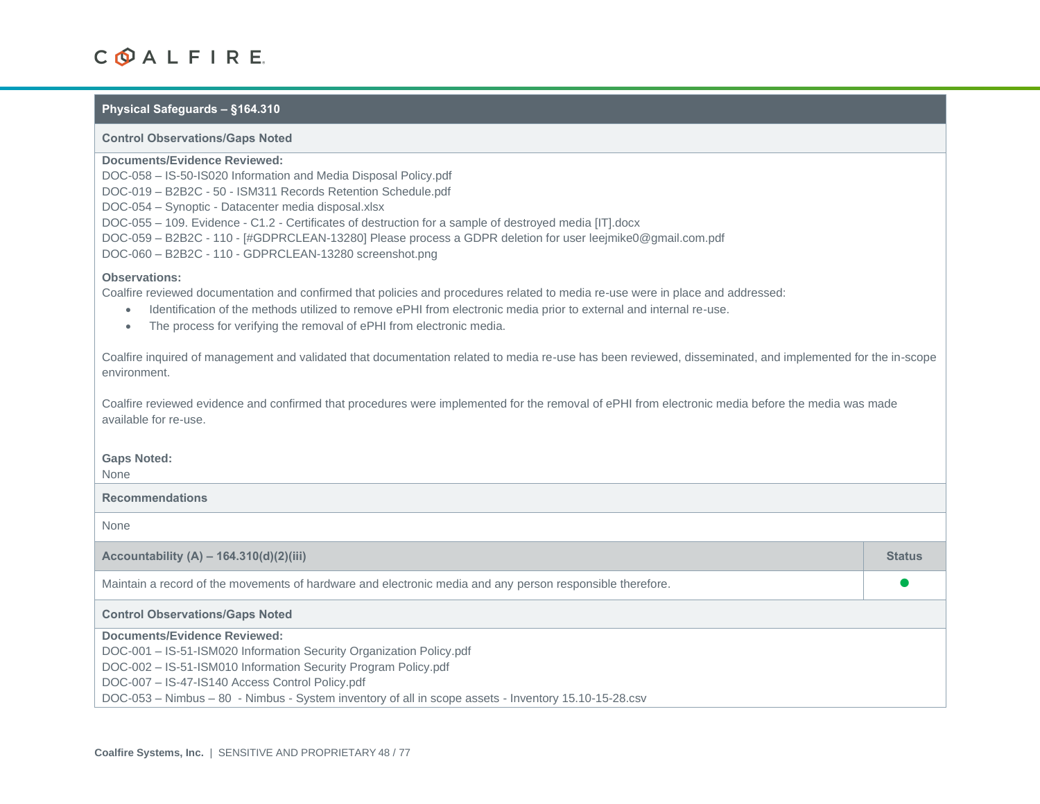## Physical Safeguards – §164.310

**Control Observations/Gaps Noted**

**Documents/Evidence Reviewed:**
DOC-058 – IS-50-IS020 Information and Media Disposal Policy.pdf
DOC-019 – B2B2C - 50 - ISM311 Records Retention Schedule.pdf
DOC-054 – Synoptic - Datacenter media disposal.xlsx
DOC-055 – 109. Evidence - C1.2 - Certificates of destruction for a sample of destroyed media [IT].docx
DOC-059 – B2B2C - 110 - [#GDPRCLEAN-13280] Please process a GDPR deletion for user leejmike0@gmail.com.pdf
DOC-060 – B2B2C - 110 - GDPRCLEAN-13280 screenshot.png

**Observations:**
Coalfire reviewed documentation and confirmed that policies and procedures related to media re-use were in place and addressed:

- Identification of the methods utilized to remove ePHI from electronic media prior to external and internal re-use.
- The process for verifying the removal of ePHI from electronic media.

Coalfire inquired of management and validated that documentation related to media re-use has been reviewed, disseminated, and implemented for the in-scope environment.

Coalfire reviewed evidence and confirmed that procedures were implemented for the removal of ePHI from electronic media before the media was made available for re-use.

**Gaps Noted:**
None

**Recommendations**

None

| Accountability (A) – 164.310(d)(2)(iii) | Status |
|---|---|
| Maintain a record of the movements of hardware and electronic media and any person responsible therefore. | ● |

**Control Observations/Gaps Noted**

**Documents/Evidence Reviewed:**
DOC-001 – IS-51-ISM020 Information Security Organization Policy.pdf
DOC-002 – IS-51-ISM010 Information Security Program Policy.pdf
DOC-007 – IS-47-IS140 Access Control Policy.pdf
DOC-053 – Nimbus – 80 - Nimbus - System inventory of all in scope assets - Inventory 15.10-15-28.csv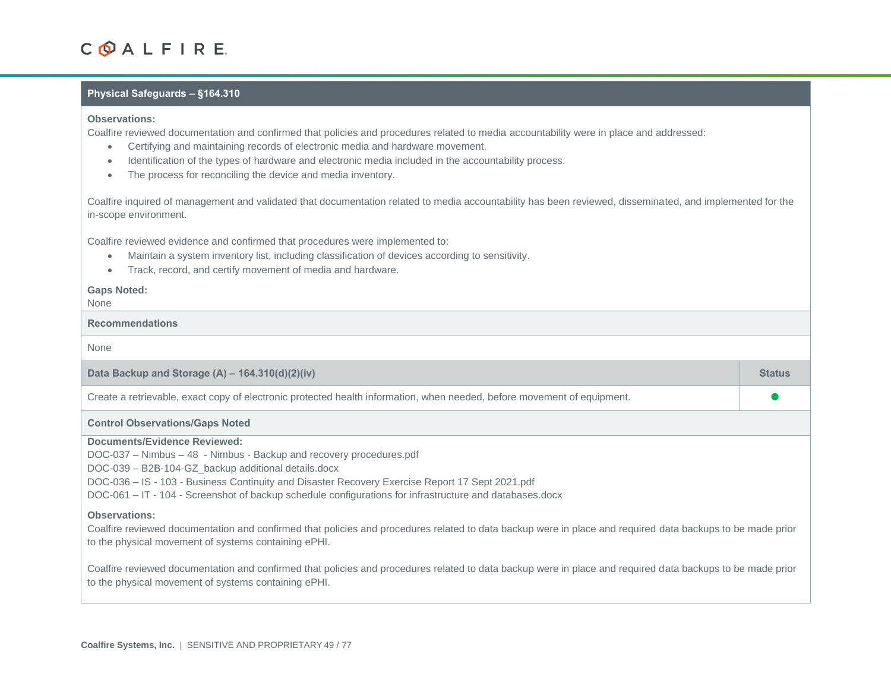## Physical Safeguards – §164.310

**Observations:**

Coalfire reviewed documentation and confirmed that policies and procedures related to media accountability were in place and addressed:

- Certifying and maintaining records of electronic media and hardware movement.
- Identification of the types of hardware and electronic media included in the accountability process.
- The process for reconciling the device and media inventory.

Coalfire inquired of management and validated that documentation related to media accountability has been reviewed, disseminated, and implemented for the in-scope environment.

Coalfire reviewed evidence and confirmed that procedures were implemented to:

- Maintain a system inventory list, including classification of devices according to sensitivity.
- Track, record, and certify movement of media and hardware.

**Gaps Noted:**

None

**Recommendations**

None

| Data Backup and Storage (A) – 164.310(d)(2)(iv) | Status |
|---|---|
| Create a retrievable, exact copy of electronic protected health information, when needed, before movement of equipment. | ● |

**Control Observations/Gaps Noted**

**Documents/Evidence Reviewed:**

DOC-037 – Nimbus – 48 - Nimbus - Backup and recovery procedures.pdf
DOC-039 – B2B-104-GZ_backup additional details.docx
DOC-036 – IS - 103 - Business Continuity and Disaster Recovery Exercise Report 17 Sept 2021.pdf
DOC-061 – IT - 104 - Screenshot of backup schedule configurations for infrastructure and databases.docx

**Observations:**

Coalfire reviewed documentation and confirmed that policies and procedures related to data backup were in place and required data backups to be made prior to the physical movement of systems containing ePHI.

Coalfire reviewed documentation and confirmed that policies and procedures related to data backup were in place and required data backups to be made prior to the physical movement of systems containing ePHI.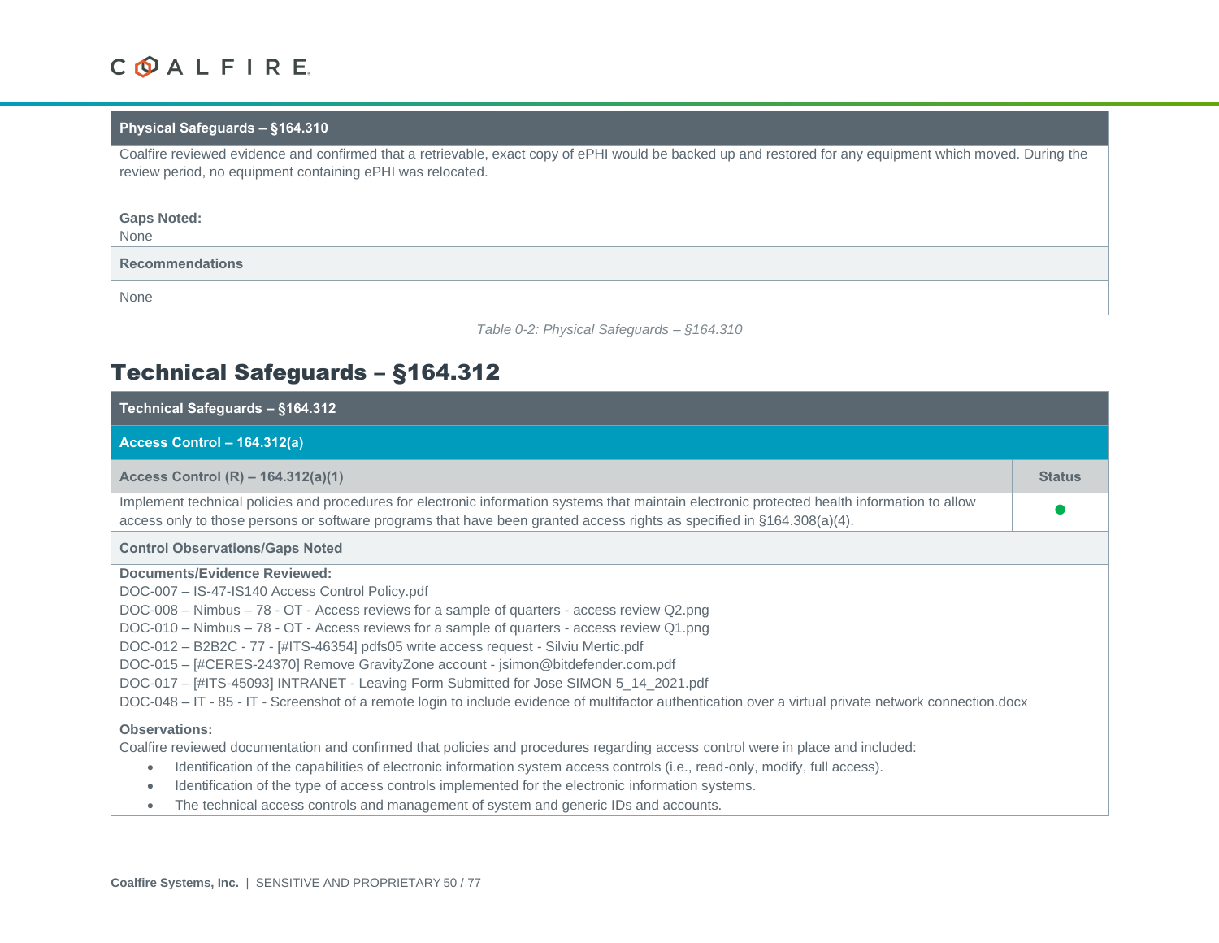| Physical Safeguards – §164.310 |
|---|
| Coalfire reviewed evidence and confirmed that a retrievable, exact copy of ePHI would be backed up and restored for any equipment which moved. During the review period, no equipment containing ePHI was relocated.<br><br>**Gaps Noted:**<br>None |
| **Recommendations** |
| None |

*Table 0-2: Physical Safeguards – §164.310*

## Technical Safeguards – §164.312

| Technical Safeguards – §164.312 | |
|---|---|
| **Access Control – 164.312(a)** | |
| **Access Control (R) – 164.312(a)(1)** | **Status** |
| Implement technical policies and procedures for electronic information systems that maintain electronic protected health information to allow access only to those persons or software programs that have been granted access rights as specified in §164.308(a)(4). | ● |
| **Control Observations/Gaps Noted** | |
| **Documents/Evidence Reviewed:**<br>DOC-007 – IS-47-IS140 Access Control Policy.pdf<br>DOC-008 – Nimbus – 78 - OT - Access reviews for a sample of quarters - access review Q2.png<br>DOC-010 – Nimbus – 78 - OT - Access reviews for a sample of quarters - access review Q1.png<br>DOC-012 – B2B2C - 77 - [#ITS-46354] pdfs05 write access request - Silviu Mertic.pdf<br>DOC-015 – [#CERES-24370] Remove GravityZone account - jsimon@bitdefender.com.pdf<br>DOC-017 – [#ITS-45093] INTRANET - Leaving Form Submitted for Jose SIMON 5_14_2021.pdf<br>DOC-048 – IT - 85 - IT - Screenshot of a remote login to include evidence of multifactor authentication over a virtual private network connection.docx<br><br>**Observations:**<br>Coalfire reviewed documentation and confirmed that policies and procedures regarding access control were in place and included:<br>• Identification of the capabilities of electronic information system access controls (i.e., read-only, modify, full access).<br>• Identification of the type of access controls implemented for the electronic information systems.<br>• The technical access controls and management of system and generic IDs and accounts. | |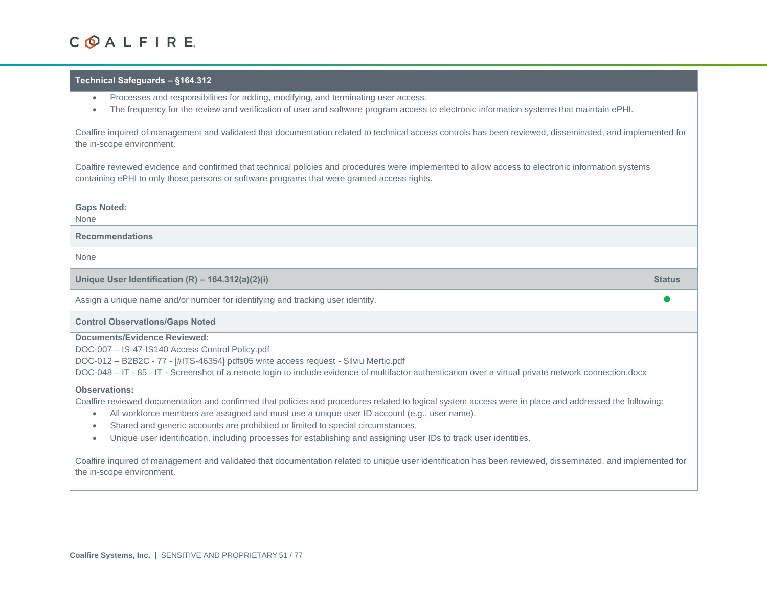| Technical Safeguards – §164.312 | |
|---|---|
| • Processes and responsibilities for adding, modifying, and terminating user access.<br>• The frequency for the review and verification of user and software program access to electronic information systems that maintain ePHI.<br><br>Coalfire inquired of management and validated that documentation related to technical access controls has been reviewed, disseminated, and implemented for the in-scope environment.<br><br>Coalfire reviewed evidence and confirmed that technical policies and procedures were implemented to allow access to electronic information systems containing ePHI to only those persons or software programs that were granted access rights.<br><br>**Gaps Noted:**<br>None | |
| **Recommendations** | |
| None | |
| **Unique User Identification (R) – 164.312(a)(2)(i)** | **Status** |
| Assign a unique name and/or number for identifying and tracking user identity. | ● |
| **Control Observations/Gaps Noted** | |
| **Documents/Evidence Reviewed:**<br>DOC-007 – IS-47-IS140 Access Control Policy.pdf<br>DOC-012 – B2B2C - 77 - [#ITS-46354] pdfs05 write access request - Silviu Mertic.pdf<br>DOC-048 – IT - 85 - IT - Screenshot of a remote login to include evidence of multifactor authentication over a virtual private network connection.docx<br><br>**Observations:**<br>Coalfire reviewed documentation and confirmed that policies and procedures related to logical system access were in place and addressed the following:<br>• All workforce members are assigned and must use a unique user ID account (e.g., user name).<br>• Shared and generic accounts are prohibited or limited to special circumstances.<br>• Unique user identification, including processes for establishing and assigning user IDs to track user identities.<br><br>Coalfire inquired of management and validated that documentation related to unique user identification has been reviewed, disseminated, and implemented for the in-scope environment. | |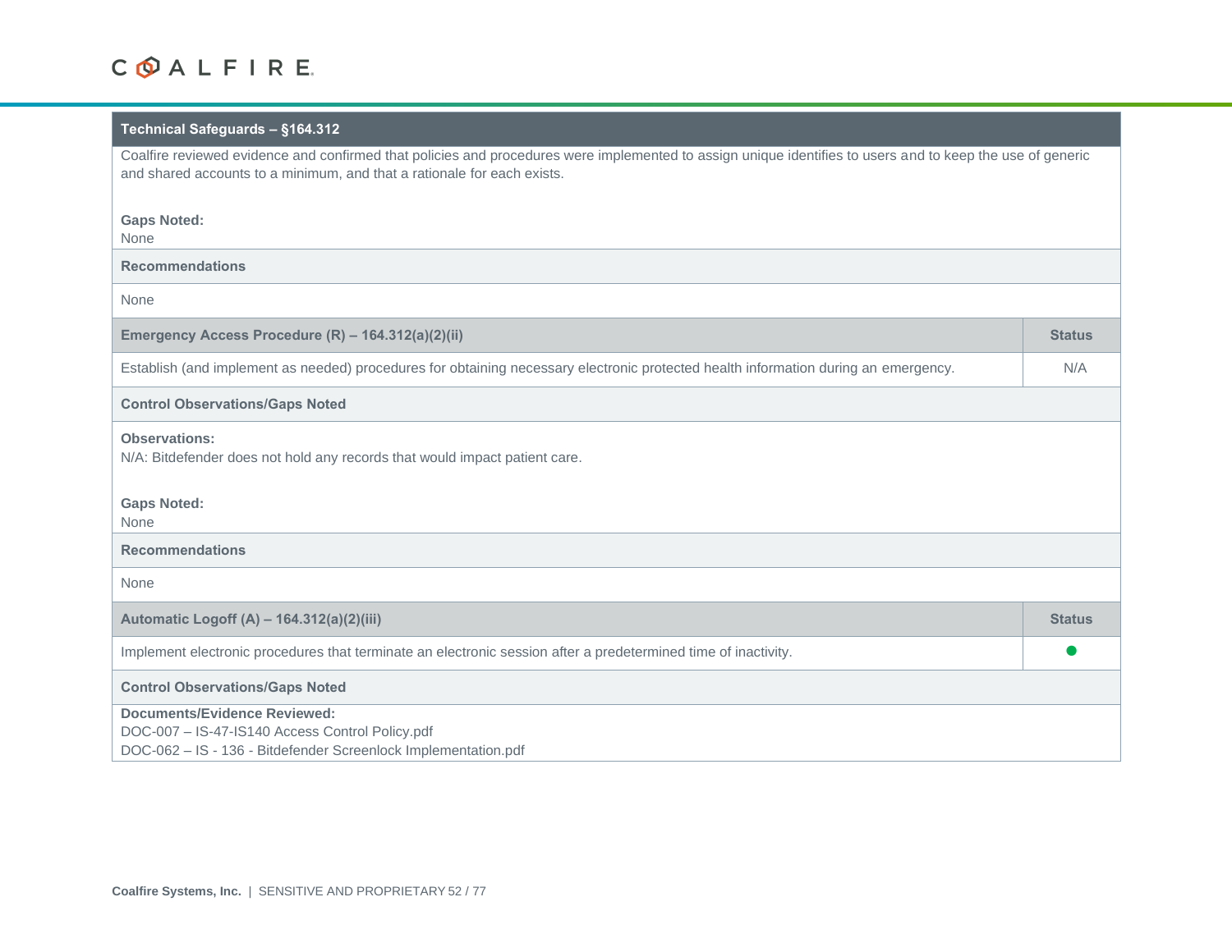**Technical Safeguards – §164.312**

Coalfire reviewed evidence and confirmed that policies and procedures were implemented to assign unique identifies to users and to keep the use of generic and shared accounts to a minimum, and that a rationale for each exists.

**Gaps Noted:**
None

**Recommendations**

None

| Emergency Access Procedure (R) – 164.312(a)(2)(ii) | Status |
|---|---|
| Establish (and implement as needed) procedures for obtaining necessary electronic protected health information during an emergency. | N/A |

**Control Observations/Gaps Noted**

**Observations:**
N/A: Bitdefender does not hold any records that would impact patient care.

**Gaps Noted:**
None

**Recommendations**

None

| Automatic Logoff (A) – 164.312(a)(2)(iii) | Status |
|---|---|
| Implement electronic procedures that terminate an electronic session after a predetermined time of inactivity. | ● |

**Control Observations/Gaps Noted**

**Documents/Evidence Reviewed:**
DOC-007 – IS-47-IS140 Access Control Policy.pdf
DOC-062 – IS - 136 - Bitdefender Screenlock Implementation.pdf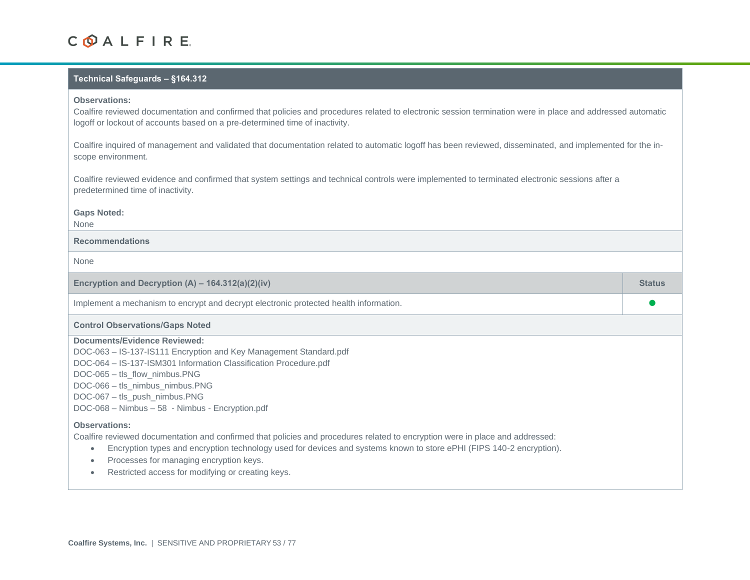| Technical Safeguards – §164.312 | |
|---|---|
| **Observations:**<br>Coalfire reviewed documentation and confirmed that policies and procedures related to electronic session termination were in place and addressed automatic logoff or lockout of accounts based on a pre-determined time of inactivity.<br><br>Coalfire inquired of management and validated that documentation related to automatic logoff has been reviewed, disseminated, and implemented for the in-scope environment.<br><br>Coalfire reviewed evidence and confirmed that system settings and technical controls were implemented to terminated electronic sessions after a predetermined time of inactivity.<br><br>**Gaps Noted:**<br>None | |
| **Recommendations** | |
| None | |
| **Encryption and Decryption (A) – 164.312(a)(2)(iv)** | **Status** |
| Implement a mechanism to encrypt and decrypt electronic protected health information. | ● |
| **Control Observations/Gaps Noted** | |
| **Documents/Evidence Reviewed:**<br>DOC-063 – IS-137-IS111 Encryption and Key Management Standard.pdf<br>DOC-064 – IS-137-ISM301 Information Classification Procedure.pdf<br>DOC-065 – tls_flow_nimbus.PNG<br>DOC-066 – tls_nimbus_nimbus.PNG<br>DOC-067 – tls_push_nimbus.PNG<br>DOC-068 – Nimbus – 58 - Nimbus - Encryption.pdf<br><br>**Observations:**<br>Coalfire reviewed documentation and confirmed that policies and procedures related to encryption were in place and addressed:<br>• Encryption types and encryption technology used for devices and systems known to store ePHI (FIPS 140-2 encryption).<br>• Processes for managing encryption keys.<br>• Restricted access for modifying or creating keys. | |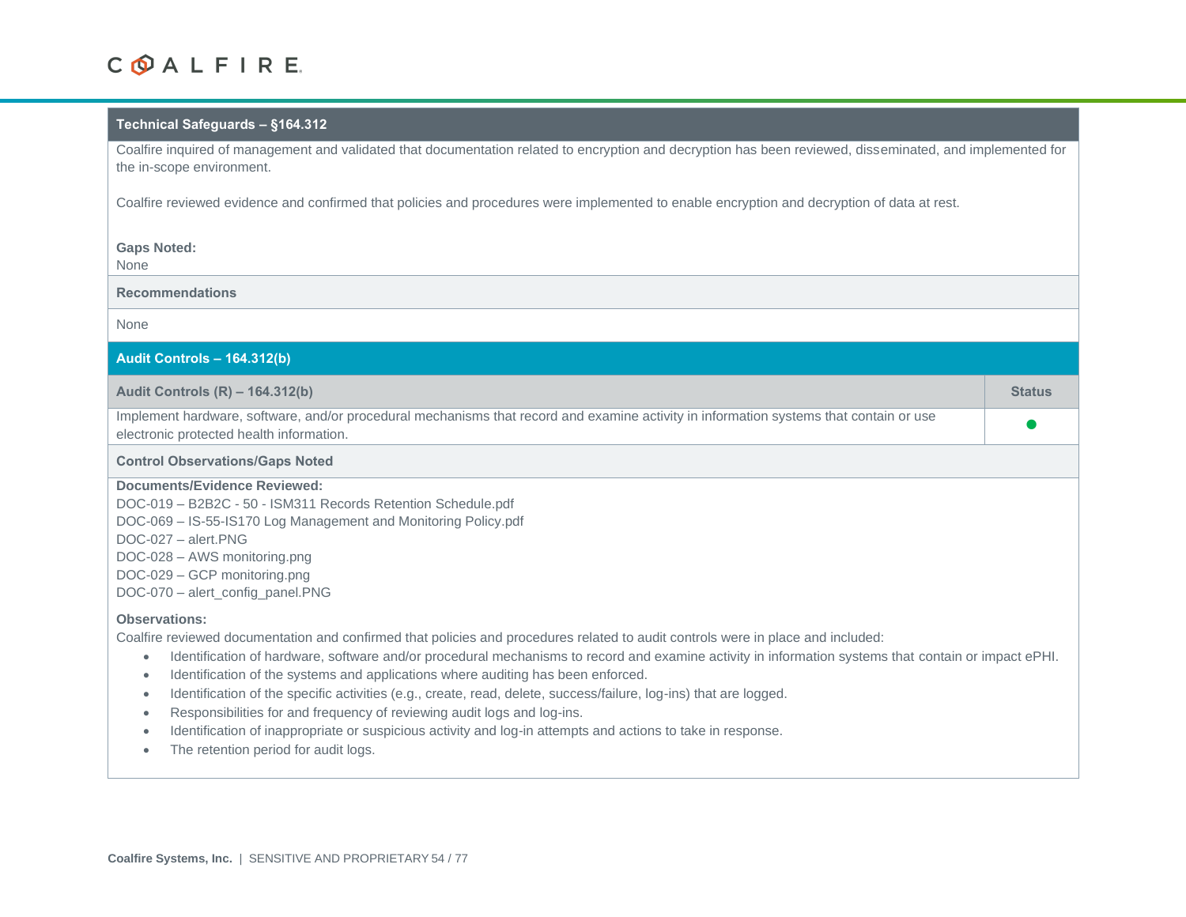## Technical Safeguards – §164.312

Coalfire inquired of management and validated that documentation related to encryption and decryption has been reviewed, disseminated, and implemented for the in-scope environment.

Coalfire reviewed evidence and confirmed that policies and procedures were implemented to enable encryption and decryption of data at rest.

**Gaps Noted:**
None

**Recommendations**

None

## Audit Controls – 164.312(b)

| Audit Controls (R) – 164.312(b) | Status |
|---|---|
| Implement hardware, software, and/or procedural mechanisms that record and examine activity in information systems that contain or use electronic protected health information. | ● |

**Control Observations/Gaps Noted**

**Documents/Evidence Reviewed:**
DOC-019 – B2B2C - 50 - ISM311 Records Retention Schedule.pdf
DOC-069 – IS-55-IS170 Log Management and Monitoring Policy.pdf
DOC-027 – alert.PNG
DOC-028 – AWS monitoring.png
DOC-029 – GCP monitoring.png
DOC-070 – alert_config_panel.PNG

**Observations:**
Coalfire reviewed documentation and confirmed that policies and procedures related to audit controls were in place and included:

- Identification of hardware, software and/or procedural mechanisms to record and examine activity in information systems that contain or impact ePHI.
- Identification of the systems and applications where auditing has been enforced.
- Identification of the specific activities (e.g., create, read, delete, success/failure, log-ins) that are logged.
- Responsibilities for and frequency of reviewing audit logs and log-ins.
- Identification of inappropriate or suspicious activity and log-in attempts and actions to take in response.
- The retention period for audit logs.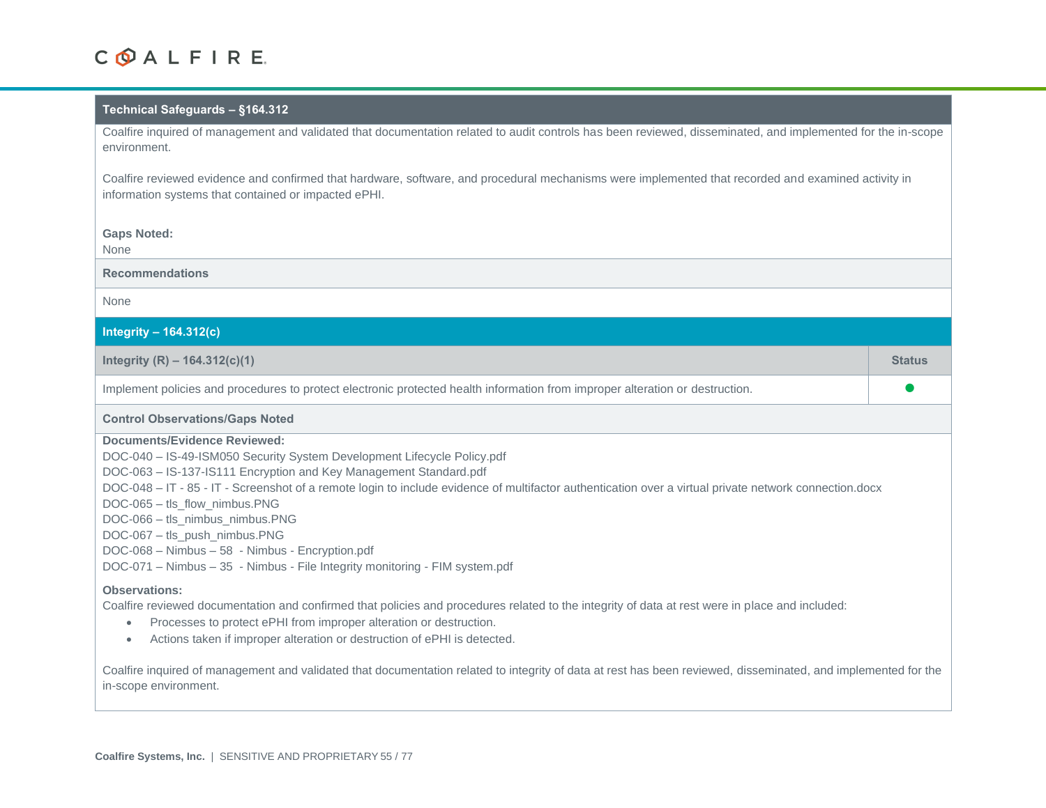### Technical Safeguards – §164.312

Coalfire inquired of management and validated that documentation related to audit controls has been reviewed, disseminated, and implemented for the in-scope environment.

Coalfire reviewed evidence and confirmed that hardware, software, and procedural mechanisms were implemented that recorded and examined activity in information systems that contained or impacted ePHI.

**Gaps Noted:**
None

**Recommendations**

None

### Integrity – 164.312(c)

| Integrity (R) – 164.312(c)(1) | Status |
| --- | --- |
| Implement policies and procedures to protect electronic protected health information from improper alteration or destruction. | ● |

**Control Observations/Gaps Noted**

**Documents/Evidence Reviewed:**
DOC-040 – IS-49-ISM050 Security System Development Lifecycle Policy.pdf
DOC-063 – IS-137-IS111 Encryption and Key Management Standard.pdf
DOC-048 – IT - 85 - IT - Screenshot of a remote login to include evidence of multifactor authentication over a virtual private network connection.docx
DOC-065 – tls_flow_nimbus.PNG
DOC-066 – tls_nimbus_nimbus.PNG
DOC-067 – tls_push_nimbus.PNG
DOC-068 – Nimbus – 58 - Nimbus - Encryption.pdf
DOC-071 – Nimbus – 35 - Nimbus - File Integrity monitoring - FIM system.pdf

**Observations:**
Coalfire reviewed documentation and confirmed that policies and procedures related to the integrity of data at rest were in place and included:

- Processes to protect ePHI from improper alteration or destruction.
- Actions taken if improper alteration or destruction of ePHI is detected.

Coalfire inquired of management and validated that documentation related to integrity of data at rest has been reviewed, disseminated, and implemented for the in-scope environment.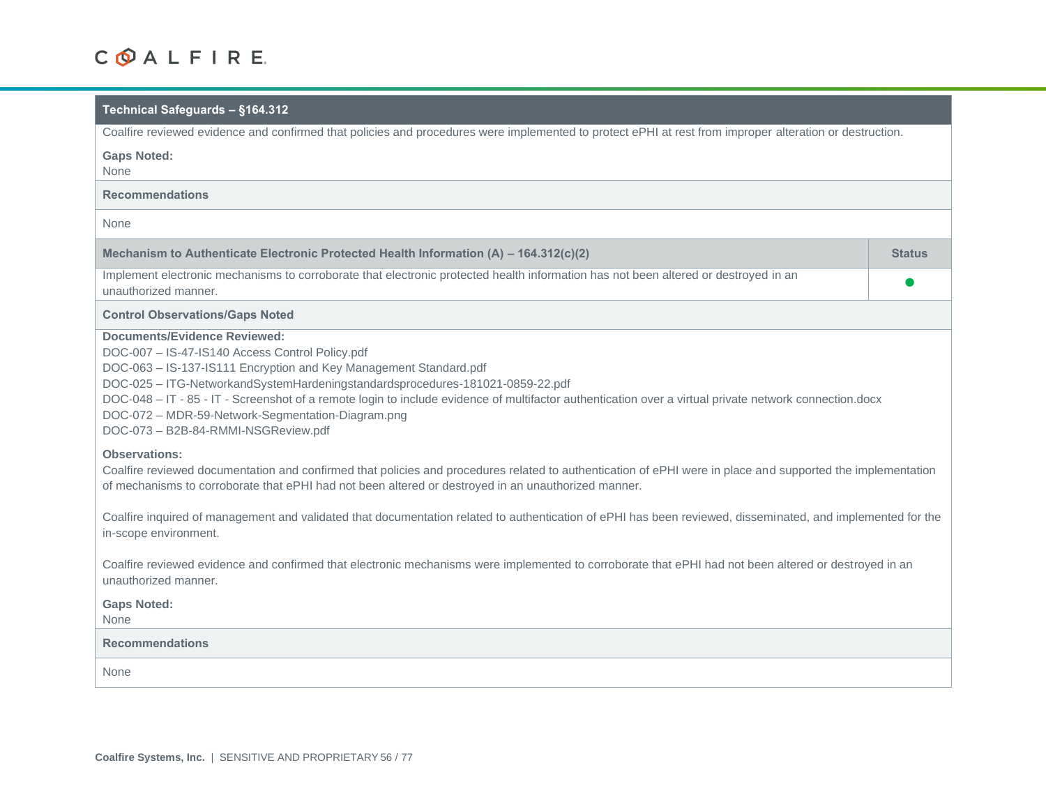| Technical Safeguards – §164.312 | |
|---|---|
| Coalfire reviewed evidence and confirmed that policies and procedures were implemented to protect ePHI at rest from improper alteration or destruction.<br><br>**Gaps Noted:**<br>None | |
| **Recommendations** | |
| None | |
| **Mechanism to Authenticate Electronic Protected Health Information (A) – 164.312(c)(2)** | **Status** |
| Implement electronic mechanisms to corroborate that electronic protected health information has not been altered or destroyed in an unauthorized manner. | ● |
| **Control Observations/Gaps Noted** | |
| **Documents/Evidence Reviewed:**<br>DOC-007 – IS-47-IS140 Access Control Policy.pdf<br>DOC-063 – IS-137-IS111 Encryption and Key Management Standard.pdf<br>DOC-025 – ITG-NetworkandSystemHardeningstandardsprocedures-181021-0859-22.pdf<br>DOC-048 – IT - 85 - IT - Screenshot of a remote login to include evidence of multifactor authentication over a virtual private network connection.docx<br>DOC-072 – MDR-59-Network-Segmentation-Diagram.png<br>DOC-073 – B2B-84-RMMI-NSGReview.pdf<br><br>**Observations:**<br>Coalfire reviewed documentation and confirmed that policies and procedures related to authentication of ePHI were in place and supported the implementation of mechanisms to corroborate that ePHI had not been altered or destroyed in an unauthorized manner.<br><br>Coalfire inquired of management and validated that documentation related to authentication of ePHI has been reviewed, disseminated, and implemented for the in-scope environment.<br><br>Coalfire reviewed evidence and confirmed that electronic mechanisms were implemented to corroborate that ePHI had not been altered or destroyed in an unauthorized manner.<br><br>**Gaps Noted:**<br>None | |
| **Recommendations** | |
| None | |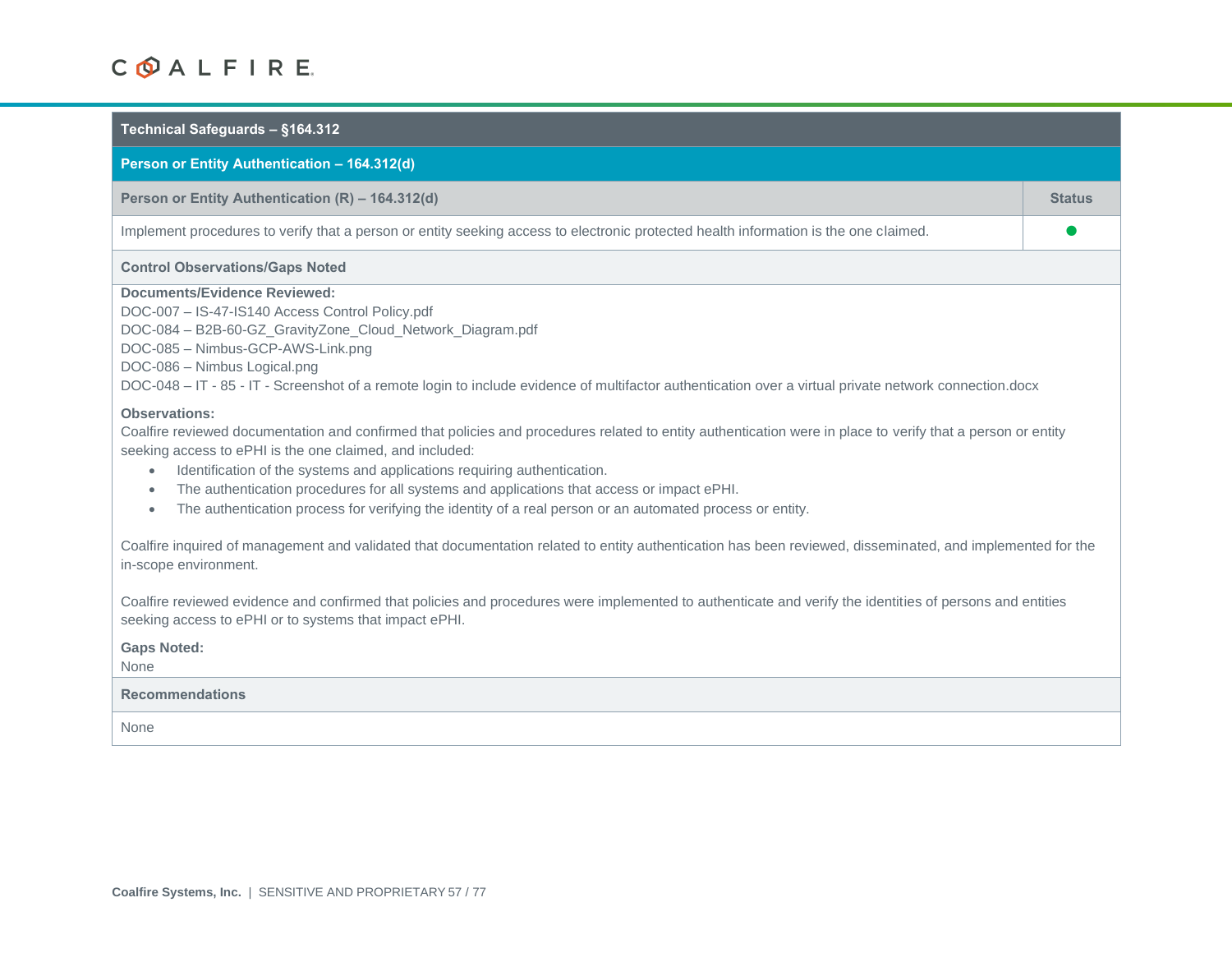| Technical Safeguards – §164.312 | |
|---|---|
| **Person or Entity Authentication – 164.312(d)** | |
| **Person or Entity Authentication (R) – 164.312(d)** | **Status** |
| Implement procedures to verify that a person or entity seeking access to electronic protected health information is the one claimed. | ● |

**Control Observations/Gaps Noted**

**Documents/Evidence Reviewed:**

DOC-007 – IS-47-IS140 Access Control Policy.pdf
DOC-084 – B2B-60-GZ_GravityZone_Cloud_Network_Diagram.pdf
DOC-085 – Nimbus-GCP-AWS-Link.png
DOC-086 – Nimbus Logical.png
DOC-048 – IT - 85 - IT - Screenshot of a remote login to include evidence of multifactor authentication over a virtual private network connection.docx

**Observations:**

Coalfire reviewed documentation and confirmed that policies and procedures related to entity authentication were in place to verify that a person or entity seeking access to ePHI is the one claimed, and included:

- Identification of the systems and applications requiring authentication.
- The authentication procedures for all systems and applications that access or impact ePHI.
- The authentication process for verifying the identity of a real person or an automated process or entity.

Coalfire inquired of management and validated that documentation related to entity authentication has been reviewed, disseminated, and implemented for the in-scope environment.

Coalfire reviewed evidence and confirmed that policies and procedures were implemented to authenticate and verify the identities of persons and entities seeking access to ePHI or to systems that impact ePHI.

**Gaps Noted:**

None

**Recommendations**

None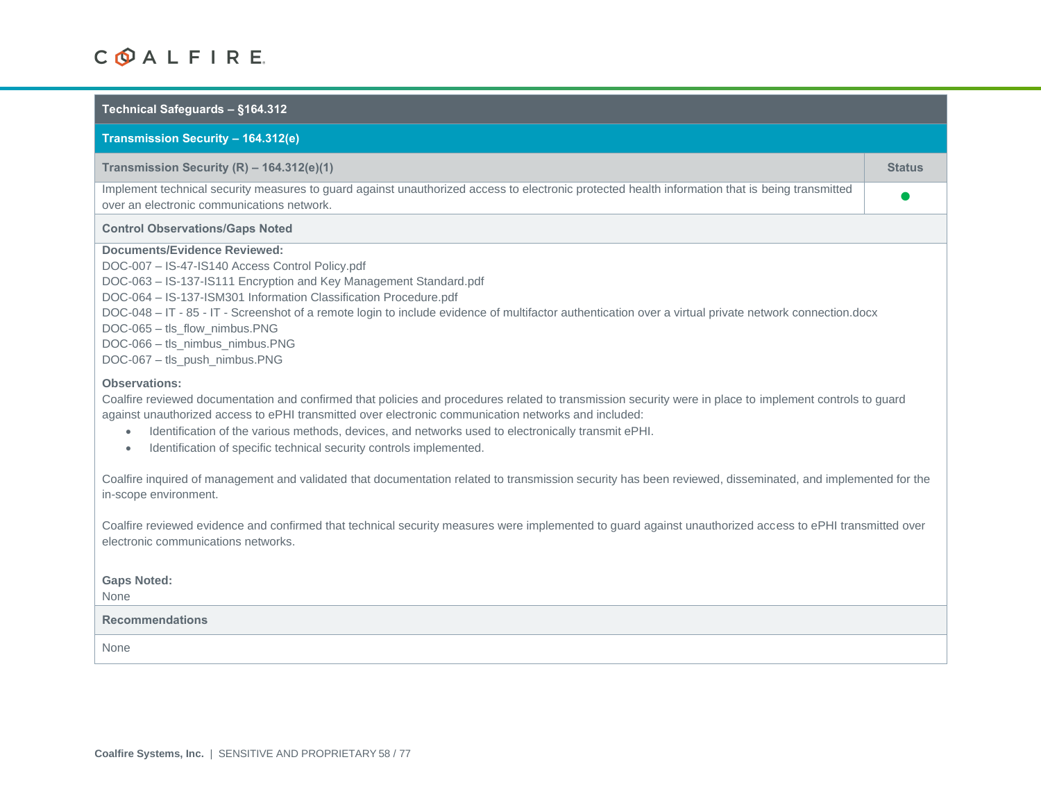| Technical Safeguards – §164.312 | |
|---|---|
| **Transmission Security – 164.312(e)** | |
| **Transmission Security (R) – 164.312(e)(1)** | **Status** |
| Implement technical security measures to guard against unauthorized access to electronic protected health information that is being transmitted over an electronic communications network. | ● |

**Control Observations/Gaps Noted**

**Documents/Evidence Reviewed:**

DOC-007 – IS-47-IS140 Access Control Policy.pdf
DOC-063 – IS-137-IS111 Encryption and Key Management Standard.pdf
DOC-064 – IS-137-ISM301 Information Classification Procedure.pdf
DOC-048 – IT - 85 - IT - Screenshot of a remote login to include evidence of multifactor authentication over a virtual private network connection.docx
DOC-065 – tls_flow_nimbus.PNG
DOC-066 – tls_nimbus_nimbus.PNG
DOC-067 – tls_push_nimbus.PNG

**Observations:**

Coalfire reviewed documentation and confirmed that policies and procedures related to transmission security were in place to implement controls to guard against unauthorized access to ePHI transmitted over electronic communication networks and included:

- Identification of the various methods, devices, and networks used to electronically transmit ePHI.
- Identification of specific technical security controls implemented.

Coalfire inquired of management and validated that documentation related to transmission security has been reviewed, disseminated, and implemented for the in-scope environment.

Coalfire reviewed evidence and confirmed that technical security measures were implemented to guard against unauthorized access to ePHI transmitted over electronic communications networks.

**Gaps Noted:**

None

**Recommendations**

None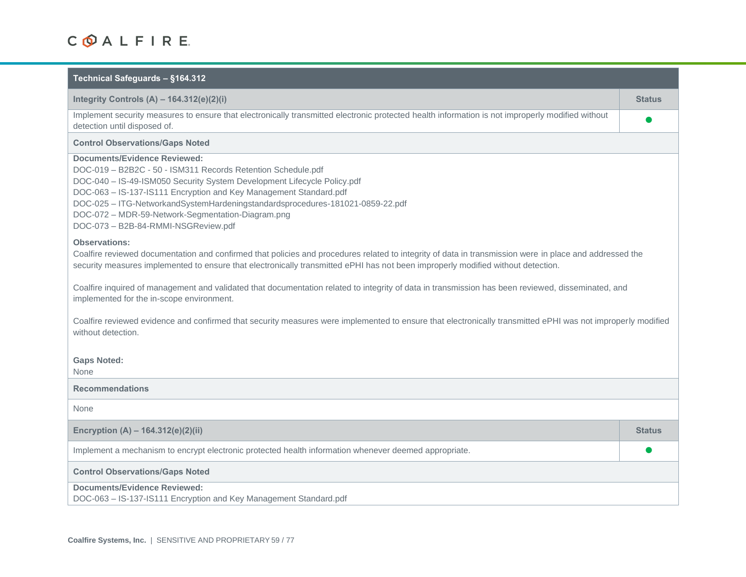| Technical Safeguards – §164.312 | |
|---|---|
| **Integrity Controls (A) – 164.312(e)(2)(i)** | **Status** |
| Implement security measures to ensure that electronically transmitted electronic protected health information is not improperly modified without detection until disposed of. | ● |

**Control Observations/Gaps Noted**

**Documents/Evidence Reviewed:**
DOC-019 – B2B2C - 50 - ISM311 Records Retention Schedule.pdf
DOC-040 – IS-49-ISM050 Security System Development Lifecycle Policy.pdf
DOC-063 – IS-137-IS111 Encryption and Key Management Standard.pdf
DOC-025 – ITG-NetworkandSystemHardeningstandardsprocedures-181021-0859-22.pdf
DOC-072 – MDR-59-Network-Segmentation-Diagram.png
DOC-073 – B2B-84-RMMI-NSGReview.pdf

**Observations:**
Coalfire reviewed documentation and confirmed that policies and procedures related to integrity of data in transmission were in place and addressed the security measures implemented to ensure that electronically transmitted ePHI has not been improperly modified without detection.

Coalfire inquired of management and validated that documentation related to integrity of data in transmission has been reviewed, disseminated, and implemented for the in-scope environment.

Coalfire reviewed evidence and confirmed that security measures were implemented to ensure that electronically transmitted ePHI was not improperly modified without detection.

**Gaps Noted:**
None

**Recommendations**

None

| **Encryption (A) – 164.312(e)(2)(ii)** | **Status** |
|---|---|
| Implement a mechanism to encrypt electronic protected health information whenever deemed appropriate. | ● |

**Control Observations/Gaps Noted**

**Documents/Evidence Reviewed:**
DOC-063 – IS-137-IS111 Encryption and Key Management Standard.pdf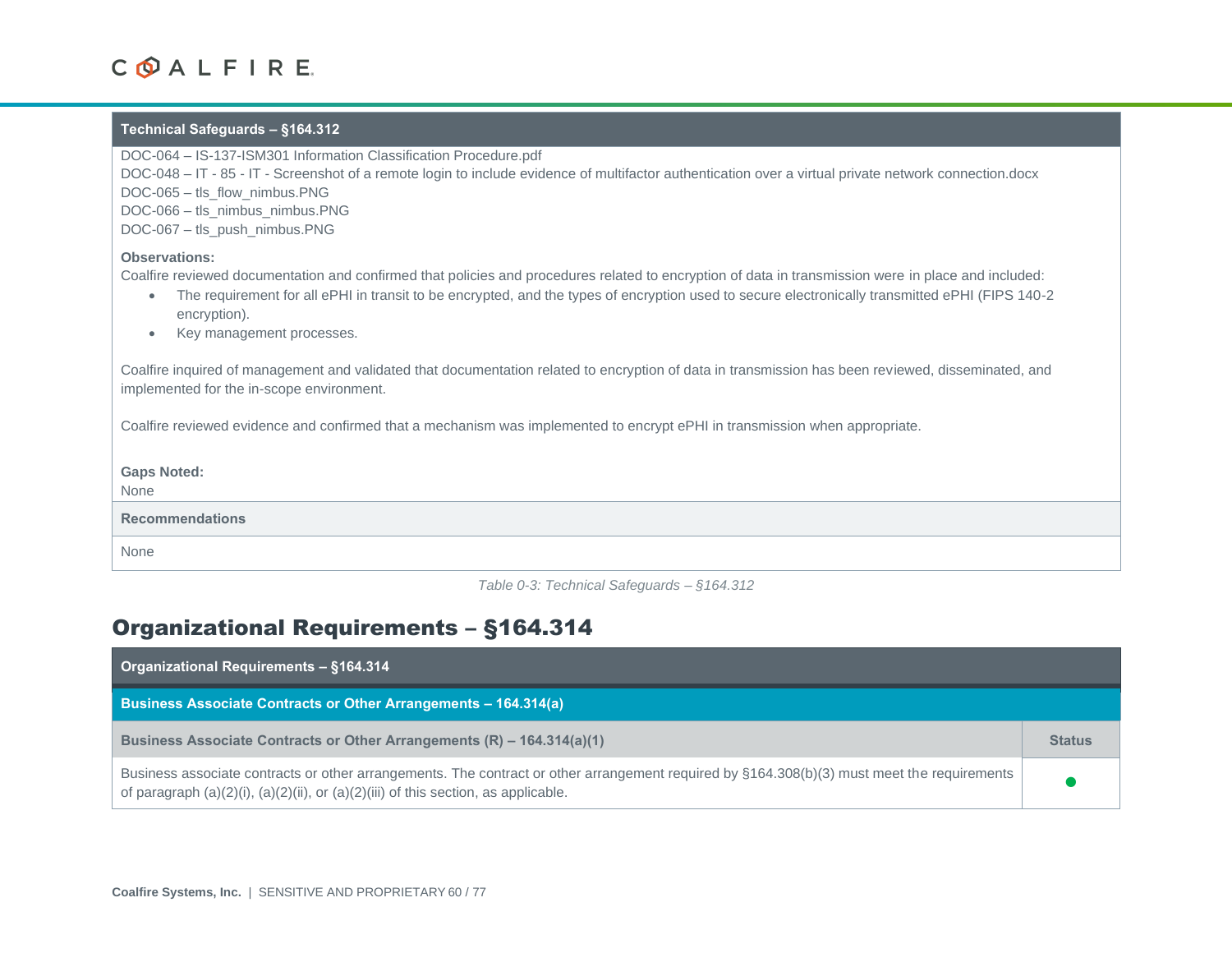| Technical Safeguards – §164.312 |
|---|
| DOC-064 – IS-137-ISM301 Information Classification Procedure.pdf<br>DOC-048 – IT - 85 - IT - Screenshot of a remote login to include evidence of multifactor authentication over a virtual private network connection.docx<br>DOC-065 – tls_flow_nimbus.PNG<br>DOC-066 – tls_nimbus_nimbus.PNG<br>DOC-067 – tls_push_nimbus.PNG<br><br>**Observations:**<br>Coalfire reviewed documentation and confirmed that policies and procedures related to encryption of data in transmission were in place and included:<br>• The requirement for all ePHI in transit to be encrypted, and the types of encryption used to secure electronically transmitted ePHI (FIPS 140-2 encryption).<br>• Key management processes.<br><br>Coalfire inquired of management and validated that documentation related to encryption of data in transmission has been reviewed, disseminated, and implemented for the in-scope environment.<br><br>Coalfire reviewed evidence and confirmed that a mechanism was implemented to encrypt ePHI in transmission when appropriate.<br><br>**Gaps Noted:**<br>None |
| **Recommendations** |
| None |

*Table 0-3: Technical Safeguards – §164.312*

## Organizational Requirements – §164.314

| Organizational Requirements – §164.314 | |
|---|---|
| **Business Associate Contracts or Other Arrangements – 164.314(a)** | |
| **Business Associate Contracts or Other Arrangements (R) – 164.314(a)(1)** | **Status** |
| Business associate contracts or other arrangements. The contract or other arrangement required by §164.308(b)(3) must meet the requirements of paragraph (a)(2)(i), (a)(2)(ii), or (a)(2)(iii) of this section, as applicable. | ● |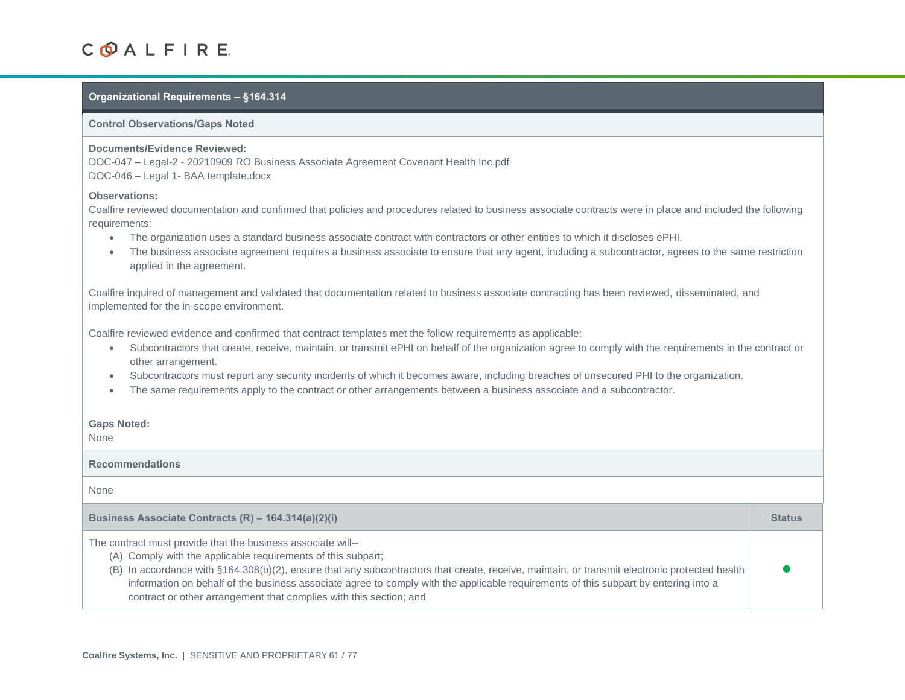## Organizational Requirements – §164.314

**Control Observations/Gaps Noted**

**Documents/Evidence Reviewed:**
DOC-047 – Legal-2 - 20210909 RO Business Associate Agreement Covenant Health Inc.pdf
DOC-046 – Legal 1- BAA template.docx

**Observations:**
Coalfire reviewed documentation and confirmed that policies and procedures related to business associate contracts were in place and included the following requirements:

- The organization uses a standard business associate contract with contractors or other entities to which it discloses ePHI.
- The business associate agreement requires a business associate to ensure that any agent, including a subcontractor, agrees to the same restriction applied in the agreement.

Coalfire inquired of management and validated that documentation related to business associate contracting has been reviewed, disseminated, and implemented for the in-scope environment.

Coalfire reviewed evidence and confirmed that contract templates met the follow requirements as applicable:

- Subcontractors that create, receive, maintain, or transmit ePHI on behalf of the organization agree to comply with the requirements in the contract or other arrangement.
- Subcontractors must report any security incidents of which it becomes aware, including breaches of unsecured PHI to the organization.
- The same requirements apply to the contract or other arrangements between a business associate and a subcontractor.

**Gaps Noted:**
None

**Recommendations**

None

| Business Associate Contracts (R) – 164.314(a)(2)(i) | Status |
|---|---|
| The contract must provide that the business associate will--<br>(A) Comply with the applicable requirements of this subpart;<br>(B) In accordance with §164.308(b)(2), ensure that any subcontractors that create, receive, maintain, or transmit electronic protected health information on behalf of the business associate agree to comply with the applicable requirements of this subpart by entering into a contract or other arrangement that complies with this section; and | ● |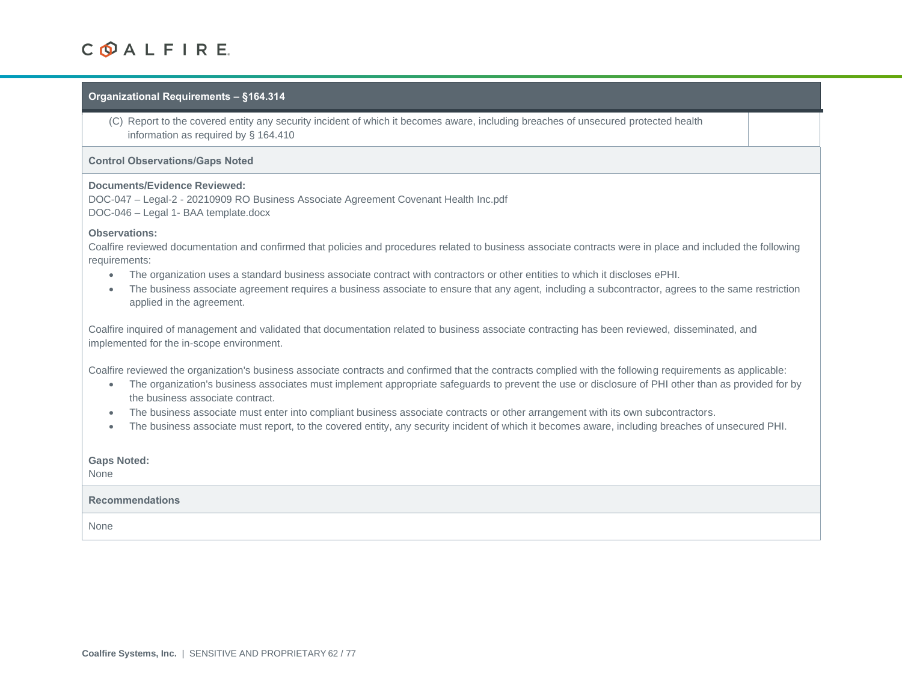| Organizational Requirements – §164.314 | |
|---|---|
| (C) Report to the covered entity any security incident of which it becomes aware, including breaches of unsecured protected health information as required by § 164.410 | |

**Control Observations/Gaps Noted**

**Documents/Evidence Reviewed:**
DOC-047 – Legal-2 - 20210909 RO Business Associate Agreement Covenant Health Inc.pdf
DOC-046 – Legal 1- BAA template.docx

**Observations:**
Coalfire reviewed documentation and confirmed that policies and procedures related to business associate contracts were in place and included the following requirements:

- The organization uses a standard business associate contract with contractors or other entities to which it discloses ePHI.
- The business associate agreement requires a business associate to ensure that any agent, including a subcontractor, agrees to the same restriction applied in the agreement.

Coalfire inquired of management and validated that documentation related to business associate contracting has been reviewed, disseminated, and implemented for the in-scope environment.

Coalfire reviewed the organization's business associate contracts and confirmed that the contracts complied with the following requirements as applicable:

- The organization's business associates must implement appropriate safeguards to prevent the use or disclosure of PHI other than as provided for by the business associate contract.
- The business associate must enter into compliant business associate contracts or other arrangement with its own subcontractors.
- The business associate must report, to the covered entity, any security incident of which it becomes aware, including breaches of unsecured PHI.

**Gaps Noted:**
None

**Recommendations**

None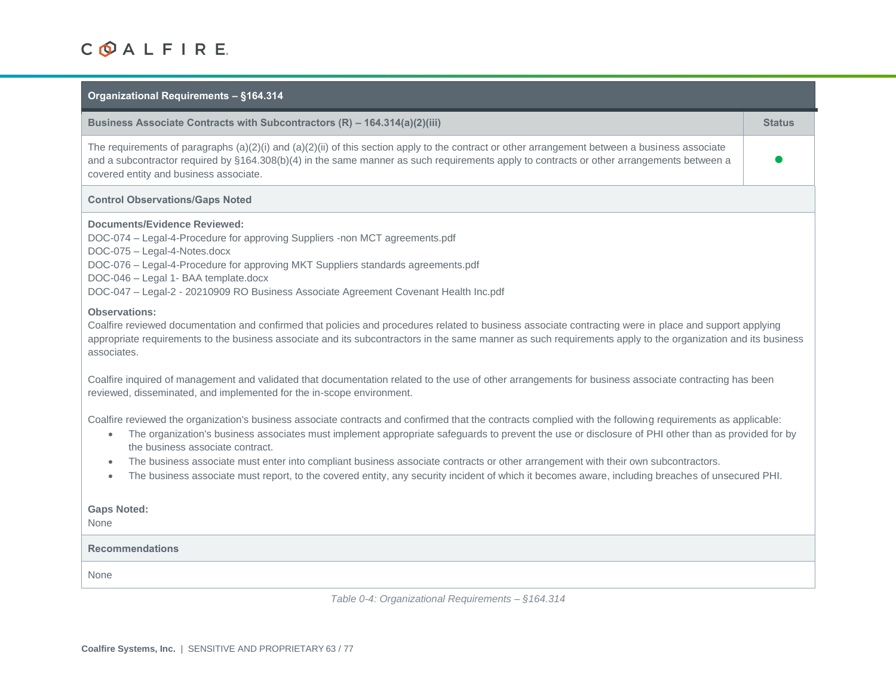| Organizational Requirements – §164.314 | |
|---|---|
| **Business Associate Contracts with Subcontractors (R) – 164.314(a)(2)(iii)** | **Status** |
| The requirements of paragraphs (a)(2)(i) and (a)(2)(ii) of this section apply to the contract or other arrangement between a business associate and a subcontractor required by §164.308(b)(4) in the same manner as such requirements apply to contracts or other arrangements between a covered entity and business associate. | ● |

**Control Observations/Gaps Noted**

**Documents/Evidence Reviewed:**

DOC-074 – Legal-4-Procedure for approving Suppliers -non MCT agreements.pdf
DOC-075 – Legal-4-Notes.docx
DOC-076 – Legal-4-Procedure for approving MKT Suppliers standards agreements.pdf
DOC-046 – Legal 1- BAA template.docx
DOC-047 – Legal-2 - 20210909 RO Business Associate Agreement Covenant Health Inc.pdf

**Observations:**

Coalfire reviewed documentation and confirmed that policies and procedures related to business associate contracting were in place and support applying appropriate requirements to the business associate and its subcontractors in the same manner as such requirements apply to the organization and its business associates.

Coalfire inquired of management and validated that documentation related to the use of other arrangements for business associate contracting has been reviewed, disseminated, and implemented for the in-scope environment.

Coalfire reviewed the organization's business associate contracts and confirmed that the contracts complied with the following requirements as applicable:

- The organization's business associates must implement appropriate safeguards to prevent the use or disclosure of PHI other than as provided for by the business associate contract.
- The business associate must enter into compliant business associate contracts or other arrangement with their own subcontractors.
- The business associate must report, to the covered entity, any security incident of which it becomes aware, including breaches of unsecured PHI.

**Gaps Noted:**

None

**Recommendations**

None

*Table 0-4: Organizational Requirements – §164.314*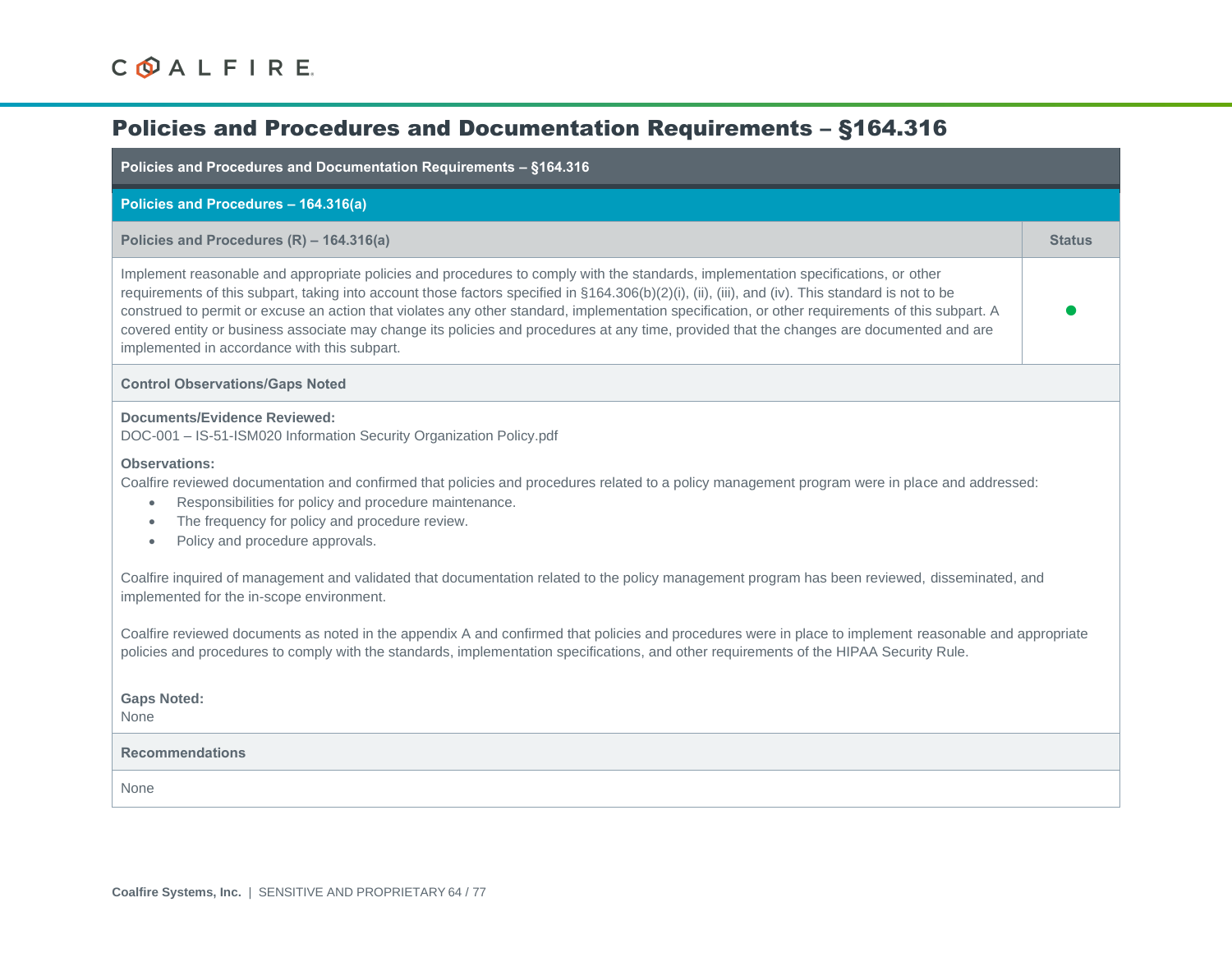## Policies and Procedures and Documentation Requirements – §164.316

| Policies and Procedures and Documentation Requirements – §164.316 | |
|---|---|
| **Policies and Procedures – 164.316(a)** | |
| **Policies and Procedures (R) – 164.316(a)** | **Status** |
| Implement reasonable and appropriate policies and procedures to comply with the standards, implementation specifications, or other requirements of this subpart, taking into account those factors specified in §164.306(b)(2)(i), (ii), (iii), and (iv). This standard is not to be construed to permit or excuse an action that violates any other standard, implementation specification, or other requirements of this subpart. A covered entity or business associate may change its policies and procedures at any time, provided that the changes are documented and are implemented in accordance with this subpart. | ● |
| **Control Observations/Gaps Noted** | |
| **Documents/Evidence Reviewed:**<br>DOC-001 – IS-51-ISM020 Information Security Organization Policy.pdf<br><br>**Observations:**<br>Coalfire reviewed documentation and confirmed that policies and procedures related to a policy management program were in place and addressed:<br>• Responsibilities for policy and procedure maintenance.<br>• The frequency for policy and procedure review.<br>• Policy and procedure approvals.<br><br>Coalfire inquired of management and validated that documentation related to the policy management program has been reviewed, disseminated, and implemented for the in-scope environment.<br><br>Coalfire reviewed documents as noted in the appendix A and confirmed that policies and procedures were in place to implement reasonable and appropriate policies and procedures to comply with the standards, implementation specifications, and other requirements of the HIPAA Security Rule.<br><br>**Gaps Noted:**<br>None | |
| **Recommendations** | |
| None | |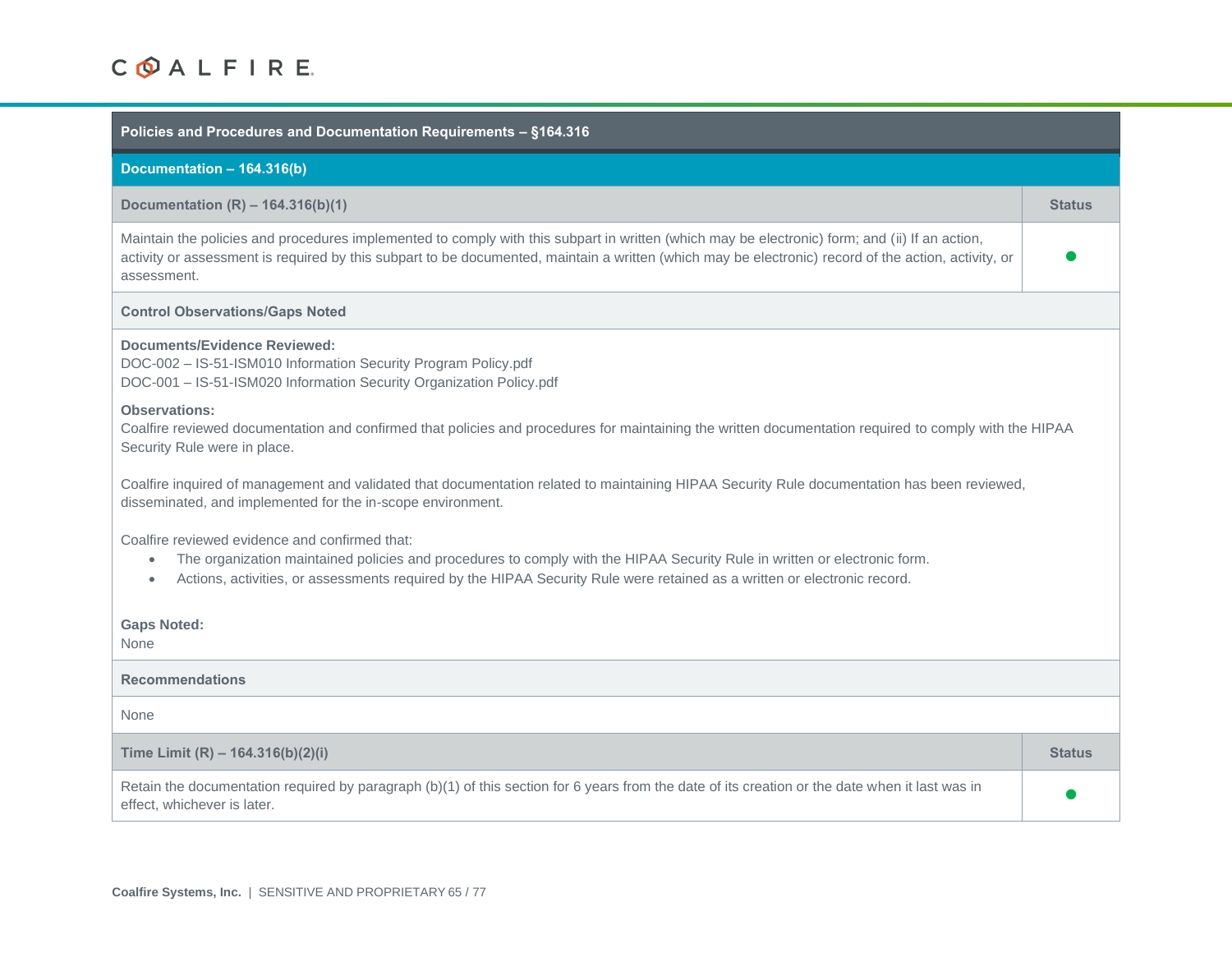## Policies and Procedures and Documentation Requirements – §164.316

### Documentation – 164.316(b)

| Documentation (R) – 164.316(b)(1) | Status |
|---|---|
| Maintain the policies and procedures implemented to comply with this subpart in written (which may be electronic) form; and (ii) If an action, activity or assessment is required by this subpart to be documented, maintain a written (which may be electronic) record of the action, activity, or assessment. | ● |

**Control Observations/Gaps Noted**

**Documents/Evidence Reviewed:**
DOC-002 – IS-51-ISM010 Information Security Program Policy.pdf
DOC-001 – IS-51-ISM020 Information Security Organization Policy.pdf

**Observations:**
Coalfire reviewed documentation and confirmed that policies and procedures for maintaining the written documentation required to comply with the HIPAA Security Rule were in place.

Coalfire inquired of management and validated that documentation related to maintaining HIPAA Security Rule documentation has been reviewed, disseminated, and implemented for the in-scope environment.

Coalfire reviewed evidence and confirmed that:

- The organization maintained policies and procedures to comply with the HIPAA Security Rule in written or electronic form.
- Actions, activities, or assessments required by the HIPAA Security Rule were retained as a written or electronic record.

**Gaps Noted:**
None

**Recommendations**

None

| Time Limit (R) – 164.316(b)(2)(i) | Status |
|---|---|
| Retain the documentation required by paragraph (b)(1) of this section for 6 years from the date of its creation or the date when it last was in effect, whichever is later. | ● |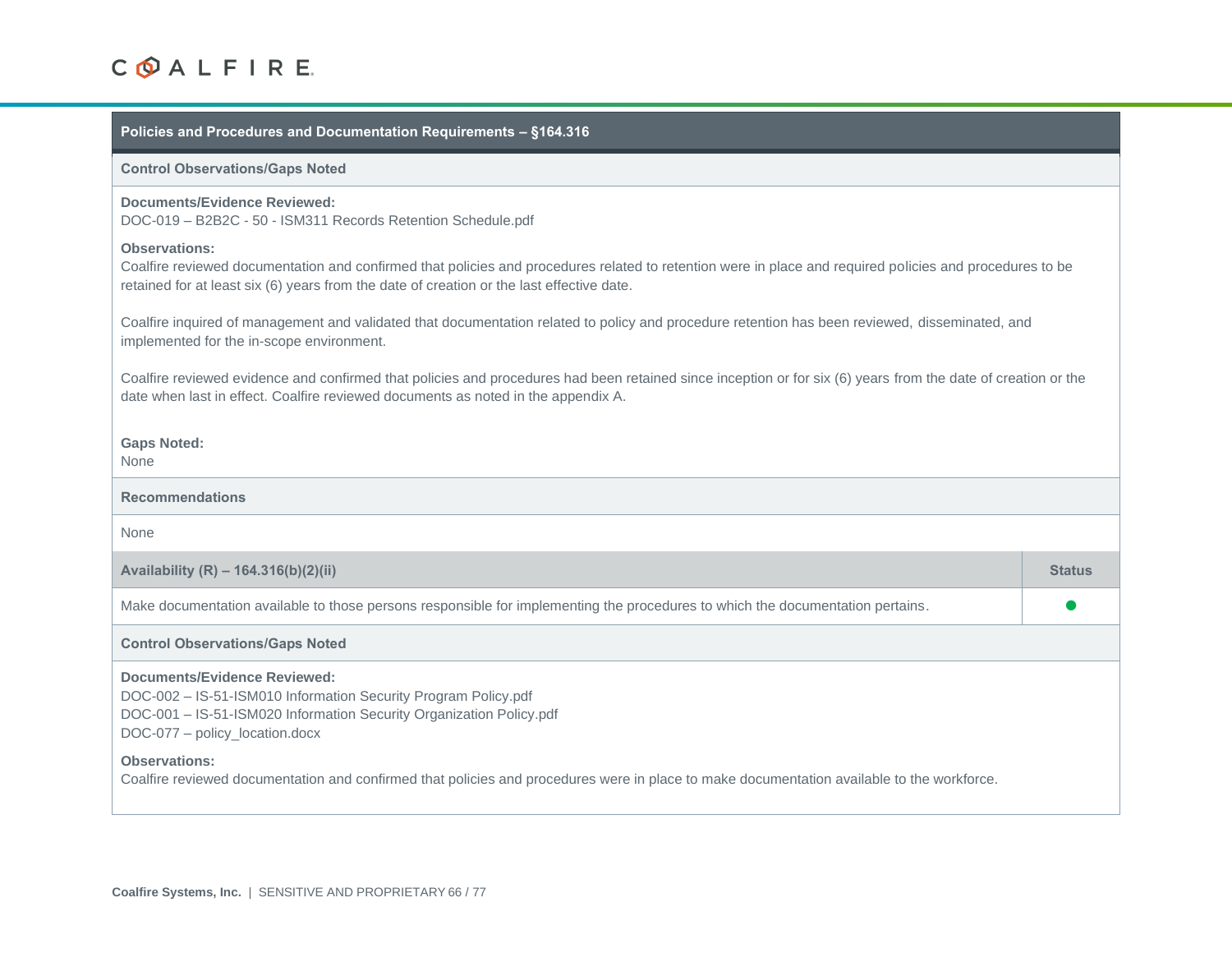## Policies and Procedures and Documentation Requirements – §164.316

**Control Observations/Gaps Noted**

**Documents/Evidence Reviewed:**
DOC-019 – B2B2C - 50 - ISM311 Records Retention Schedule.pdf

**Observations:**
Coalfire reviewed documentation and confirmed that policies and procedures related to retention were in place and required policies and procedures to be retained for at least six (6) years from the date of creation or the last effective date.

Coalfire inquired of management and validated that documentation related to policy and procedure retention has been reviewed, disseminated, and implemented for the in-scope environment.

Coalfire reviewed evidence and confirmed that policies and procedures had been retained since inception or for six (6) years from the date of creation or the date when last in effect. Coalfire reviewed documents as noted in the appendix A.

**Gaps Noted:**
None

**Recommendations**

None

| Availability (R) – 164.316(b)(2)(ii) | Status |
| --- | --- |
| Make documentation available to those persons responsible for implementing the procedures to which the documentation pertains. | ● |

**Control Observations/Gaps Noted**

**Documents/Evidence Reviewed:**
DOC-002 – IS-51-ISM010 Information Security Program Policy.pdf
DOC-001 – IS-51-ISM020 Information Security Organization Policy.pdf
DOC-077 – policy_location.docx

**Observations:**
Coalfire reviewed documentation and confirmed that policies and procedures were in place to make documentation available to the workforce.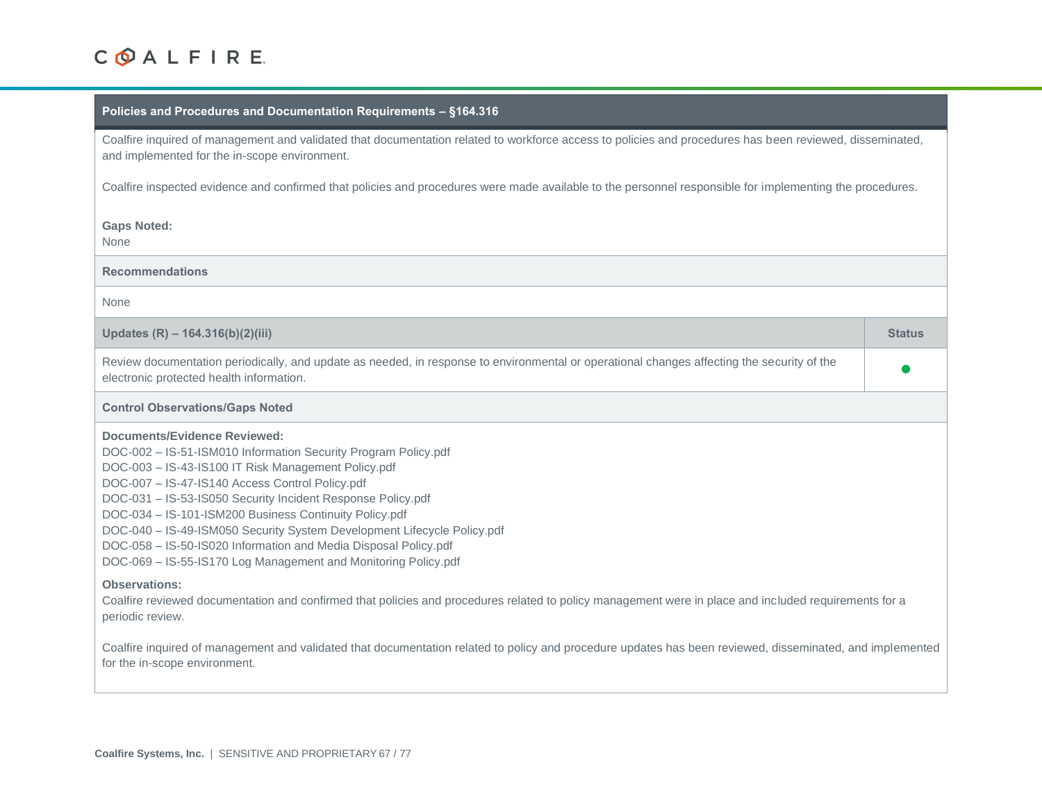## Policies and Procedures and Documentation Requirements – §164.316

Coalfire inquired of management and validated that documentation related to workforce access to policies and procedures has been reviewed, disseminated, and implemented for the in-scope environment.

Coalfire inspected evidence and confirmed that policies and procedures were made available to the personnel responsible for implementing the procedures.

**Gaps Noted:**
None

**Recommendations**

None

| Updates (R) – 164.316(b)(2)(iii) | Status |
|---|---|
| Review documentation periodically, and update as needed, in response to environmental or operational changes affecting the security of the electronic protected health information. | ● |

**Control Observations/Gaps Noted**

**Documents/Evidence Reviewed:**
DOC-002 – IS-51-ISM010 Information Security Program Policy.pdf
DOC-003 – IS-43-IS100 IT Risk Management Policy.pdf
DOC-007 – IS-47-IS140 Access Control Policy.pdf
DOC-031 – IS-53-IS050 Security Incident Response Policy.pdf
DOC-034 – IS-101-ISM200 Business Continuity Policy.pdf
DOC-040 – IS-49-ISM050 Security System Development Lifecycle Policy.pdf
DOC-058 – IS-50-IS020 Information and Media Disposal Policy.pdf
DOC-069 – IS-55-IS170 Log Management and Monitoring Policy.pdf

**Observations:**
Coalfire reviewed documentation and confirmed that policies and procedures related to policy management were in place and included requirements for a periodic review.

Coalfire inquired of management and validated that documentation related to policy and procedure updates has been reviewed, disseminated, and implemented for the in-scope environment.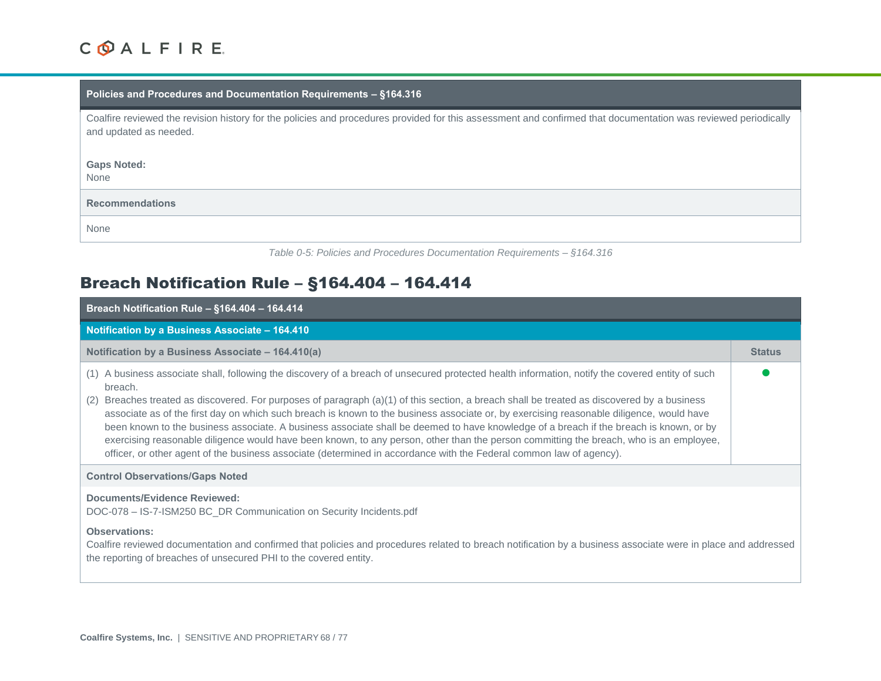| Policies and Procedures and Documentation Requirements – §164.316 |
|---|
| Coalfire reviewed the revision history for the policies and procedures provided for this assessment and confirmed that documentation was reviewed periodically and updated as needed.<br><br>**Gaps Noted:**<br>None |
| **Recommendations** |
| None |

*Table 0-5: Policies and Procedures Documentation Requirements – §164.316*

## Breach Notification Rule – §164.404 – 164.414

| Breach Notification Rule – §164.404 – 164.414 | |
|---|---|
| **Notification by a Business Associate – 164.410** | |
| **Notification by a Business Associate – 164.410(a)** | **Status** |
| (1) A business associate shall, following the discovery of a breach of unsecured protected health information, notify the covered entity of such breach.<br>(2) Breaches treated as discovered. For purposes of paragraph (a)(1) of this section, a breach shall be treated as discovered by a business associate as of the first day on which such breach is known to the business associate or, by exercising reasonable diligence, would have been known to the business associate. A business associate shall be deemed to have knowledge of a breach if the breach is known, or by exercising reasonable diligence would have been known, to any person, other than the person committing the breach, who is an employee, officer, or other agent of the business associate (determined in accordance with the Federal common law of agency). | ● |
| **Control Observations/Gaps Noted** | |
| **Documents/Evidence Reviewed:**<br>DOC-078 – IS-7-ISM250 BC_DR Communication on Security Incidents.pdf<br><br>**Observations:**<br>Coalfire reviewed documentation and confirmed that policies and procedures related to breach notification by a business associate were in place and addressed the reporting of breaches of unsecured PHI to the covered entity. | |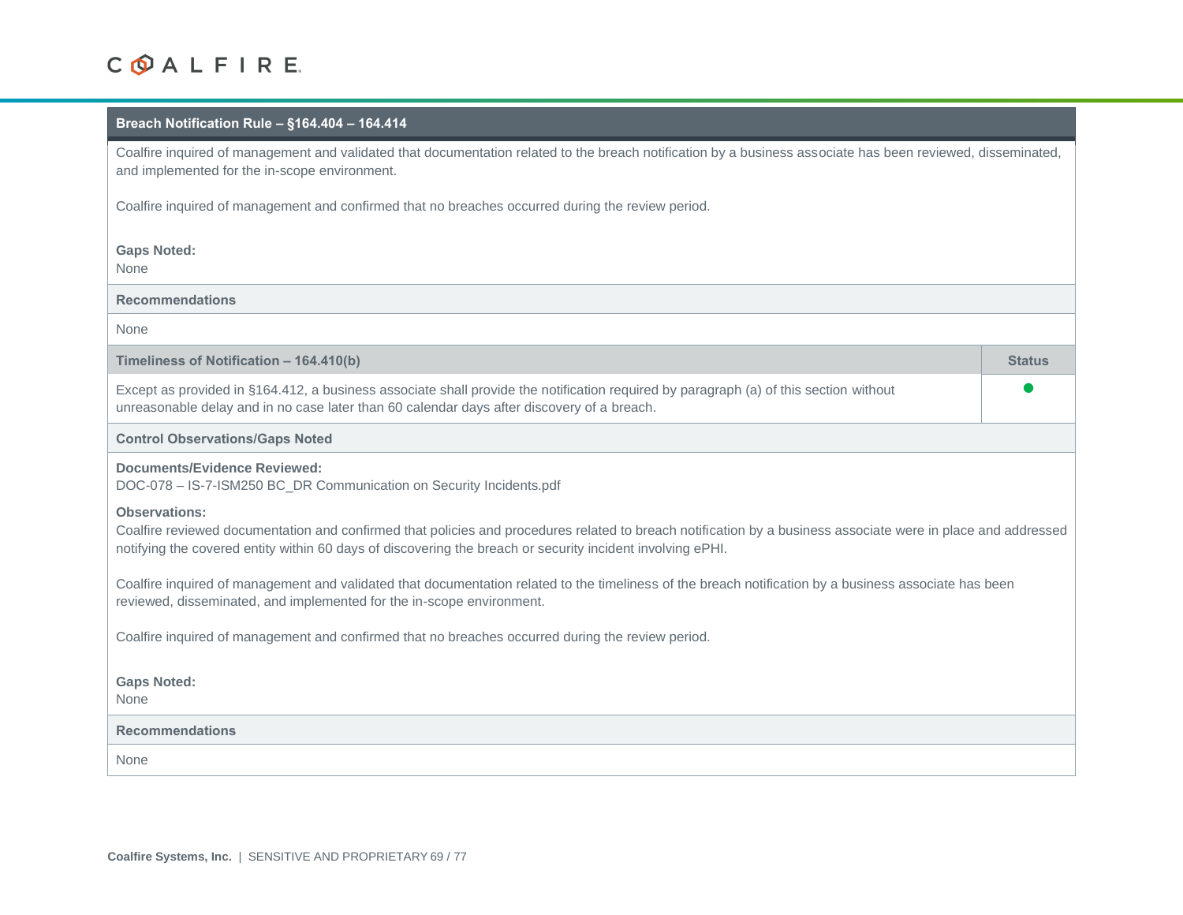## Breach Notification Rule – §164.404 – 164.414

Coalfire inquired of management and validated that documentation related to the breach notification by a business associate has been reviewed, disseminated, and implemented for the in-scope environment.

Coalfire inquired of management and confirmed that no breaches occurred during the review period.

**Gaps Noted:**
None

**Recommendations**

None

| Timeliness of Notification – 164.410(b) | Status |
|---|---|
| Except as provided in §164.412, a business associate shall provide the notification required by paragraph (a) of this section without unreasonable delay and in no case later than 60 calendar days after discovery of a breach. | ● |

**Control Observations/Gaps Noted**

**Documents/Evidence Reviewed:**
DOC-078 – IS-7-ISM250 BC_DR Communication on Security Incidents.pdf

**Observations:**
Coalfire reviewed documentation and confirmed that policies and procedures related to breach notification by a business associate were in place and addressed notifying the covered entity within 60 days of discovering the breach or security incident involving ePHI.

Coalfire inquired of management and validated that documentation related to the timeliness of the breach notification by a business associate has been reviewed, disseminated, and implemented for the in-scope environment.

Coalfire inquired of management and confirmed that no breaches occurred during the review period.

**Gaps Noted:**
None

**Recommendations**

None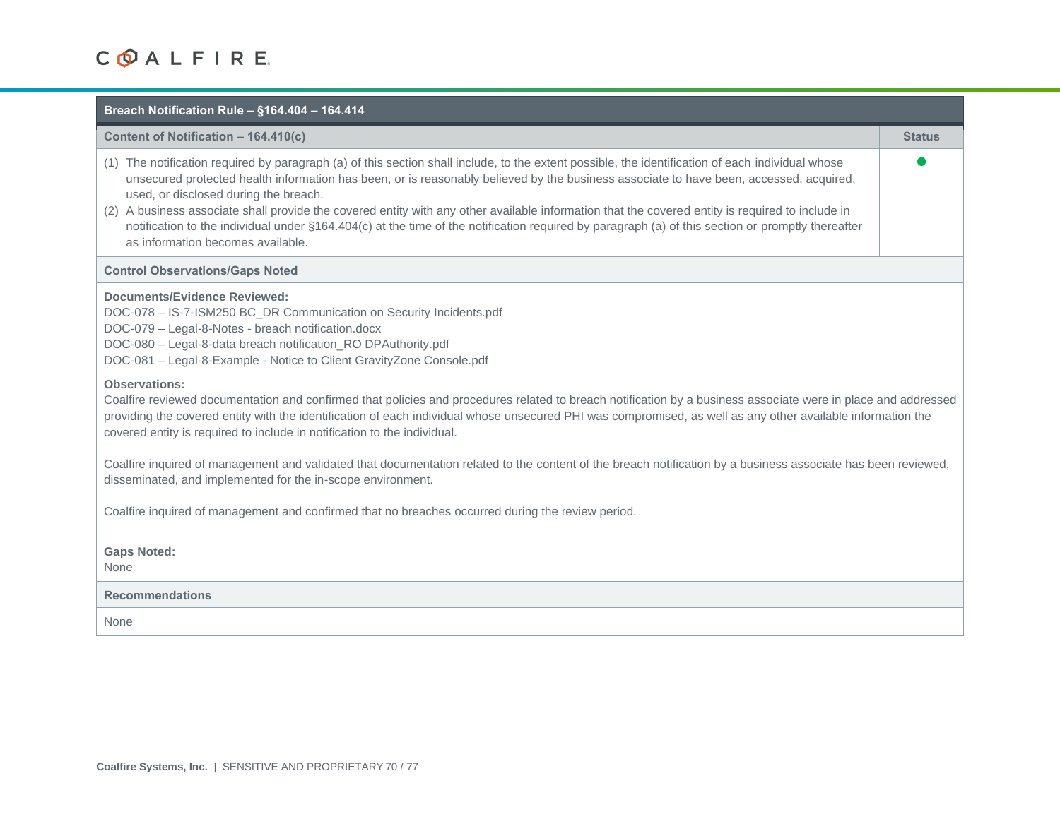| Breach Notification Rule – §164.404 – 164.414 | |
|---|---|
| **Content of Notification – 164.410(c)** | **Status** |
| (1) The notification required by paragraph (a) of this section shall include, to the extent possible, the identification of each individual whose unsecured protected health information has been, or is reasonably believed by the business associate to have been, accessed, acquired, used, or disclosed during the breach.<br>(2) A business associate shall provide the covered entity with any other available information that the covered entity is required to include in notification to the individual under §164.404(c) at the time of the notification required by paragraph (a) of this section or promptly thereafter as information becomes available. | ● |

**Control Observations/Gaps Noted**

**Documents/Evidence Reviewed:**

DOC-078 – IS-7-ISM250 BC_DR Communication on Security Incidents.pdf
DOC-079 – Legal-8-Notes - breach notification.docx
DOC-080 – Legal-8-data breach notification_RO DPAuthority.pdf
DOC-081 – Legal-8-Example - Notice to Client GravityZone Console.pdf

**Observations:**

Coalfire reviewed documentation and confirmed that policies and procedures related to breach notification by a business associate were in place and addressed providing the covered entity with the identification of each individual whose unsecured PHI was compromised, as well as any other available information the covered entity is required to include in notification to the individual.

Coalfire inquired of management and validated that documentation related to the content of the breach notification by a business associate has been reviewed, disseminated, and implemented for the in-scope environment.

Coalfire inquired of management and confirmed that no breaches occurred during the review period.

**Gaps Noted:**

None

**Recommendations**

None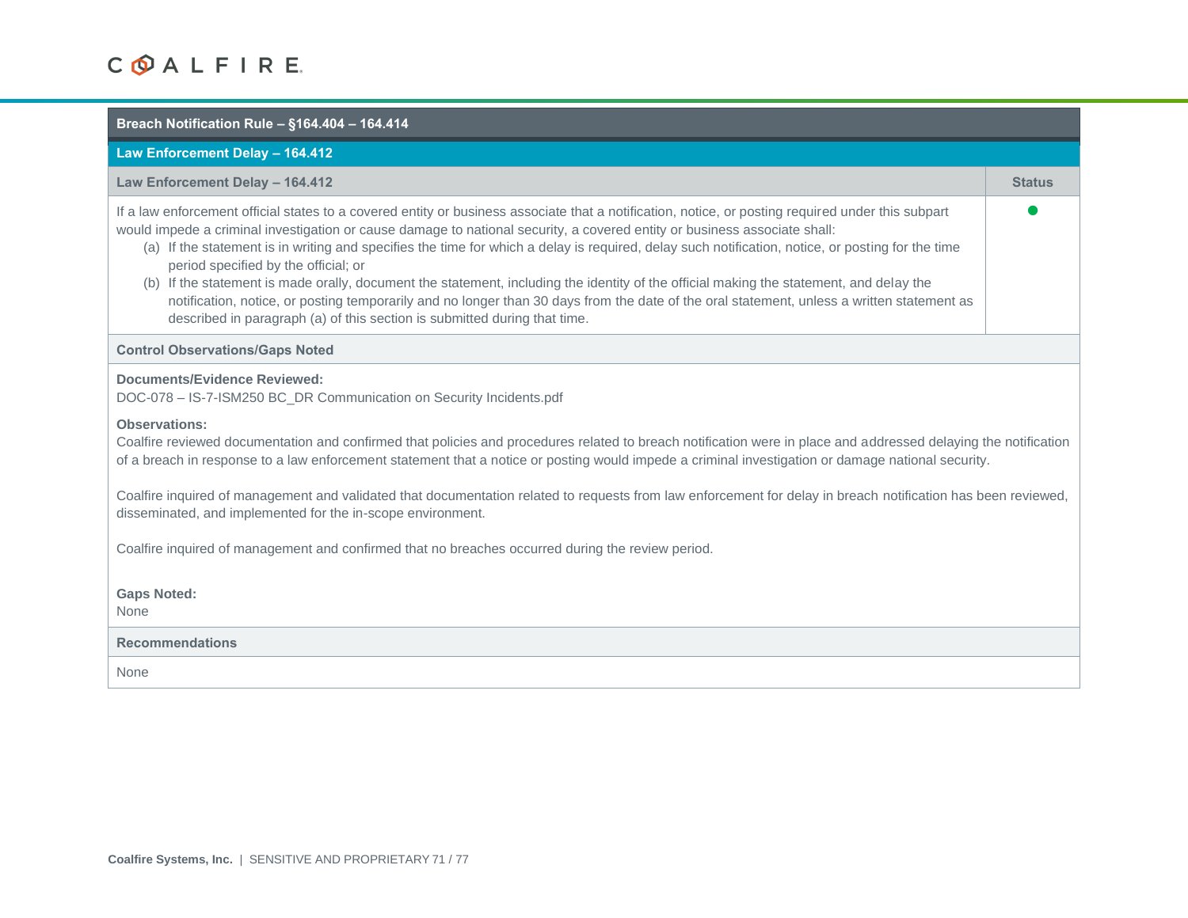**Breach Notification Rule – §164.404 – 164.414**

**Law Enforcement Delay – 164.412**

| Law Enforcement Delay – 164.412 | Status |
|---|---|
| If a law enforcement official states to a covered entity or business associate that a notification, notice, or posting required under this subpart would impede a criminal investigation or cause damage to national security, a covered entity or business associate shall:<br>(a) If the statement is in writing and specifies the time for which a delay is required, delay such notification, notice, or posting for the time period specified by the official; or<br>(b) If the statement is made orally, document the statement, including the identity of the official making the statement, and delay the notification, notice, or posting temporarily and no longer than 30 days from the date of the oral statement, unless a written statement as described in paragraph (a) of this section is submitted during that time. | ● |

**Control Observations/Gaps Noted**

**Documents/Evidence Reviewed:**
DOC-078 – IS-7-ISM250 BC_DR Communication on Security Incidents.pdf

**Observations:**
Coalfire reviewed documentation and confirmed that policies and procedures related to breach notification were in place and addressed delaying the notification of a breach in response to a law enforcement statement that a notice or posting would impede a criminal investigation or damage national security.

Coalfire inquired of management and validated that documentation related to requests from law enforcement for delay in breach notification has been reviewed, disseminated, and implemented for the in-scope environment.

Coalfire inquired of management and confirmed that no breaches occurred during the review period.

**Gaps Noted:**
None

**Recommendations**

None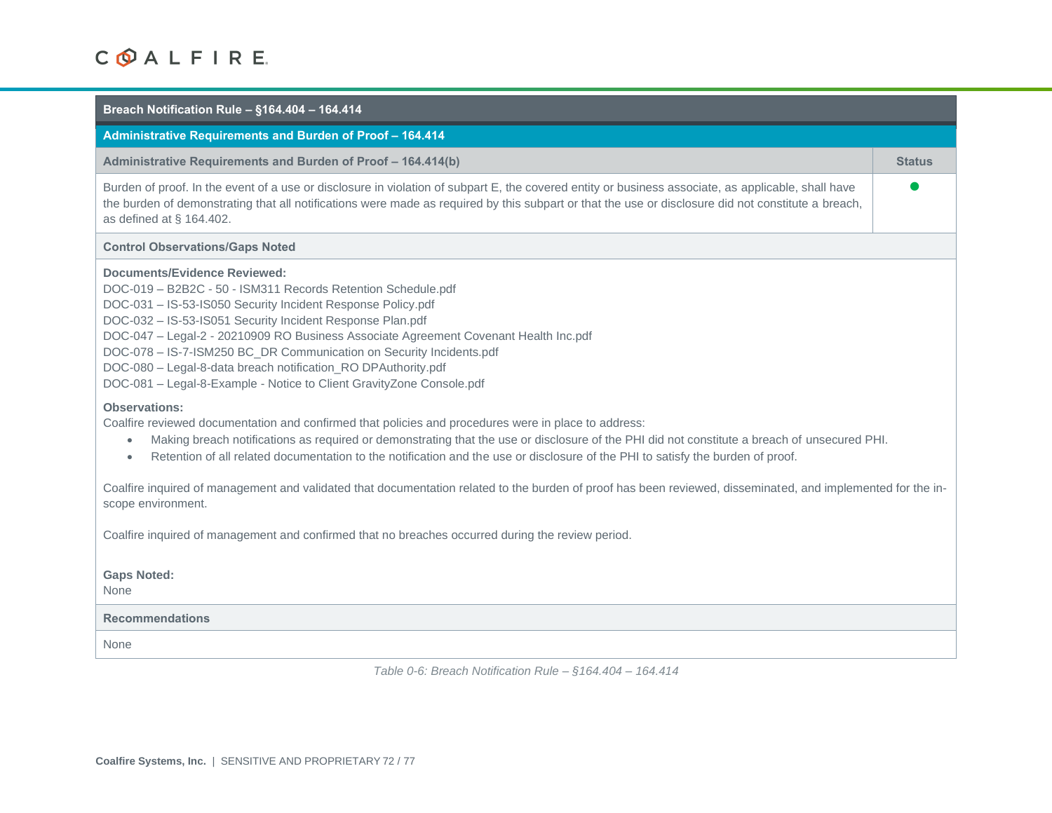| Breach Notification Rule – §164.404 – 164.414 | |
|---|---|
| **Administrative Requirements and Burden of Proof – 164.414** | |
| **Administrative Requirements and Burden of Proof – 164.414(b)** | **Status** |
| Burden of proof. In the event of a use or disclosure in violation of subpart E, the covered entity or business associate, as applicable, shall have the burden of demonstrating that all notifications were made as required by this subpart or that the use or disclosure did not constitute a breach, as defined at § 164.402. | ● |
| **Control Observations/Gaps Noted** | |
| **Documents/Evidence Reviewed:**<br>DOC-019 – B2B2C - 50 - ISM311 Records Retention Schedule.pdf<br>DOC-031 – IS-53-IS050 Security Incident Response Policy.pdf<br>DOC-032 – IS-53-IS051 Security Incident Response Plan.pdf<br>DOC-047 – Legal-2 - 20210909 RO Business Associate Agreement Covenant Health Inc.pdf<br>DOC-078 – IS-7-ISM250 BC_DR Communication on Security Incidents.pdf<br>DOC-080 – Legal-8-data breach notification_RO DPAuthority.pdf<br>DOC-081 – Legal-8-Example - Notice to Client GravityZone Console.pdf<br><br>**Observations:**<br>Coalfire reviewed documentation and confirmed that policies and procedures were in place to address:<br>• Making breach notifications as required or demonstrating that the use or disclosure of the PHI did not constitute a breach of unsecured PHI.<br>• Retention of all related documentation to the notification and the use or disclosure of the PHI to satisfy the burden of proof.<br><br>Coalfire inquired of management and validated that documentation related to the burden of proof has been reviewed, disseminated, and implemented for the in-scope environment.<br><br>Coalfire inquired of management and confirmed that no breaches occurred during the review period.<br><br>**Gaps Noted:**<br>None | |
| **Recommendations** | |
| None | |

*Table 0-6: Breach Notification Rule – §164.404 – 164.414*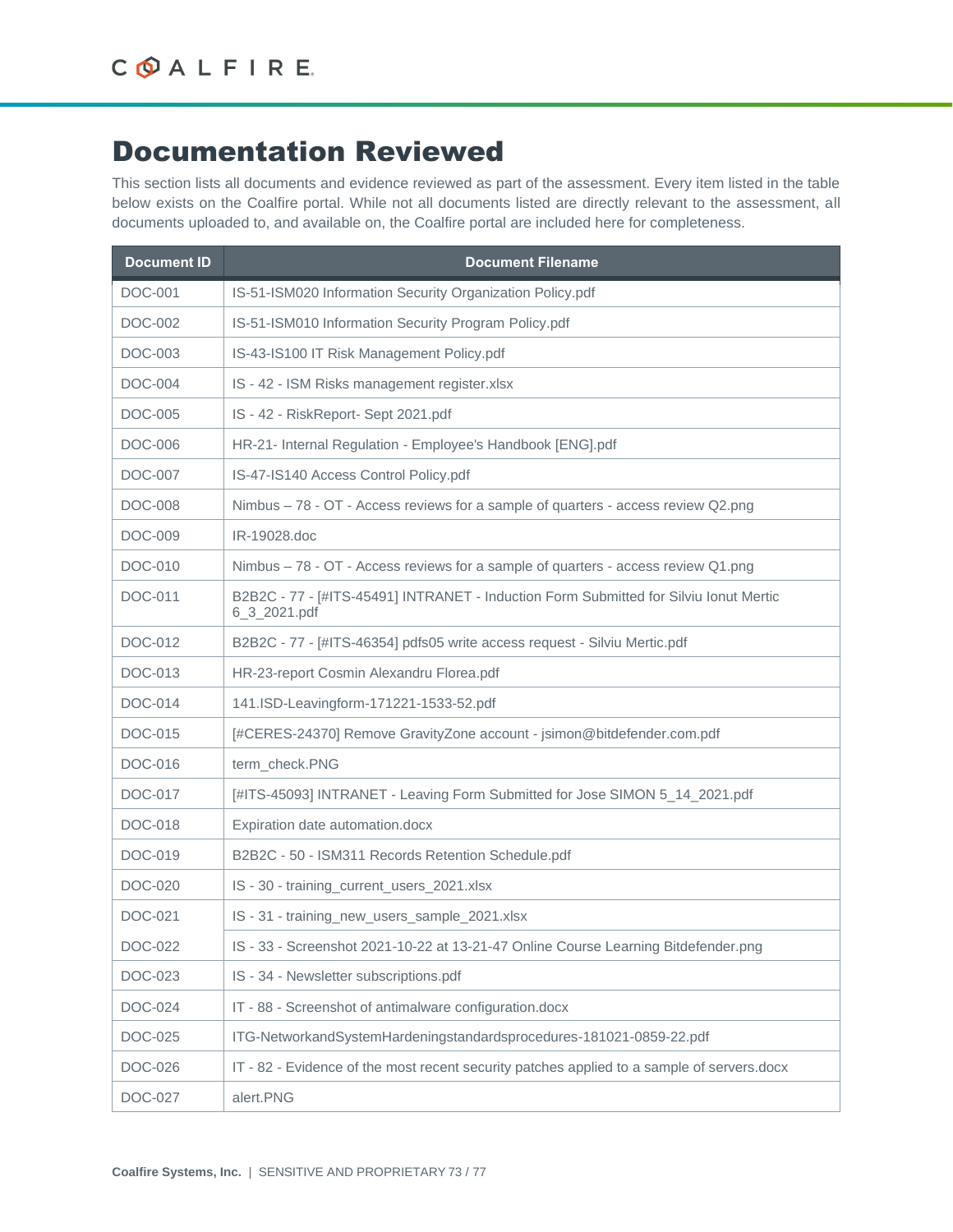# Documentation Reviewed

This section lists all documents and evidence reviewed as part of the assessment. Every item listed in the table below exists on the Coalfire portal. While not all documents listed are directly relevant to the assessment, all documents uploaded to, and available on, the Coalfire portal are included here for completeness.

| Document ID | Document Filename |
|---|---|
| DOC-001 | IS-51-ISM020 Information Security Organization Policy.pdf |
| DOC-002 | IS-51-ISM010 Information Security Program Policy.pdf |
| DOC-003 | IS-43-IS100 IT Risk Management Policy.pdf |
| DOC-004 | IS - 42 - ISM Risks management register.xlsx |
| DOC-005 | IS - 42 - RiskReport- Sept 2021.pdf |
| DOC-006 | HR-21- Internal Regulation - Employee's Handbook [ENG].pdf |
| DOC-007 | IS-47-IS140 Access Control Policy.pdf |
| DOC-008 | Nimbus – 78 - OT - Access reviews for a sample of quarters - access review Q2.png |
| DOC-009 | IR-19028.doc |
| DOC-010 | Nimbus – 78 - OT - Access reviews for a sample of quarters - access review Q1.png |
| DOC-011 | B2B2C - 77 - [#ITS-45491] INTRANET - Induction Form Submitted for Silviu Ionut Mertic 6_3_2021.pdf |
| DOC-012 | B2B2C - 77 - [#ITS-46354] pdfs05 write access request - Silviu Mertic.pdf |
| DOC-013 | HR-23-report Cosmin Alexandru Florea.pdf |
| DOC-014 | 141.ISD-Leavingform-171221-1533-52.pdf |
| DOC-015 | [#CERES-24370] Remove GravityZone account - jsimon@bitdefender.com.pdf |
| DOC-016 | term_check.PNG |
| DOC-017 | [#ITS-45093] INTRANET - Leaving Form Submitted for Jose SIMON 5_14_2021.pdf |
| DOC-018 | Expiration date automation.docx |
| DOC-019 | B2B2C - 50 - ISM311 Records Retention Schedule.pdf |
| DOC-020 | IS - 30 - training_current_users_2021.xlsx |
| DOC-021 | IS - 31 - training_new_users_sample_2021.xlsx |
| DOC-022 | IS - 33 - Screenshot 2021-10-22 at 13-21-47 Online Course Learning Bitdefender.png |
| DOC-023 | IS - 34 - Newsletter subscriptions.pdf |
| DOC-024 | IT - 88 - Screenshot of antimalware configuration.docx |
| DOC-025 | ITG-NetworkandSystemHardeningstandardsprocedures-181021-0859-22.pdf |
| DOC-026 | IT - 82 - Evidence of the most recent security patches applied to a sample of servers.docx |
| DOC-027 | alert.PNG |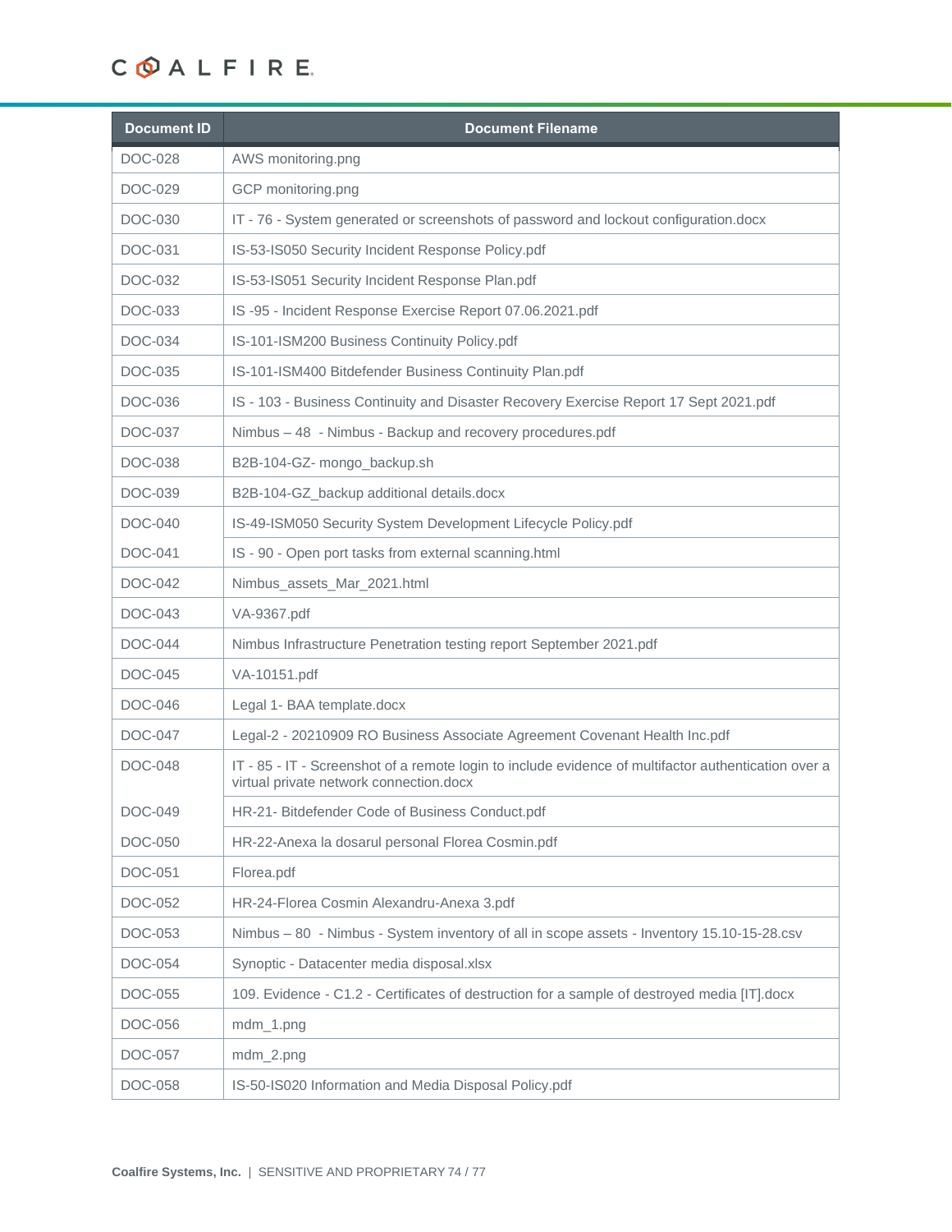| Document ID | Document Filename |
|---|---|
| DOC-028 | AWS monitoring.png |
| DOC-029 | GCP monitoring.png |
| DOC-030 | IT - 76 - System generated or screenshots of password and lockout configuration.docx |
| DOC-031 | IS-53-IS050 Security Incident Response Policy.pdf |
| DOC-032 | IS-53-IS051 Security Incident Response Plan.pdf |
| DOC-033 | IS -95 - Incident Response Exercise Report 07.06.2021.pdf |
| DOC-034 | IS-101-ISM200 Business Continuity Policy.pdf |
| DOC-035 | IS-101-ISM400 Bitdefender Business Continuity Plan.pdf |
| DOC-036 | IS - 103 - Business Continuity and Disaster Recovery Exercise Report 17 Sept 2021.pdf |
| DOC-037 | Nimbus – 48 - Nimbus - Backup and recovery procedures.pdf |
| DOC-038 | B2B-104-GZ- mongo_backup.sh |
| DOC-039 | B2B-104-GZ_backup additional details.docx |
| DOC-040 | IS-49-ISM050 Security System Development Lifecycle Policy.pdf |
| DOC-041 | IS - 90 - Open port tasks from external scanning.html |
| DOC-042 | Nimbus_assets_Mar_2021.html |
| DOC-043 | VA-9367.pdf |
| DOC-044 | Nimbus Infrastructure Penetration testing report September 2021.pdf |
| DOC-045 | VA-10151.pdf |
| DOC-046 | Legal 1- BAA template.docx |
| DOC-047 | Legal-2 - 20210909 RO Business Associate Agreement Covenant Health Inc.pdf |
| DOC-048 | IT - 85 - IT - Screenshot of a remote login to include evidence of multifactor authentication over a virtual private network connection.docx |
| DOC-049 | HR-21- Bitdefender Code of Business Conduct.pdf |
| DOC-050 | HR-22-Anexa la dosarul personal Florea Cosmin.pdf |
| DOC-051 | Florea.pdf |
| DOC-052 | HR-24-Florea Cosmin Alexandru-Anexa 3.pdf |
| DOC-053 | Nimbus – 80 - Nimbus - System inventory of all in scope assets - Inventory 15.10-15-28.csv |
| DOC-054 | Synoptic - Datacenter media disposal.xlsx |
| DOC-055 | 109. Evidence - C1.2 - Certificates of destruction for a sample of destroyed media [IT].docx |
| DOC-056 | mdm_1.png |
| DOC-057 | mdm_2.png |
| DOC-058 | IS-50-IS020 Information and Media Disposal Policy.pdf |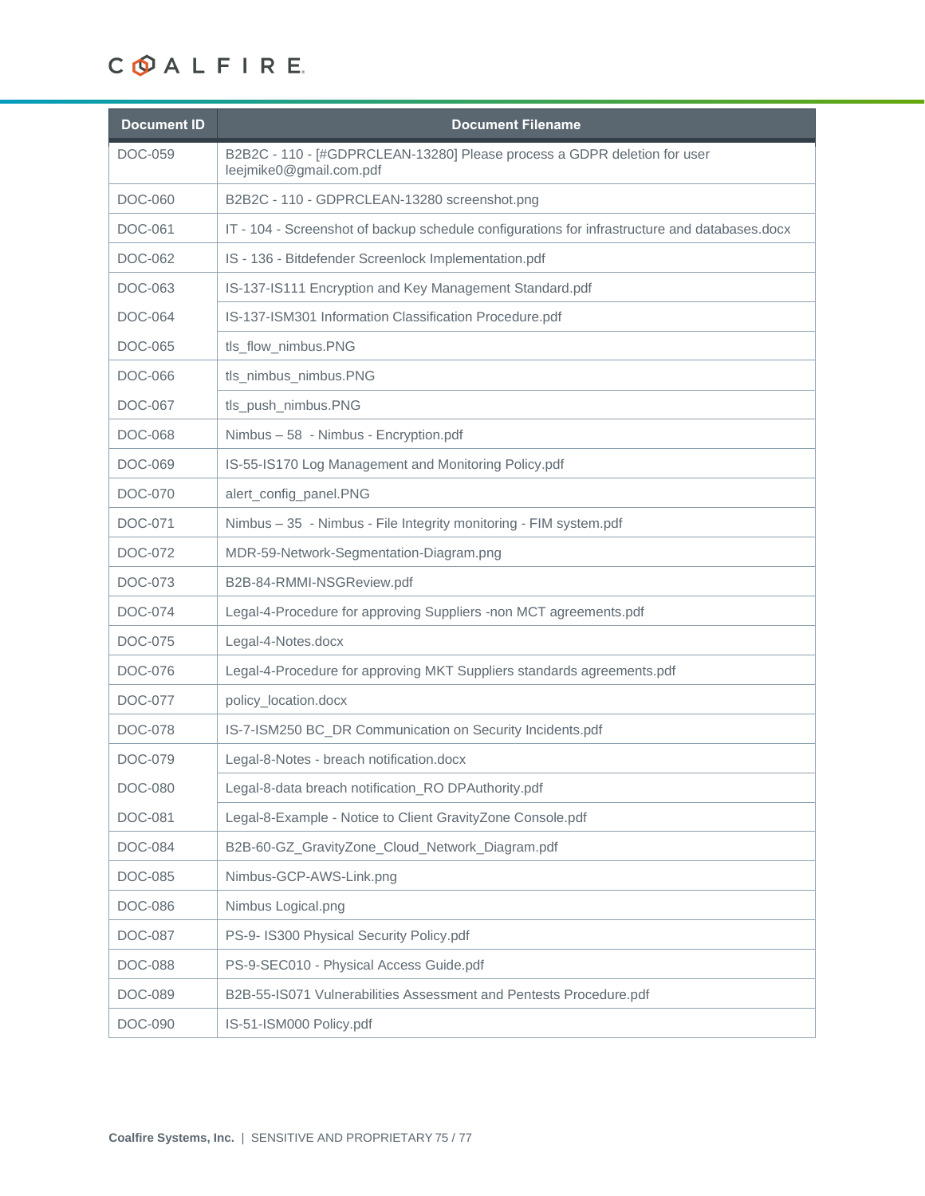| Document ID | Document Filename |
|---|---|
| DOC-059 | B2B2C - 110 - [#GDPRCLEAN-13280] Please process a GDPR deletion for user leejmike0@gmail.com.pdf |
| DOC-060 | B2B2C - 110 - GDPRCLEAN-13280 screenshot.png |
| DOC-061 | IT - 104 - Screenshot of backup schedule configurations for infrastructure and databases.docx |
| DOC-062 | IS - 136 - Bitdefender Screenlock Implementation.pdf |
| DOC-063 | IS-137-IS111 Encryption and Key Management Standard.pdf |
| DOC-064 | IS-137-ISM301 Information Classification Procedure.pdf |
| DOC-065 | tls_flow_nimbus.PNG |
| DOC-066 | tls_nimbus_nimbus.PNG |
| DOC-067 | tls_push_nimbus.PNG |
| DOC-068 | Nimbus – 58  - Nimbus - Encryption.pdf |
| DOC-069 | IS-55-IS170 Log Management and Monitoring Policy.pdf |
| DOC-070 | alert_config_panel.PNG |
| DOC-071 | Nimbus – 35  - Nimbus - File Integrity monitoring - FIM system.pdf |
| DOC-072 | MDR-59-Network-Segmentation-Diagram.png |
| DOC-073 | B2B-84-RMMI-NSGReview.pdf |
| DOC-074 | Legal-4-Procedure for approving Suppliers -non MCT agreements.pdf |
| DOC-075 | Legal-4-Notes.docx |
| DOC-076 | Legal-4-Procedure for approving MKT Suppliers standards agreements.pdf |
| DOC-077 | policy_location.docx |
| DOC-078 | IS-7-ISM250 BC_DR Communication on Security Incidents.pdf |
| DOC-079 | Legal-8-Notes - breach notification.docx |
| DOC-080 | Legal-8-data breach notification_RO DPAuthority.pdf |
| DOC-081 | Legal-8-Example - Notice to Client GravityZone Console.pdf |
| DOC-084 | B2B-60-GZ_GravityZone_Cloud_Network_Diagram.pdf |
| DOC-085 | Nimbus-GCP-AWS-Link.png |
| DOC-086 | Nimbus Logical.png |
| DOC-087 | PS-9- IS300 Physical Security Policy.pdf |
| DOC-088 | PS-9-SEC010 - Physical Access Guide.pdf |
| DOC-089 | B2B-55-IS071 Vulnerabilities Assessment and Pentests Procedure.pdf |
| DOC-090 | IS-51-ISM000 Policy.pdf |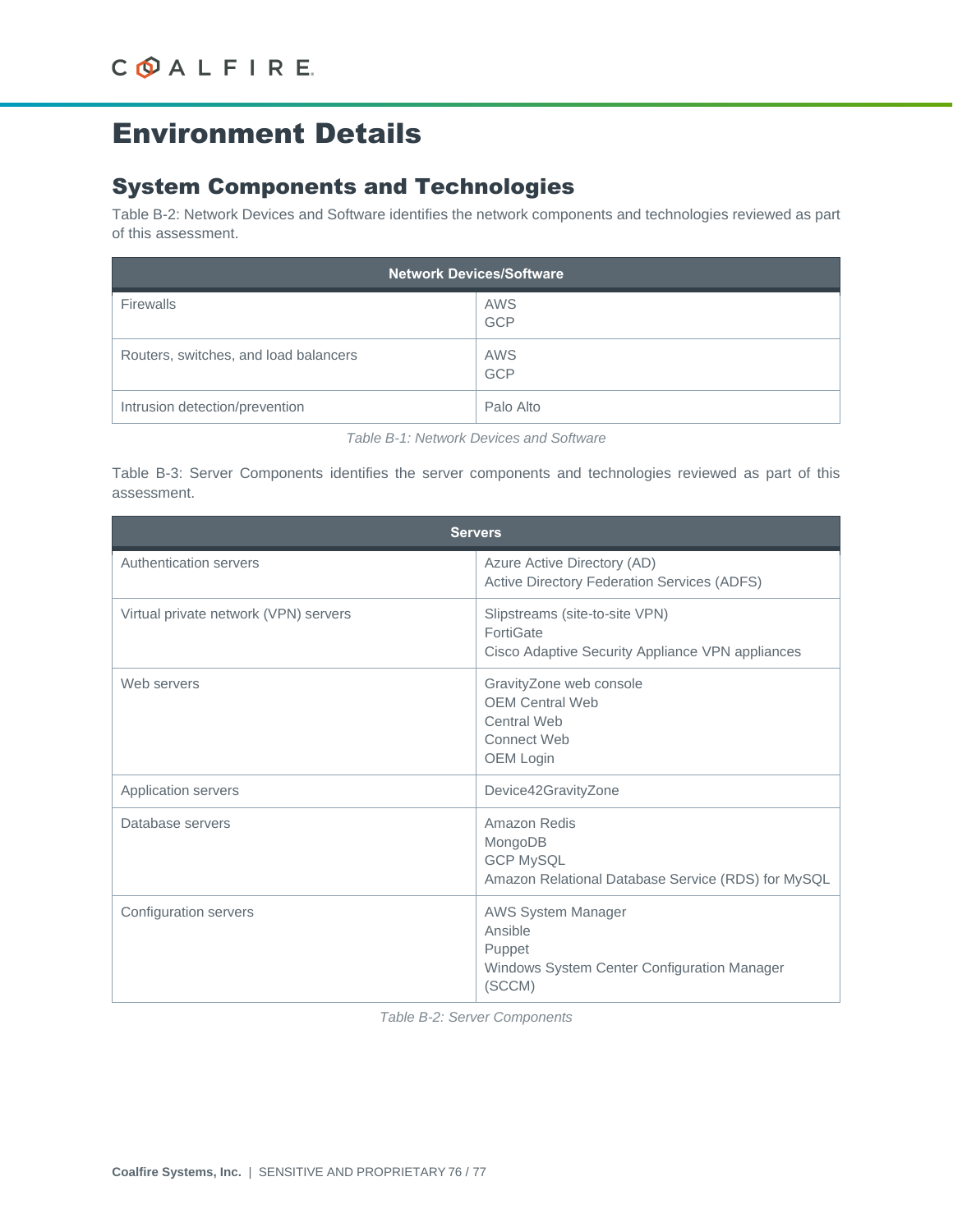# Environment Details

## System Components and Technologies

Table B-2: Network Devices and Software identifies the network components and technologies reviewed as part of this assessment.

| Network Devices/Software | |
|---|---|
| Firewalls | AWS<br>GCP |
| Routers, switches, and load balancers | AWS<br>GCP |
| Intrusion detection/prevention | Palo Alto |

*Table B-1: Network Devices and Software*

Table B-3: Server Components identifies the server components and technologies reviewed as part of this assessment.

| Servers | |
|---|---|
| Authentication servers | Azure Active Directory (AD)<br>Active Directory Federation Services (ADFS) |
| Virtual private network (VPN) servers | Slipstreams (site-to-site VPN)<br>FortiGate<br>Cisco Adaptive Security Appliance VPN appliances |
| Web servers | GravityZone web console<br>OEM Central Web<br>Central Web<br>Connect Web<br>OEM Login |
| Application servers | Device42GravityZone |
| Database servers | Amazon Redis<br>MongoDB<br>GCP MySQL<br>Amazon Relational Database Service (RDS) for MySQL |
| Configuration servers | AWS System Manager<br>Ansible<br>Puppet<br>Windows System Center Configuration Manager (SCCM) |

*Table B-2: Server Components*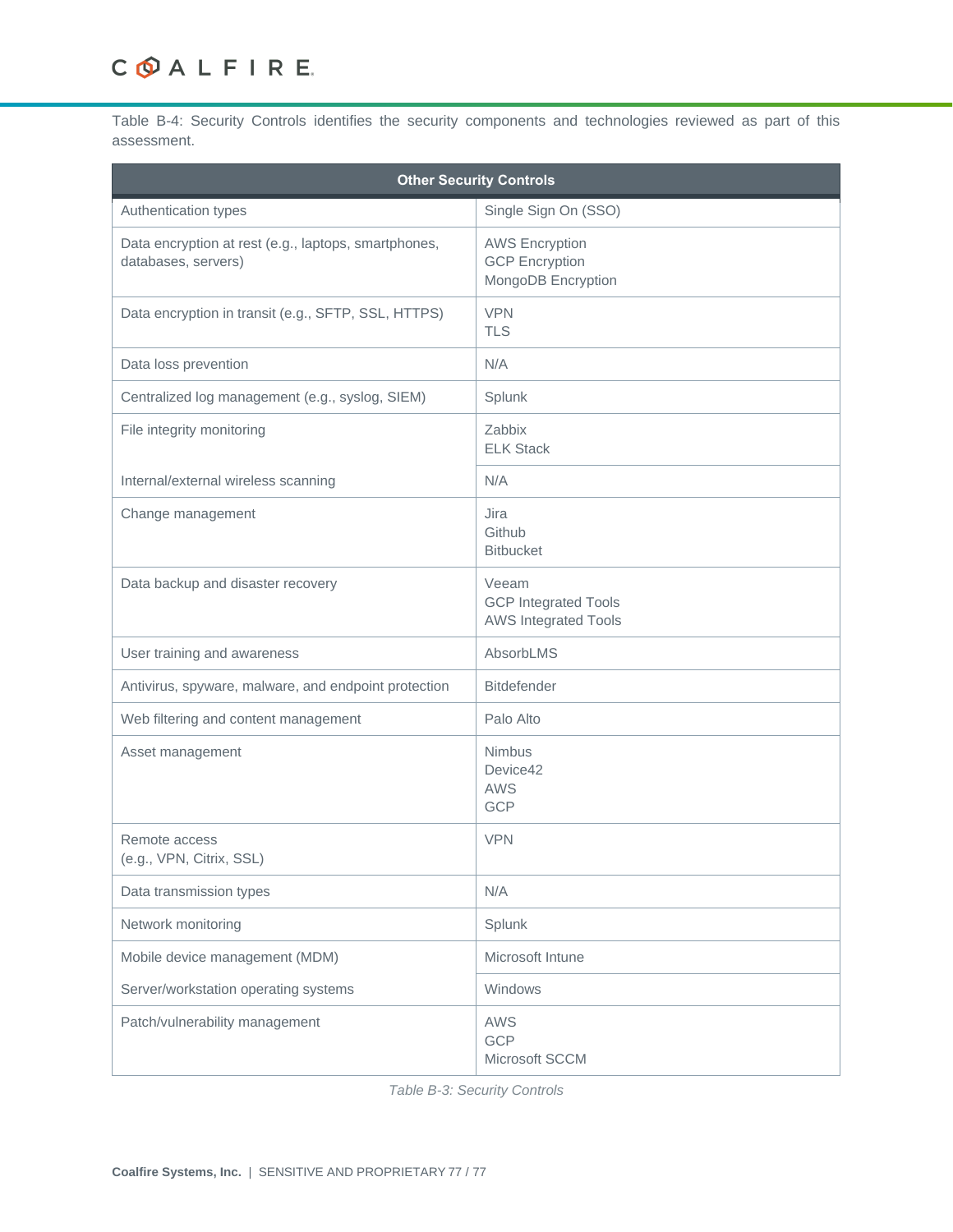Table B-4: Security Controls identifies the security components and technologies reviewed as part of this assessment.

| Other Security Controls | |
|---|---|
| Authentication types | Single Sign On (SSO) |
| Data encryption at rest (e.g., laptops, smartphones, databases, servers) | AWS Encryption<br>GCP Encryption<br>MongoDB Encryption |
| Data encryption in transit (e.g., SFTP, SSL, HTTPS) | VPN<br>TLS |
| Data loss prevention | N/A |
| Centralized log management (e.g., syslog, SIEM) | Splunk |
| File integrity monitoring | Zabbix<br>ELK Stack |
| Internal/external wireless scanning | N/A |
| Change management | Jira<br>Github<br>Bitbucket |
| Data backup and disaster recovery | Veeam<br>GCP Integrated Tools<br>AWS Integrated Tools |
| User training and awareness | AbsorbLMS |
| Antivirus, spyware, malware, and endpoint protection | Bitdefender |
| Web filtering and content management | Palo Alto |
| Asset management | Nimbus<br>Device42<br>AWS<br>GCP |
| Remote access<br>(e.g., VPN, Citrix, SSL) | VPN |
| Data transmission types | N/A |
| Network monitoring | Splunk |
| Mobile device management (MDM) | Microsoft Intune |
| Server/workstation operating systems | Windows |
| Patch/vulnerability management | AWS<br>GCP<br>Microsoft SCCM |

*Table B-3: Security Controls*